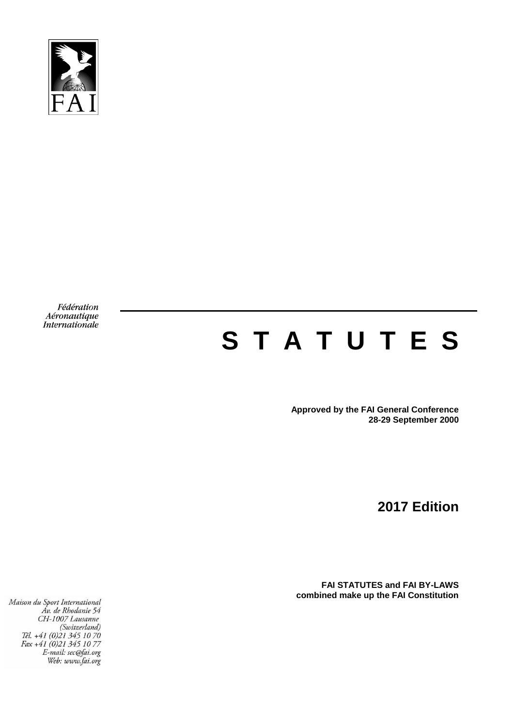FAI

Fédération
Aéronautique
Internationale

# S T A T U T E S

**Approved by the FAI General Conference**
**28-29 September 2000**

## 2017 Edition

**FAI STATUTES and FAI BY-LAWS**
**combined make up the FAI Constitution**

*Maison du Sport International*
*Av. de Rhodanie 54*
*CH-1007 Lausanne*
*(Switzerland)*
*Tél. +41 (0)21 345 10 70*
*Fax +41 (0)21 345 10 77*
*E-mail: sec@fai.org*
*Web: www.fai.org*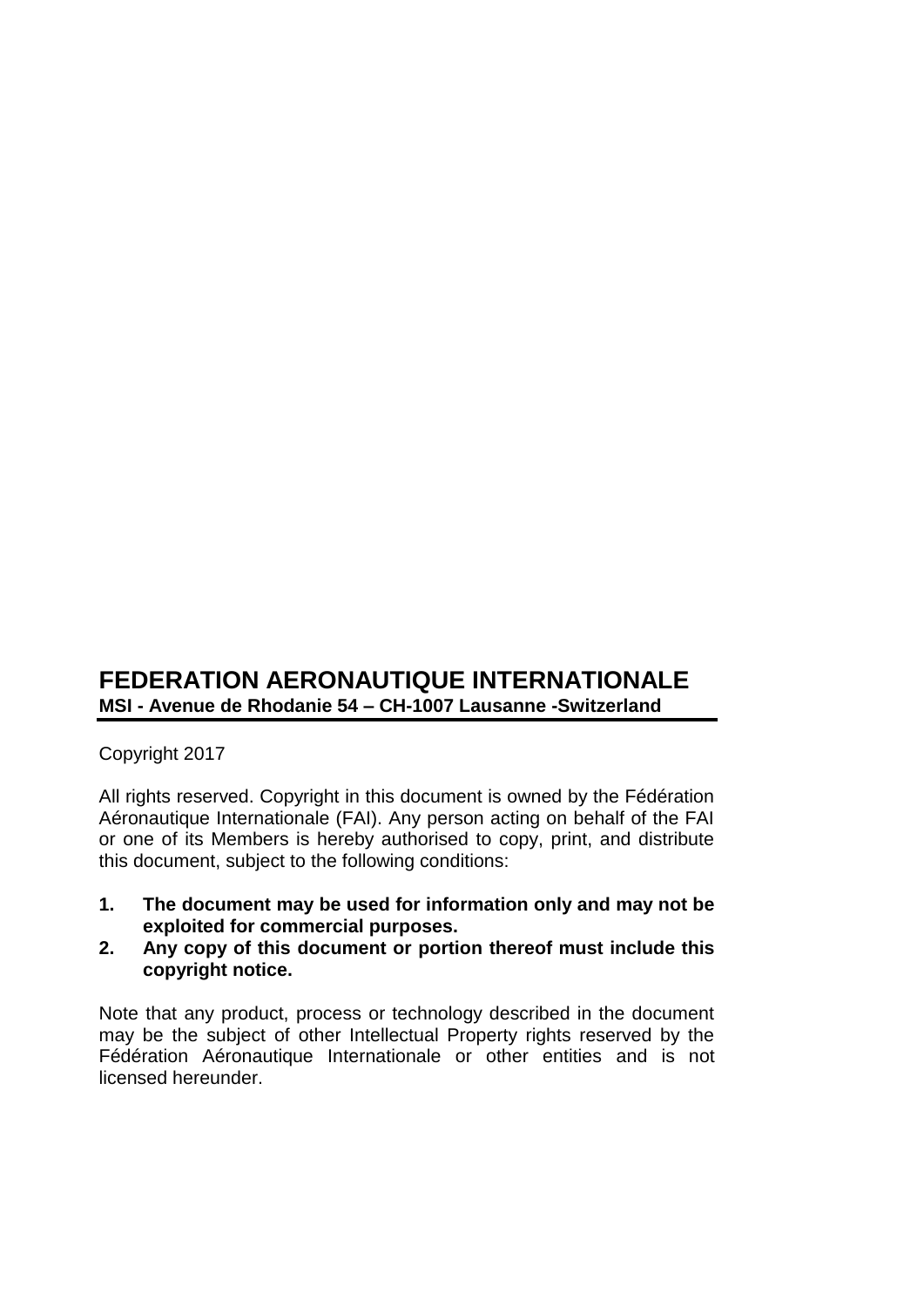**FEDERATION AERONAUTIQUE INTERNATIONALE**
**MSI - Avenue de Rhodanie 54 – CH-1007 Lausanne -Switzerland**

Copyright 2017

All rights reserved. Copyright in this document is owned by the Fédération Aéronautique Internationale (FAI). Any person acting on behalf of the FAI or one of its Members is hereby authorised to copy, print, and distribute this document, subject to the following conditions:

1. **The document may be used for information only and may not be exploited for commercial purposes.**
2. **Any copy of this document or portion thereof must include this copyright notice.**

Note that any product, process or technology described in the document may be the subject of other Intellectual Property rights reserved by the Fédération Aéronautique Internationale or other entities and is not licensed hereunder.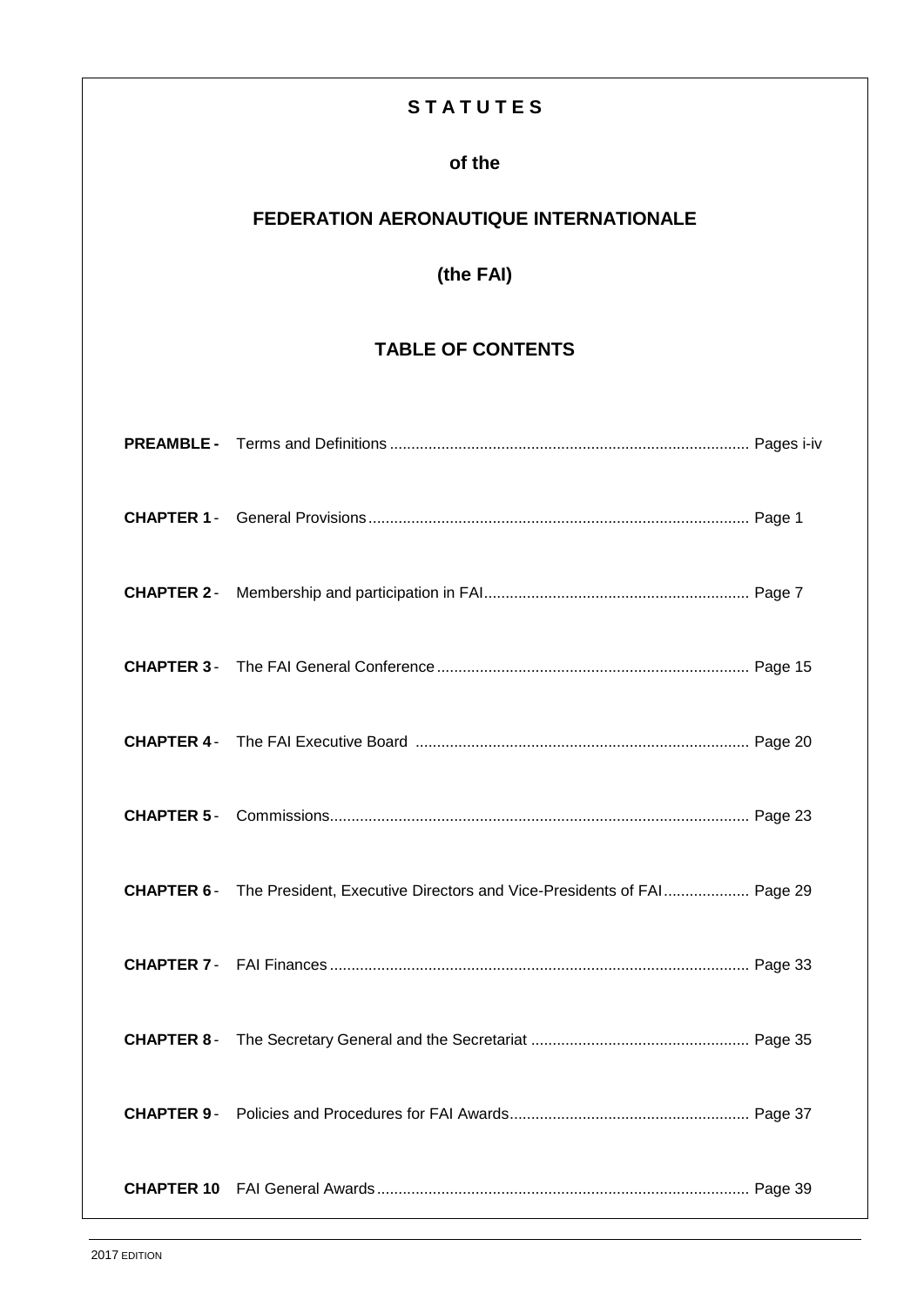# STATUTES

## of the

## FEDERATION AERONAUTIQUE INTERNATIONALE

## (the FAI)

## TABLE OF CONTENTS

| | | |
|---|---|---|
| **PREAMBLE -** | Terms and Definitions | Pages i-iv |
| **CHAPTER 1** - | General Provisions | Page 1 |
| **CHAPTER 2** - | Membership and participation in FAI | Page 7 |
| **CHAPTER 3** - | The FAI General Conference | Page 15 |
| **CHAPTER 4** - | The FAI Executive Board | Page 20 |
| **CHAPTER 5** - | Commissions | Page 23 |
| **CHAPTER 6** - | The President, Executive Directors and Vice-Presidents of FAI | Page 29 |
| **CHAPTER 7** - | FAI Finances | Page 33 |
| **CHAPTER 8** - | The Secretary General and the Secretariat | Page 35 |
| **CHAPTER 9** - | Policies and Procedures for FAI Awards | Page 37 |
| **CHAPTER 10** | FAI General Awards | Page 39 |

2017 EDITION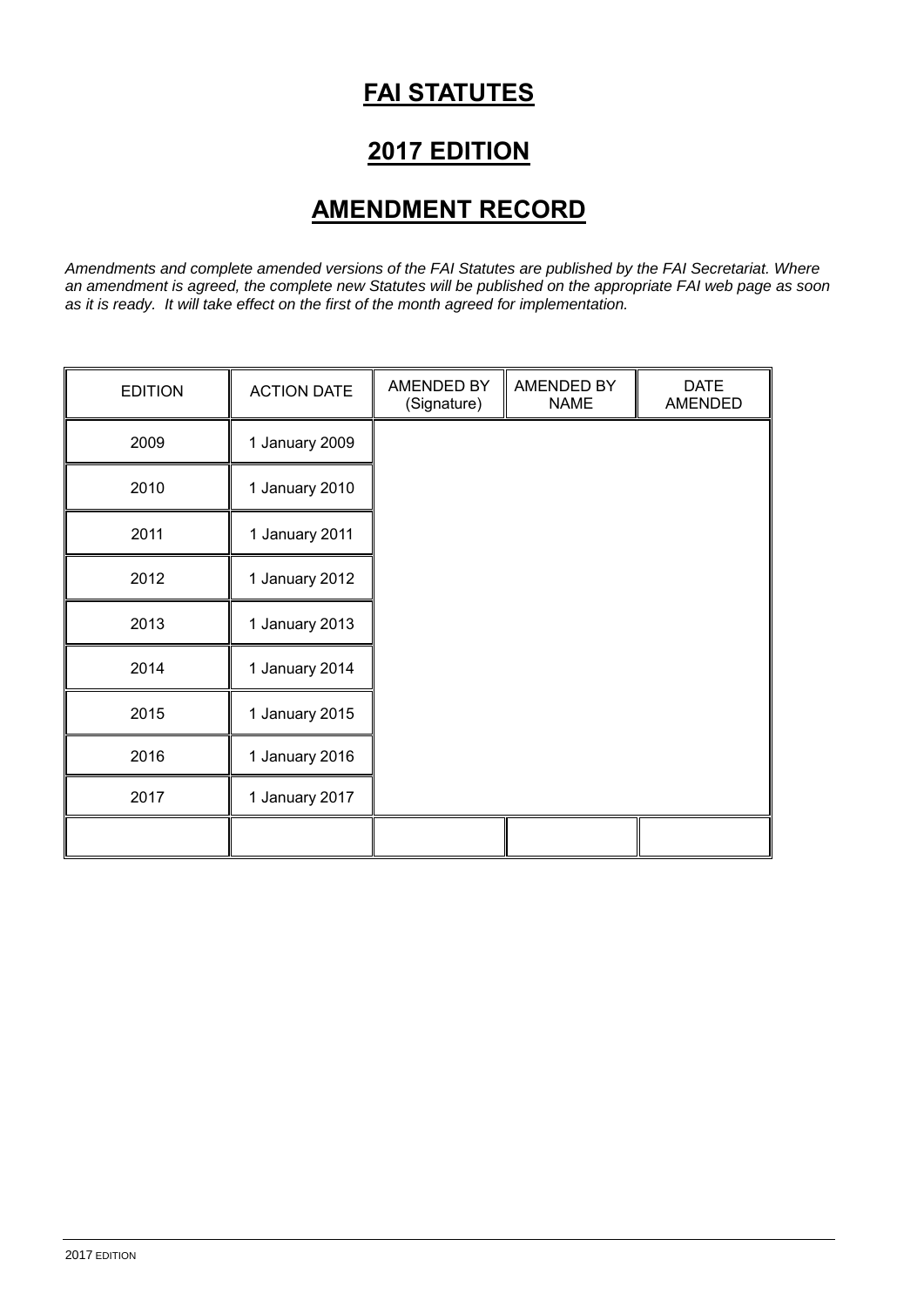# FAI STATUTES

## 2017 EDITION

## AMENDMENT RECORD

*Amendments and complete amended versions of the FAI Statutes are published by the FAI Secretariat. Where an amendment is agreed, the complete new Statutes will be published on the appropriate FAI web page as soon as it is ready. It will take effect on the first of the month agreed for implementation.*

| EDITION | ACTION DATE | AMENDED BY (Signature) | AMENDED BY NAME | DATE AMENDED |
|---|---|---|---|---|
| 2009 | 1 January 2009 | | | |
| 2010 | 1 January 2010 | | | |
| 2011 | 1 January 2011 | | | |
| 2012 | 1 January 2012 | | | |
| 2013 | 1 January 2013 | | | |
| 2014 | 1 January 2014 | | | |
| 2015 | 1 January 2015 | | | |
| 2016 | 1 January 2016 | | | |
| 2017 | 1 January 2017 | | | |
| | | | | |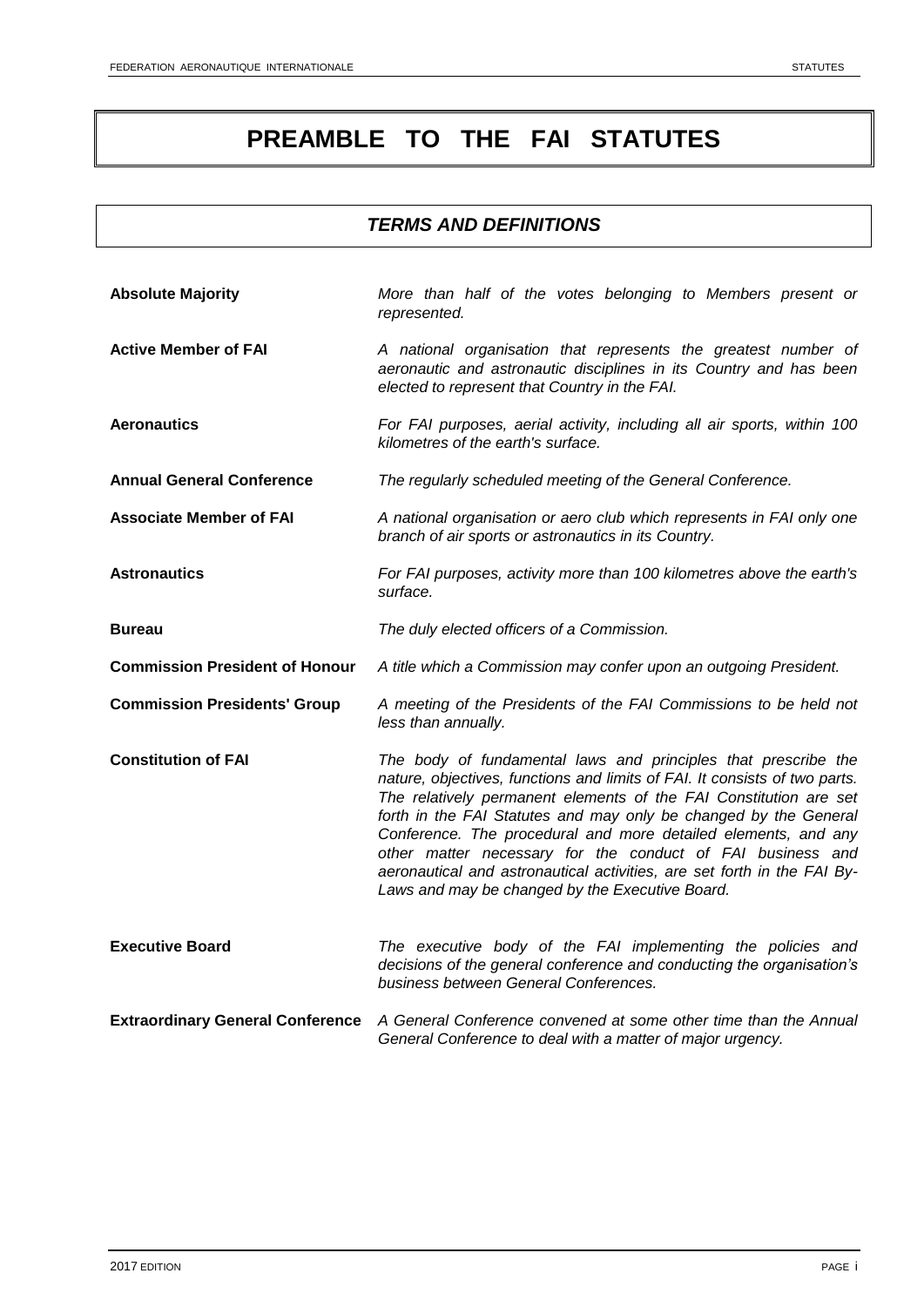# PREAMBLE TO THE FAI STATUTES

## *TERMS AND DEFINITIONS*

**Absolute Majority** — *More than half of the votes belonging to Members present or represented.*

**Active Member of FAI** — *A national organisation that represents the greatest number of aeronautic and astronautic disciplines in its Country and has been elected to represent that Country in the FAI.*

**Aeronautics** — *For FAI purposes, aerial activity, including all air sports, within 100 kilometres of the earth's surface.*

**Annual General Conference** — *The regularly scheduled meeting of the General Conference.*

**Associate Member of FAI** — *A national organisation or aero club which represents in FAI only one branch of air sports or astronautics in its Country.*

**Astronautics** — *For FAI purposes, activity more than 100 kilometres above the earth's surface.*

**Bureau** — *The duly elected officers of a Commission.*

**Commission President of Honour** — *A title which a Commission may confer upon an outgoing President.*

**Commission Presidents' Group** — *A meeting of the Presidents of the FAI Commissions to be held not less than annually.*

**Constitution of FAI** — *The body of fundamental laws and principles that prescribe the nature, objectives, functions and limits of FAI. It consists of two parts. The relatively permanent elements of the FAI Constitution are set forth in the FAI Statutes and may only be changed by the General Conference. The procedural and more detailed elements, and any other matter necessary for the conduct of FAI business and aeronautical and astronautical activities, are set forth in the FAI By-Laws and may be changed by the Executive Board.*

**Executive Board** — *The executive body of the FAI implementing the policies and decisions of the general conference and conducting the organisation's business between General Conferences.*

**Extraordinary General Conference** — *A General Conference convened at some other time than the Annual General Conference to deal with a matter of major urgency.*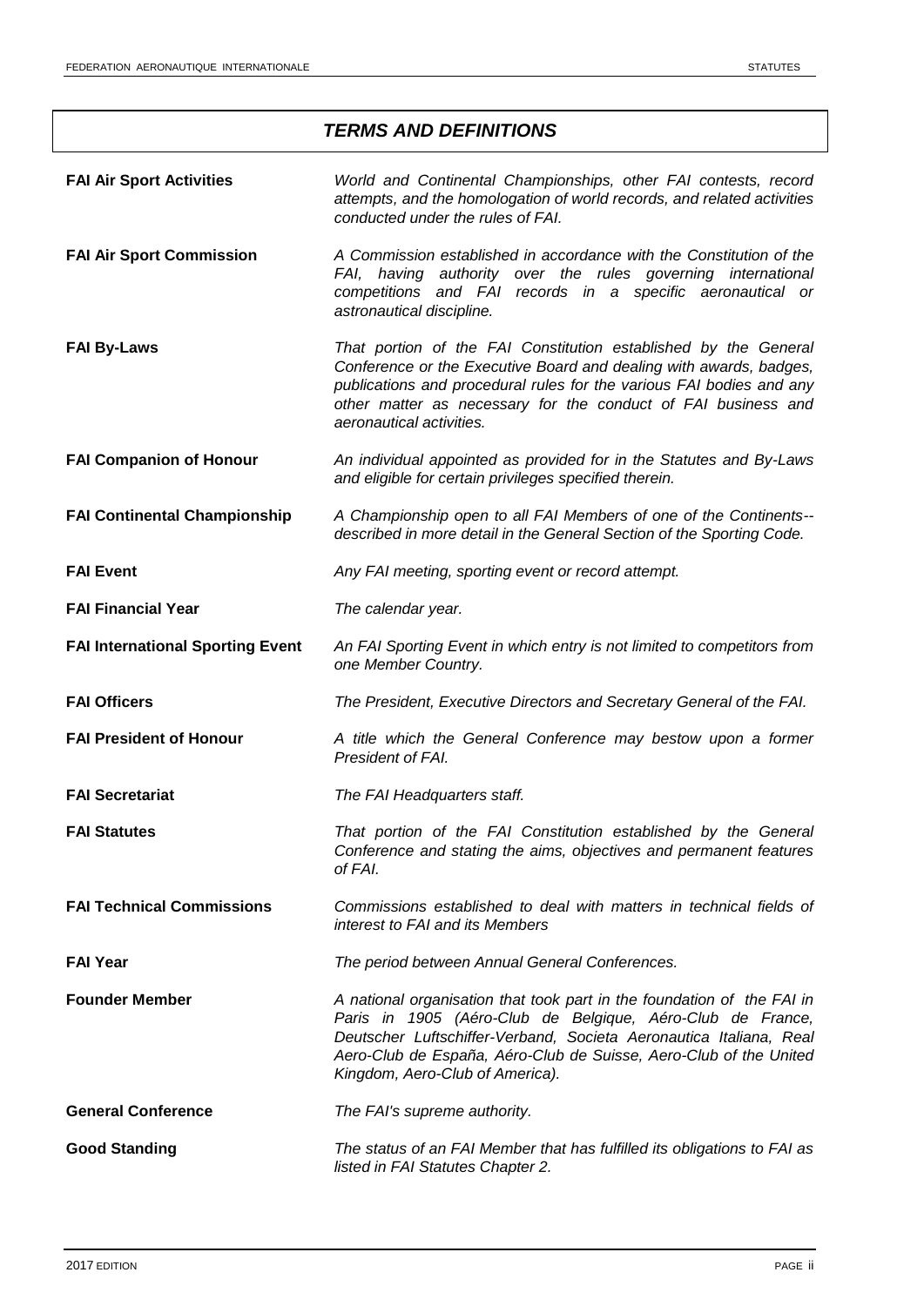## *TERMS AND DEFINITIONS*

| | |
|---|---|
| **FAI Air Sport Activities** | *World and Continental Championships, other FAI contests, record attempts, and the homologation of world records, and related activities conducted under the rules of FAI.* |
| **FAI Air Sport Commission** | *A Commission established in accordance with the Constitution of the FAI, having authority over the rules governing international competitions and FAI records in a specific aeronautical or astronautical discipline.* |
| **FAI By-Laws** | *That portion of the FAI Constitution established by the General Conference or the Executive Board and dealing with awards, badges, publications and procedural rules for the various FAI bodies and any other matter as necessary for the conduct of FAI business and aeronautical activities.* |
| **FAI Companion of Honour** | *An individual appointed as provided for in the Statutes and By-Laws and eligible for certain privileges specified therein.* |
| **FAI Continental Championship** | *A Championship open to all FAI Members of one of the Continents--described in more detail in the General Section of the Sporting Code.* |
| **FAI Event** | *Any FAI meeting, sporting event or record attempt.* |
| **FAI Financial Year** | *The calendar year.* |
| **FAI International Sporting Event** | *An FAI Sporting Event in which entry is not limited to competitors from one Member Country.* |
| **FAI Officers** | *The President, Executive Directors and Secretary General of the FAI.* |
| **FAI President of Honour** | *A title which the General Conference may bestow upon a former President of FAI.* |
| **FAI Secretariat** | *The FAI Headquarters staff.* |
| **FAI Statutes** | *That portion of the FAI Constitution established by the General Conference and stating the aims, objectives and permanent features of FAI.* |
| **FAI Technical Commissions** | *Commissions established to deal with matters in technical fields of interest to FAI and its Members* |
| **FAI Year** | *The period between Annual General Conferences.* |
| **Founder Member** | *A national organisation that took part in the foundation of the FAI in Paris in 1905 (Aéro-Club de Belgique, Aéro-Club de France, Deutscher Luftschiffer-Verband, Societa Aeronautica Italiana, Real Aero-Club de España, Aéro-Club de Suisse, Aero-Club of the United Kingdom, Aero-Club of America).* |
| **General Conference** | *The FAI's supreme authority.* |
| **Good Standing** | *The status of an FAI Member that has fulfilled its obligations to FAI as listed in FAI Statutes Chapter 2.* |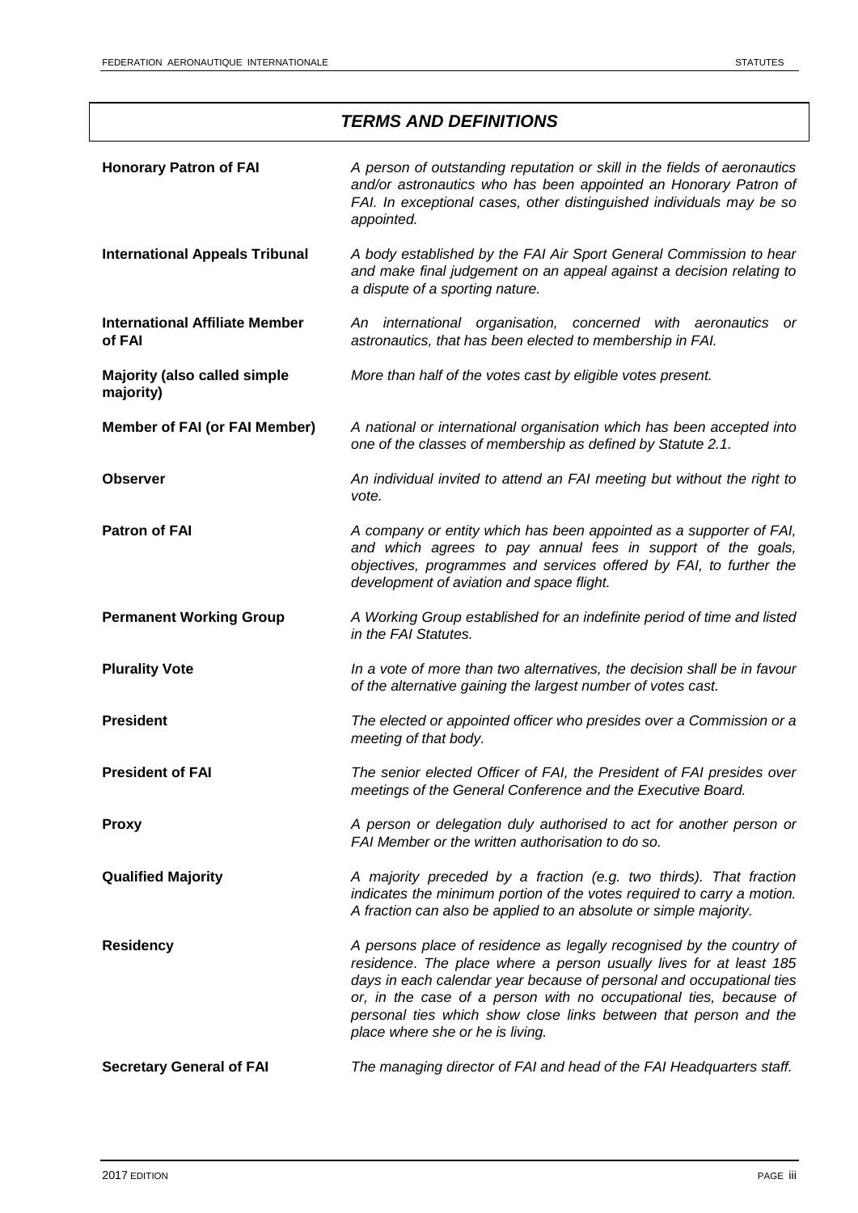## *TERMS AND DEFINITIONS*

| | |
|---|---|
| **Honorary Patron of FAI** | *A person of outstanding reputation or skill in the fields of aeronautics and/or astronautics who has been appointed an Honorary Patron of FAI. In exceptional cases, other distinguished individuals may be so appointed.* |
| **International Appeals Tribunal** | *A body established by the FAI Air Sport General Commission to hear and make final judgement on an appeal against a decision relating to a dispute of a sporting nature.* |
| **International Affiliate Member of FAI** | *An international organisation, concerned with aeronautics or astronautics, that has been elected to membership in FAI.* |
| **Majority (also called simple majority)** | *More than half of the votes cast by eligible votes present.* |
| **Member of FAI (or FAI Member)** | *A national or international organisation which has been accepted into one of the classes of membership as defined by Statute 2.1.* |
| **Observer** | *An individual invited to attend an FAI meeting but without the right to vote.* |
| **Patron of FAI** | *A company or entity which has been appointed as a supporter of FAI, and which agrees to pay annual fees in support of the goals, objectives, programmes and services offered by FAI, to further the development of aviation and space flight.* |
| **Permanent Working Group** | *A Working Group established for an indefinite period of time and listed in the FAI Statutes.* |
| **Plurality Vote** | *In a vote of more than two alternatives, the decision shall be in favour of the alternative gaining the largest number of votes cast.* |
| **President** | *The elected or appointed officer who presides over a Commission or a meeting of that body.* |
| **President of FAI** | *The senior elected Officer of FAI, the President of FAI presides over meetings of the General Conference and the Executive Board.* |
| **Proxy** | *A person or delegation duly authorised to act for another person or FAI Member or the written authorisation to do so.* |
| **Qualified Majority** | *A majority preceded by a fraction (e.g. two thirds). That fraction indicates the minimum portion of the votes required to carry a motion. A fraction can also be applied to an absolute or simple majority.* |
| **Residency** | *A persons place of residence as legally recognised by the country of residence. The place where a person usually lives for at least 185 days in each calendar year because of personal and occupational ties or, in the case of a person with no occupational ties, because of personal ties which show close links between that person and the place where she or he is living.* |
| **Secretary General of FAI** | *The managing director of FAI and head of the FAI Headquarters staff.* |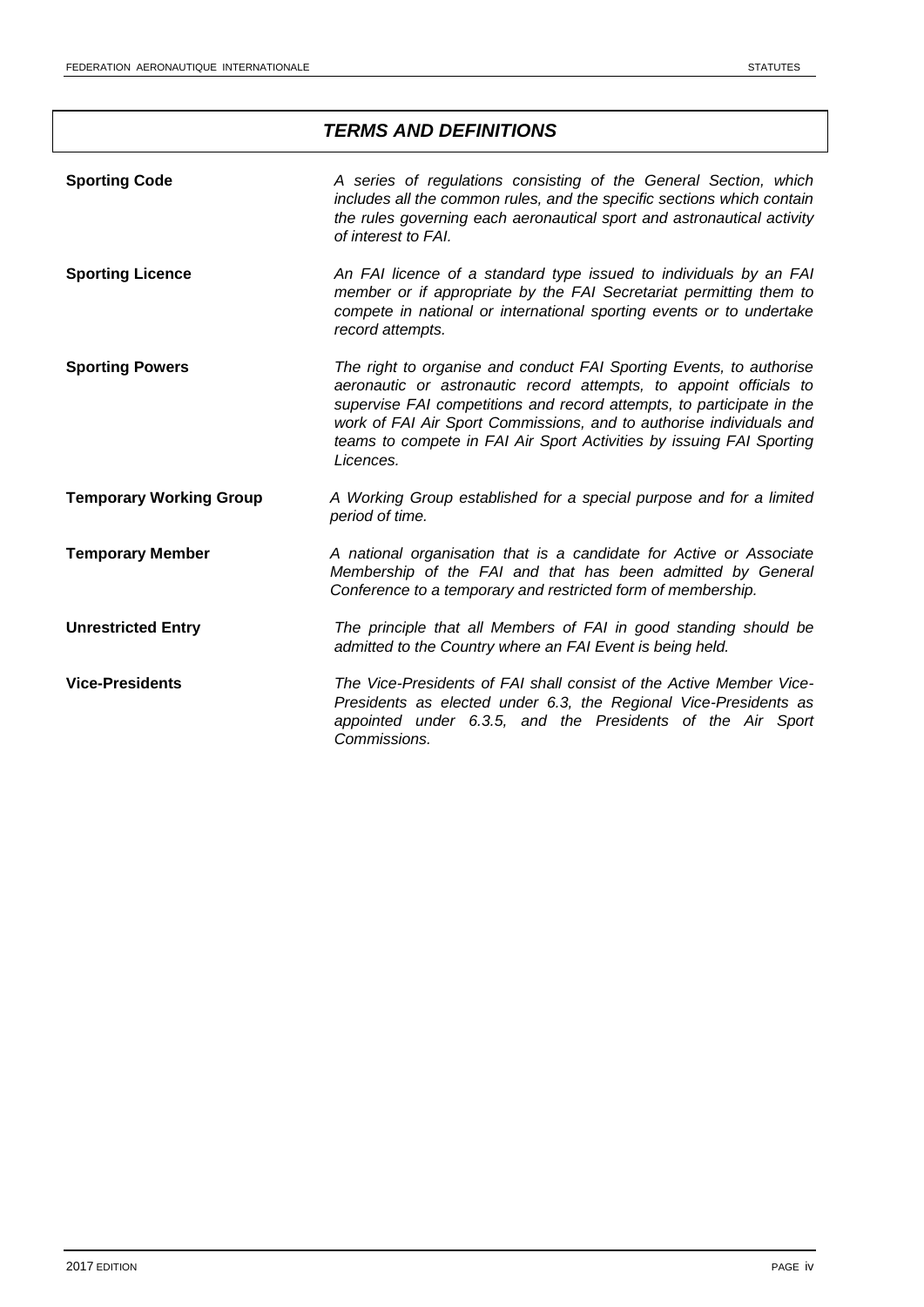## *TERMS AND DEFINITIONS*

**Sporting Code** — *A series of regulations consisting of the General Section, which includes all the common rules, and the specific sections which contain the rules governing each aeronautical sport and astronautical activity of interest to FAI.*

**Sporting Licence** — *An FAI licence of a standard type issued to individuals by an FAI member or if appropriate by the FAI Secretariat permitting them to compete in national or international sporting events or to undertake record attempts.*

**Sporting Powers** — *The right to organise and conduct FAI Sporting Events, to authorise aeronautic or astronautic record attempts, to appoint officials to supervise FAI competitions and record attempts, to participate in the work of FAI Air Sport Commissions, and to authorise individuals and teams to compete in FAI Air Sport Activities by issuing FAI Sporting Licences.*

**Temporary Working Group** — *A Working Group established for a special purpose and for a limited period of time.*

**Temporary Member** — *A national organisation that is a candidate for Active or Associate Membership of the FAI and that has been admitted by General Conference to a temporary and restricted form of membership.*

**Unrestricted Entry** — *The principle that all Members of FAI in good standing should be admitted to the Country where an FAI Event is being held.*

**Vice-Presidents** — *The Vice-Presidents of FAI shall consist of the Active Member Vice-Presidents as elected under 6.3, the Regional Vice-Presidents as appointed under 6.3.5, and the Presidents of the Air Sport Commissions.*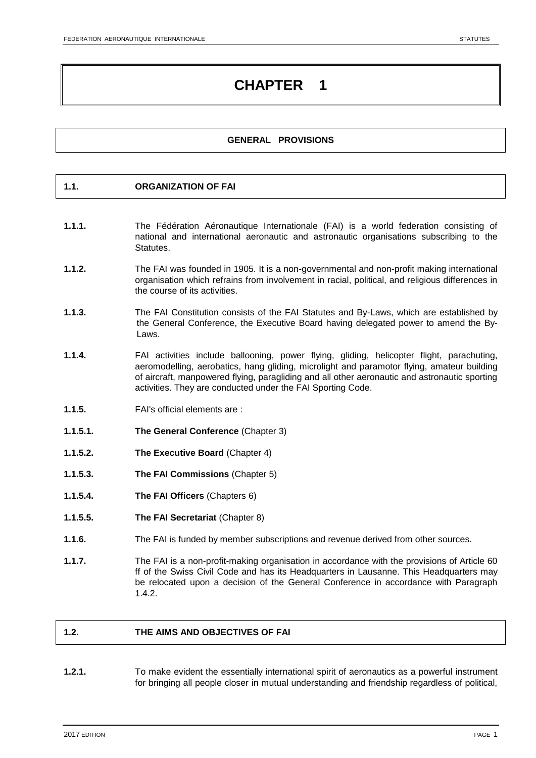# CHAPTER 1

## GENERAL PROVISIONS

### 1.1. ORGANIZATION OF FAI

**1.1.1.** The Fédération Aéronautique Internationale (FAI) is a world federation consisting of national and international aeronautic and astronautic organisations subscribing to the Statutes.

**1.1.2.** The FAI was founded in 1905. It is a non-governmental and non-profit making international organisation which refrains from involvement in racial, political, and religious differences in the course of its activities.

**1.1.3.** The FAI Constitution consists of the FAI Statutes and By-Laws, which are established by the General Conference, the Executive Board having delegated power to amend the By-Laws.

**1.1.4.** FAI activities include ballooning, power flying, gliding, helicopter flight, parachuting, aeromodelling, aerobatics, hang gliding, microlight and paramotor flying, amateur building of aircraft, manpowered flying, paragliding and all other aeronautic and astronautic sporting activities. They are conducted under the FAI Sporting Code.

**1.1.5.** FAI's official elements are :

**1.1.5.1.** **The General Conference** (Chapter 3)

**1.1.5.2.** **The Executive Board** (Chapter 4)

**1.1.5.3.** **The FAI Commissions** (Chapter 5)

**1.1.5.4.** **The FAI Officers** (Chapters 6)

**1.1.5.5.** **The FAI Secretariat** (Chapter 8)

**1.1.6.** The FAI is funded by member subscriptions and revenue derived from other sources.

**1.1.7.** The FAI is a non-profit-making organisation in accordance with the provisions of Article 60 ff of the Swiss Civil Code and has its Headquarters in Lausanne. This Headquarters may be relocated upon a decision of the General Conference in accordance with Paragraph 1.4.2.

### 1.2. THE AIMS AND OBJECTIVES OF FAI

**1.2.1.** To make evident the essentially international spirit of aeronautics as a powerful instrument for bringing all people closer in mutual understanding and friendship regardless of political,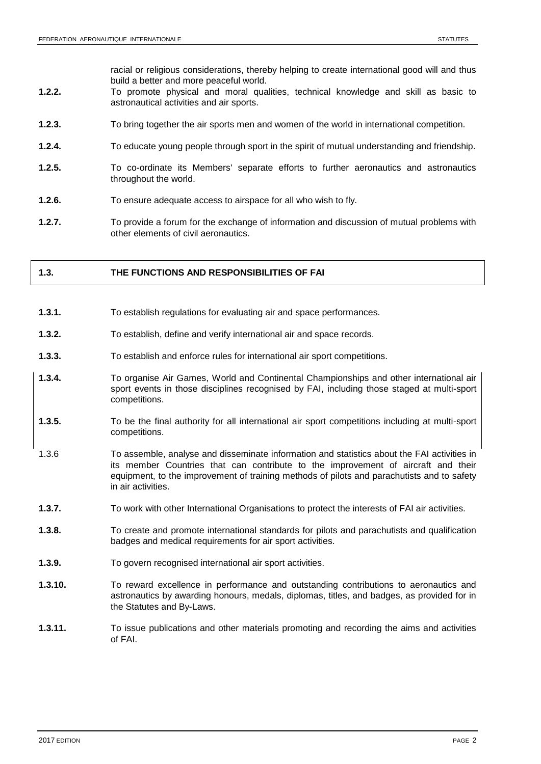racial or religious considerations, thereby helping to create international good will and thus build a better and more peaceful world.

**1.2.2.** To promote physical and moral qualities, technical knowledge and skill as basic to astronautical activities and air sports.

**1.2.3.** To bring together the air sports men and women of the world in international competition.

**1.2.4.** To educate young people through sport in the spirit of mutual understanding and friendship.

**1.2.5.** To co-ordinate its Members' separate efforts to further aeronautics and astronautics throughout the world.

**1.2.6.** To ensure adequate access to airspace for all who wish to fly.

**1.2.7.** To provide a forum for the exchange of information and discussion of mutual problems with other elements of civil aeronautics.

## 1.3. THE FUNCTIONS AND RESPONSIBILITIES OF FAI

**1.3.1.** To establish regulations for evaluating air and space performances.

**1.3.2.** To establish, define and verify international air and space records.

**1.3.3.** To establish and enforce rules for international air sport competitions.

**1.3.4.** To organise Air Games, World and Continental Championships and other international air sport events in those disciplines recognised by FAI, including those staged at multi-sport competitions.

**1.3.5.** To be the final authority for all international air sport competitions including at multi-sport competitions.

1.3.6 To assemble, analyse and disseminate information and statistics about the FAI activities in its member Countries that can contribute to the improvement of aircraft and their equipment, to the improvement of training methods of pilots and parachutists and to safety in air activities.

**1.3.7.** To work with other International Organisations to protect the interests of FAI air activities.

**1.3.8.** To create and promote international standards for pilots and parachutists and qualification badges and medical requirements for air sport activities.

**1.3.9.** To govern recognised international air sport activities.

**1.3.10.** To reward excellence in performance and outstanding contributions to aeronautics and astronautics by awarding honours, medals, diplomas, titles, and badges, as provided for in the Statutes and By-Laws.

**1.3.11.** To issue publications and other materials promoting and recording the aims and activities of FAI.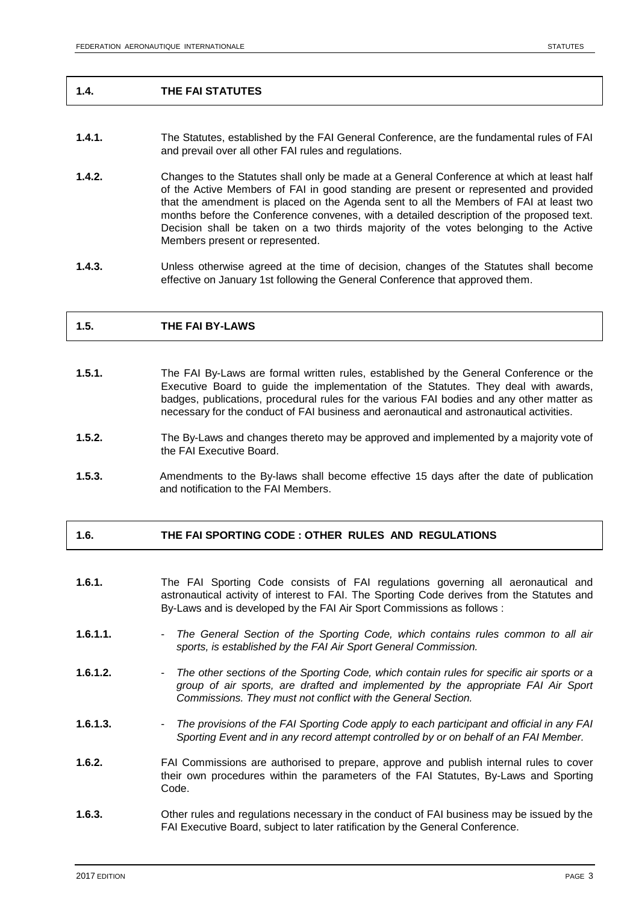## 1.4. THE FAI STATUTES

**1.4.1.** The Statutes, established by the FAI General Conference, are the fundamental rules of FAI and prevail over all other FAI rules and regulations.

**1.4.2.** Changes to the Statutes shall only be made at a General Conference at which at least half of the Active Members of FAI in good standing are present or represented and provided that the amendment is placed on the Agenda sent to all the Members of FAI at least two months before the Conference convenes, with a detailed description of the proposed text. Decision shall be taken on a two thirds majority of the votes belonging to the Active Members present or represented.

**1.4.3.** Unless otherwise agreed at the time of decision, changes of the Statutes shall become effective on January 1st following the General Conference that approved them.

## 1.5. THE FAI BY-LAWS

**1.5.1.** The FAI By-Laws are formal written rules, established by the General Conference or the Executive Board to guide the implementation of the Statutes. They deal with awards, badges, publications, procedural rules for the various FAI bodies and any other matter as necessary for the conduct of FAI business and aeronautical and astronautical activities.

**1.5.2.** The By-Laws and changes thereto may be approved and implemented by a majority vote of the FAI Executive Board.

**1.5.3.** Amendments to the By-laws shall become effective 15 days after the date of publication and notification to the FAI Members.

## 1.6. THE FAI SPORTING CODE : OTHER RULES AND REGULATIONS

**1.6.1.** The FAI Sporting Code consists of FAI regulations governing all aeronautical and astronautical activity of interest to FAI. The Sporting Code derives from the Statutes and By-Laws and is developed by the FAI Air Sport Commissions as follows :

**1.6.1.1.** - *The General Section of the Sporting Code, which contains rules common to all air sports, is established by the FAI Air Sport General Commission.*

**1.6.1.2.** - *The other sections of the Sporting Code, which contain rules for specific air sports or a group of air sports, are drafted and implemented by the appropriate FAI Air Sport Commissions. They must not conflict with the General Section.*

**1.6.1.3.** - *The provisions of the FAI Sporting Code apply to each participant and official in any FAI Sporting Event and in any record attempt controlled by or on behalf of an FAI Member.*

**1.6.2.** FAI Commissions are authorised to prepare, approve and publish internal rules to cover their own procedures within the parameters of the FAI Statutes, By-Laws and Sporting Code.

**1.6.3.** Other rules and regulations necessary in the conduct of FAI business may be issued by the FAI Executive Board, subject to later ratification by the General Conference.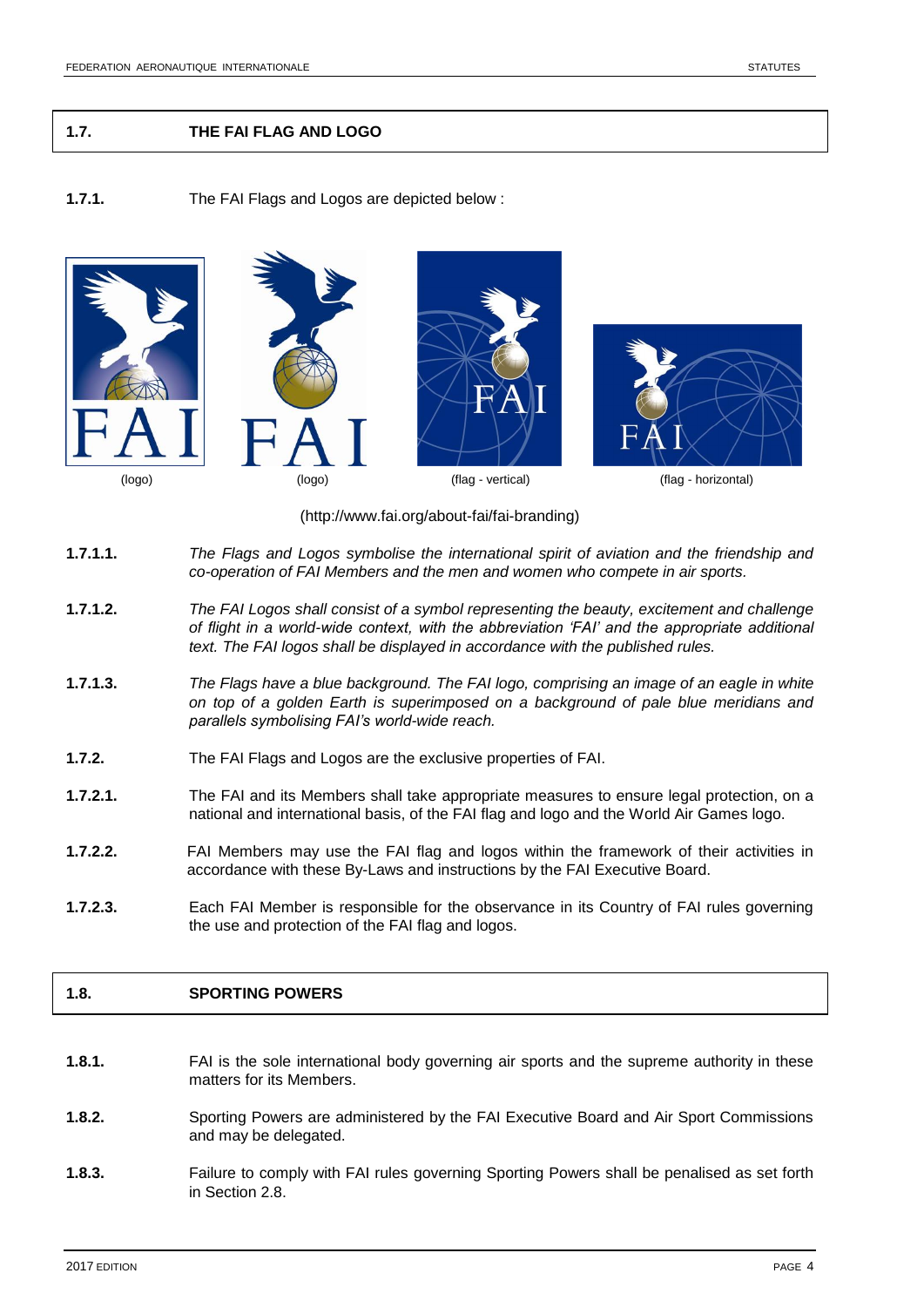## 1.7. THE FAI FLAG AND LOGO

**1.7.1.** The FAI Flags and Logos are depicted below :

(logo) (logo) (flag - vertical) (flag - horizontal)

(http://www.fai.org/about-fai/fai-branding)

**1.7.1.1.** *The Flags and Logos symbolise the international spirit of aviation and the friendship and co-operation of FAI Members and the men and women who compete in air sports.*

**1.7.1.2.** *The FAI Logos shall consist of a symbol representing the beauty, excitement and challenge of flight in a world-wide context, with the abbreviation 'FAI' and the appropriate additional text. The FAI logos shall be displayed in accordance with the published rules.*

**1.7.1.3.** *The Flags have a blue background. The FAI logo, comprising an image of an eagle in white on top of a golden Earth is superimposed on a background of pale blue meridians and parallels symbolising FAI's world-wide reach.*

**1.7.2.** The FAI Flags and Logos are the exclusive properties of FAI.

**1.7.2.1.** The FAI and its Members shall take appropriate measures to ensure legal protection, on a national and international basis, of the FAI flag and logo and the World Air Games logo.

**1.7.2.2.** FAI Members may use the FAI flag and logos within the framework of their activities in accordance with these By-Laws and instructions by the FAI Executive Board.

**1.7.2.3.** Each FAI Member is responsible for the observance in its Country of FAI rules governing the use and protection of the FAI flag and logos.

## 1.8. SPORTING POWERS

**1.8.1.** FAI is the sole international body governing air sports and the supreme authority in these matters for its Members.

**1.8.2.** Sporting Powers are administered by the FAI Executive Board and Air Sport Commissions and may be delegated.

**1.8.3.** Failure to comply with FAI rules governing Sporting Powers shall be penalised as set forth in Section 2.8.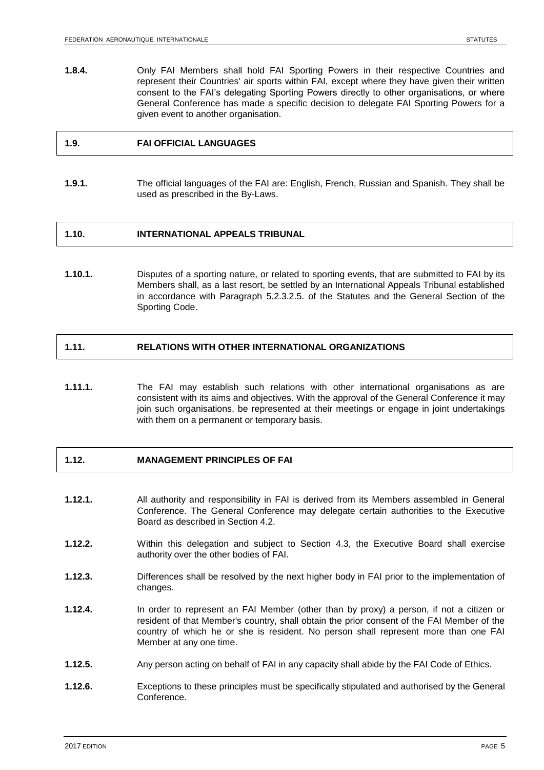**1.8.4.** Only FAI Members shall hold FAI Sporting Powers in their respective Countries and represent their Countries' air sports within FAI, except where they have given their written consent to the FAI's delegating Sporting Powers directly to other organisations, or where General Conference has made a specific decision to delegate FAI Sporting Powers for a given event to another organisation.

## 1.9. FAI OFFICIAL LANGUAGES

**1.9.1.** The official languages of the FAI are: English, French, Russian and Spanish. They shall be used as prescribed in the By-Laws.

## 1.10. INTERNATIONAL APPEALS TRIBUNAL

**1.10.1.** Disputes of a sporting nature, or related to sporting events, that are submitted to FAI by its Members shall, as a last resort, be settled by an International Appeals Tribunal established in accordance with Paragraph 5.2.3.2.5. of the Statutes and the General Section of the Sporting Code.

## 1.11. RELATIONS WITH OTHER INTERNATIONAL ORGANIZATIONS

**1.11.1.** The FAI may establish such relations with other international organisations as are consistent with its aims and objectives. With the approval of the General Conference it may join such organisations, be represented at their meetings or engage in joint undertakings with them on a permanent or temporary basis.

## 1.12. MANAGEMENT PRINCIPLES OF FAI

**1.12.1.** All authority and responsibility in FAI is derived from its Members assembled in General Conference. The General Conference may delegate certain authorities to the Executive Board as described in Section 4.2.

**1.12.2.** Within this delegation and subject to Section 4.3, the Executive Board shall exercise authority over the other bodies of FAI.

**1.12.3.** Differences shall be resolved by the next higher body in FAI prior to the implementation of changes.

**1.12.4.** In order to represent an FAI Member (other than by proxy) a person, if not a citizen or resident of that Member's country, shall obtain the prior consent of the FAI Member of the country of which he or she is resident. No person shall represent more than one FAI Member at any one time.

**1.12.5.** Any person acting on behalf of FAI in any capacity shall abide by the FAI Code of Ethics.

**1.12.6.** Exceptions to these principles must be specifically stipulated and authorised by the General Conference.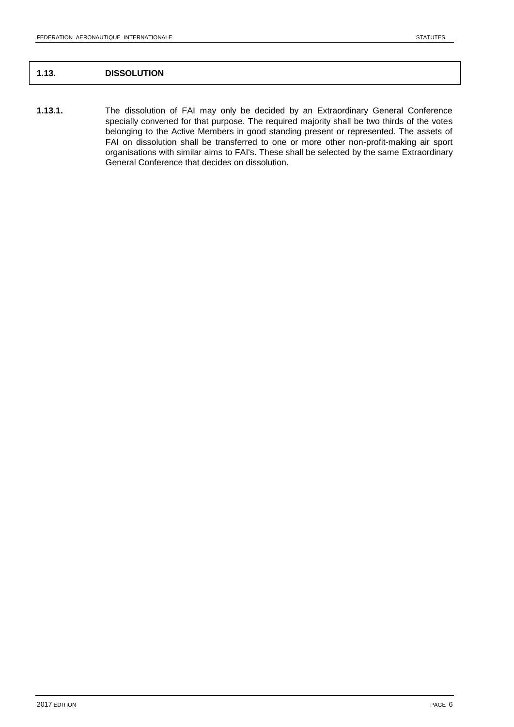## 1.13. DISSOLUTION

**1.13.1.** The dissolution of FAI may only be decided by an Extraordinary General Conference specially convened for that purpose. The required majority shall be two thirds of the votes belonging to the Active Members in good standing present or represented. The assets of FAI on dissolution shall be transferred to one or more other non-profit-making air sport organisations with similar aims to FAI's. These shall be selected by the same Extraordinary General Conference that decides on dissolution.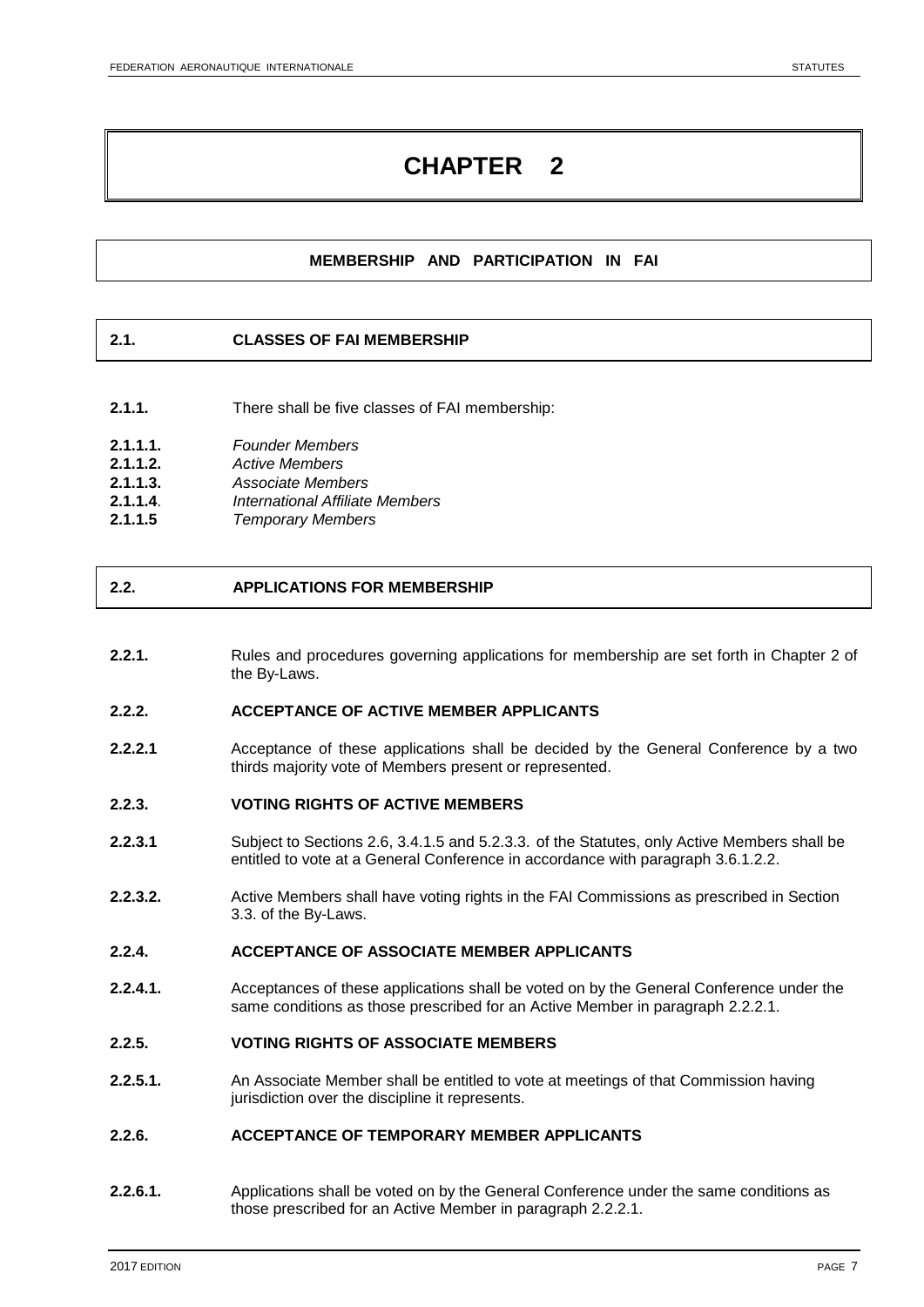# CHAPTER 2

## MEMBERSHIP AND PARTICIPATION IN FAI

### 2.1. CLASSES OF FAI MEMBERSHIP

**2.1.1.** There shall be five classes of FAI membership:

**2.1.1.1.** *Founder Members*
**2.1.1.2.** *Active Members*
**2.1.1.3.** *Associate Members*
**2.1.1.4**. *International Affiliate Members*
**2.1.1.5** *Temporary Members*

### 2.2. APPLICATIONS FOR MEMBERSHIP

**2.2.1.** Rules and procedures governing applications for membership are set forth in Chapter 2 of the By-Laws.

**2.2.2. ACCEPTANCE OF ACTIVE MEMBER APPLICANTS**

**2.2.2.1** Acceptance of these applications shall be decided by the General Conference by a two thirds majority vote of Members present or represented.

**2.2.3. VOTING RIGHTS OF ACTIVE MEMBERS**

**2.2.3.1** Subject to Sections 2.6, 3.4.1.5 and 5.2.3.3. of the Statutes, only Active Members shall be entitled to vote at a General Conference in accordance with paragraph 3.6.1.2.2.

**2.2.3.2.** Active Members shall have voting rights in the FAI Commissions as prescribed in Section 3.3. of the By-Laws.

**2.2.4. ACCEPTANCE OF ASSOCIATE MEMBER APPLICANTS**

**2.2.4.1.** Acceptances of these applications shall be voted on by the General Conference under the same conditions as those prescribed for an Active Member in paragraph 2.2.2.1.

**2.2.5. VOTING RIGHTS OF ASSOCIATE MEMBERS**

**2.2.5.1.** An Associate Member shall be entitled to vote at meetings of that Commission having jurisdiction over the discipline it represents.

**2.2.6. ACCEPTANCE OF TEMPORARY MEMBER APPLICANTS**

**2.2.6.1.** Applications shall be voted on by the General Conference under the same conditions as those prescribed for an Active Member in paragraph 2.2.2.1.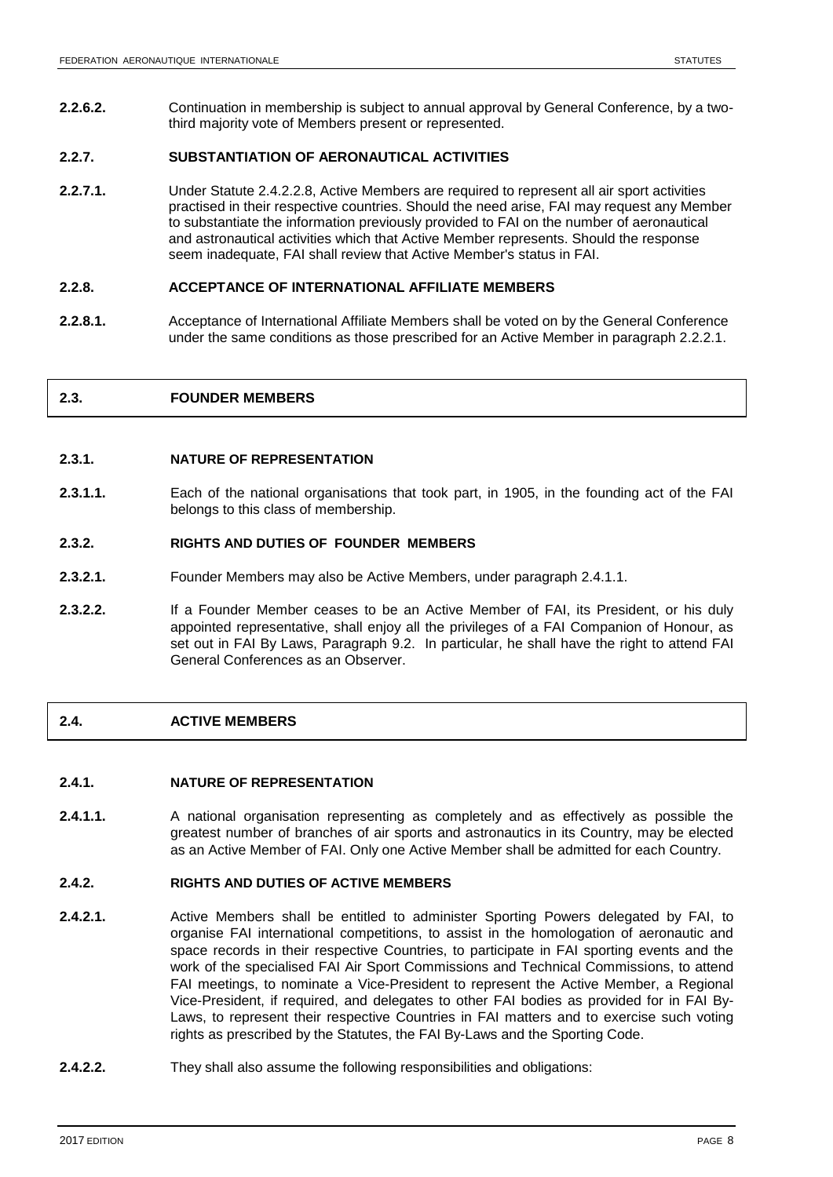**2.2.6.2.** Continuation in membership is subject to annual approval by General Conference, by a two-third majority vote of Members present or represented.

### 2.2.7. SUBSTANTIATION OF AERONAUTICAL ACTIVITIES

**2.2.7.1.** Under Statute 2.4.2.2.8, Active Members are required to represent all air sport activities practised in their respective countries. Should the need arise, FAI may request any Member to substantiate the information previously provided to FAI on the number of aeronautical and astronautical activities which that Active Member represents. Should the response seem inadequate, FAI shall review that Active Member's status in FAI.

### 2.2.8. ACCEPTANCE OF INTERNATIONAL AFFILIATE MEMBERS

**2.2.8.1.** Acceptance of International Affiliate Members shall be voted on by the General Conference under the same conditions as those prescribed for an Active Member in paragraph 2.2.2.1.

## 2.3. FOUNDER MEMBERS

### 2.3.1. NATURE OF REPRESENTATION

**2.3.1.1.** Each of the national organisations that took part, in 1905, in the founding act of the FAI belongs to this class of membership.

### 2.3.2. RIGHTS AND DUTIES OF FOUNDER MEMBERS

**2.3.2.1.** Founder Members may also be Active Members, under paragraph 2.4.1.1.

**2.3.2.2.** If a Founder Member ceases to be an Active Member of FAI, its President, or his duly appointed representative, shall enjoy all the privileges of a FAI Companion of Honour, as set out in FAI By Laws, Paragraph 9.2. In particular, he shall have the right to attend FAI General Conferences as an Observer.

## 2.4. ACTIVE MEMBERS

### 2.4.1. NATURE OF REPRESENTATION

**2.4.1.1.** A national organisation representing as completely and as effectively as possible the greatest number of branches of air sports and astronautics in its Country, may be elected as an Active Member of FAI. Only one Active Member shall be admitted for each Country.

### 2.4.2. RIGHTS AND DUTIES OF ACTIVE MEMBERS

**2.4.2.1.** Active Members shall be entitled to administer Sporting Powers delegated by FAI, to organise FAI international competitions, to assist in the homologation of aeronautic and space records in their respective Countries, to participate in FAI sporting events and the work of the specialised FAI Air Sport Commissions and Technical Commissions, to attend FAI meetings, to nominate a Vice-President to represent the Active Member, a Regional Vice-President, if required, and delegates to other FAI bodies as provided for in FAI By-Laws, to represent their respective Countries in FAI matters and to exercise such voting rights as prescribed by the Statutes, the FAI By-Laws and the Sporting Code.

**2.4.2.2.** They shall also assume the following responsibilities and obligations: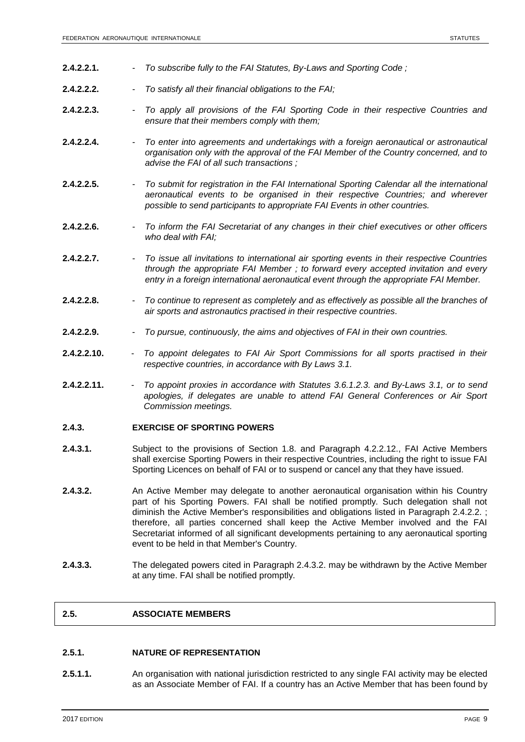**2.4.2.2.1.** - *To subscribe fully to the FAI Statutes, By-Laws and Sporting Code ;*

**2.4.2.2.2.** - *To satisfy all their financial obligations to the FAI;*

**2.4.2.2.3.** - *To apply all provisions of the FAI Sporting Code in their respective Countries and ensure that their members comply with them;*

**2.4.2.2.4.** - *To enter into agreements and undertakings with a foreign aeronautical or astronautical organisation only with the approval of the FAI Member of the Country concerned, and to advise the FAI of all such transactions ;*

**2.4.2.2.5.** - *To submit for registration in the FAI International Sporting Calendar all the international aeronautical events to be organised in their respective Countries; and wherever possible to send participants to appropriate FAI Events in other countries.*

**2.4.2.2.6.** - *To inform the FAI Secretariat of any changes in their chief executives or other officers who deal with FAI;*

**2.4.2.2.7.** - *To issue all invitations to international air sporting events in their respective Countries through the appropriate FAI Member ; to forward every accepted invitation and every entry in a foreign international aeronautical event through the appropriate FAI Member.*

**2.4.2.2.8.** - *To continue to represent as completely and as effectively as possible all the branches of air sports and astronautics practised in their respective countries.*

**2.4.2.2.9.** - *To pursue, continuously, the aims and objectives of FAI in their own countries.*

**2.4.2.2.10.** - *To appoint delegates to FAI Air Sport Commissions for all sports practised in their respective countries, in accordance with By Laws 3.1.*

**2.4.2.2.11.** - *To appoint proxies in accordance with Statutes 3.6.1.2.3. and By-Laws 3.1, or to send apologies, if delegates are unable to attend FAI General Conferences or Air Sport Commission meetings.*

### 2.4.3. EXERCISE OF SPORTING POWERS

**2.4.3.1.** Subject to the provisions of Section 1.8. and Paragraph 4.2.2.12., FAI Active Members shall exercise Sporting Powers in their respective Countries, including the right to issue FAI Sporting Licences on behalf of FAI or to suspend or cancel any that they have issued.

**2.4.3.2.** An Active Member may delegate to another aeronautical organisation within his Country part of his Sporting Powers. FAI shall be notified promptly. Such delegation shall not diminish the Active Member's responsibilities and obligations listed in Paragraph 2.4.2.2. ; therefore, all parties concerned shall keep the Active Member involved and the FAI Secretariat informed of all significant developments pertaining to any aeronautical sporting event to be held in that Member's Country.

**2.4.3.3.** The delegated powers cited in Paragraph 2.4.3.2. may be withdrawn by the Active Member at any time. FAI shall be notified promptly.

## 2.5. ASSOCIATE MEMBERS

### 2.5.1. NATURE OF REPRESENTATION

**2.5.1.1.** An organisation with national jurisdiction restricted to any single FAI activity may be elected as an Associate Member of FAI. If a country has an Active Member that has been found by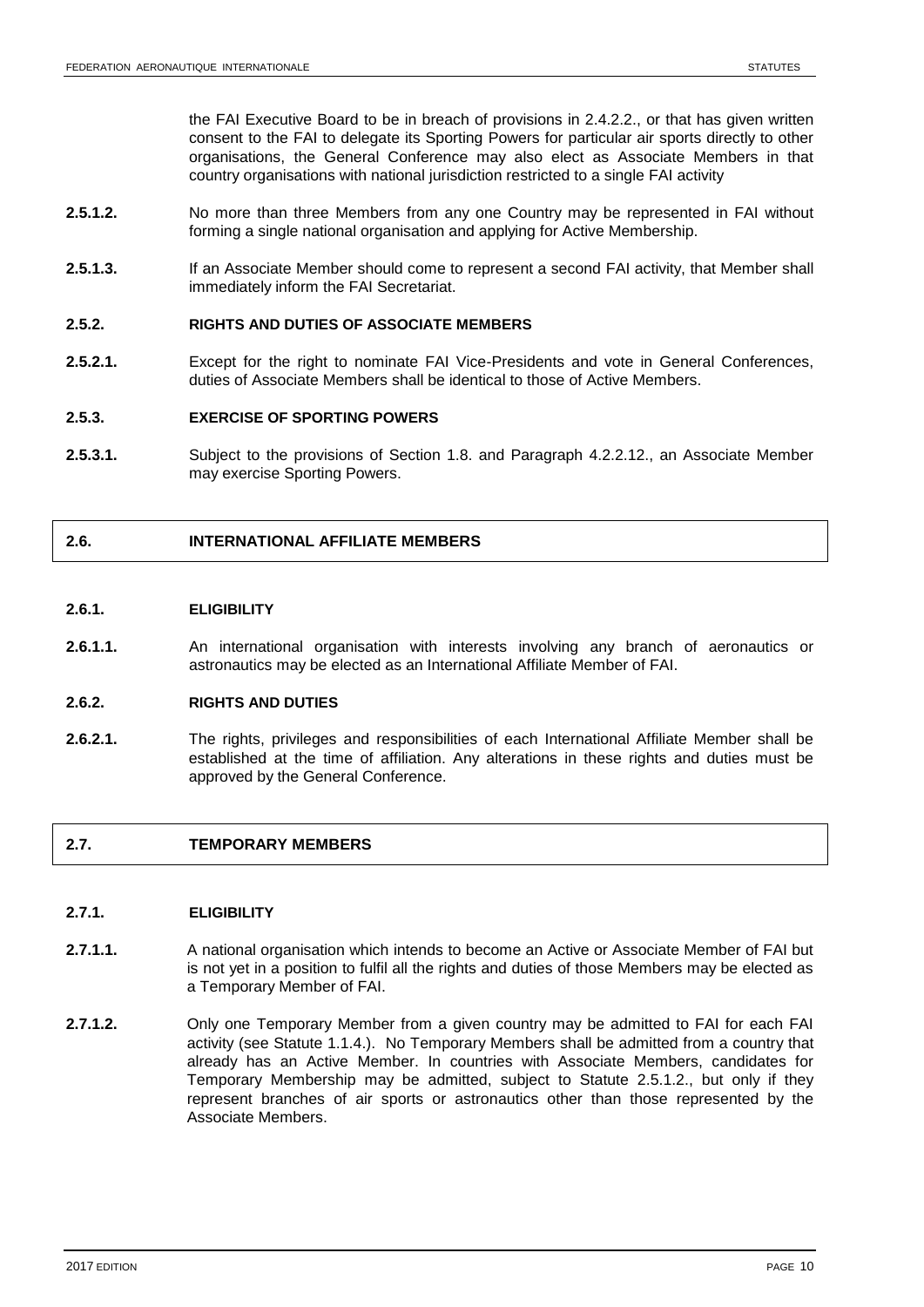the FAI Executive Board to be in breach of provisions in 2.4.2.2., or that has given written consent to the FAI to delegate its Sporting Powers for particular air sports directly to other organisations, the General Conference may also elect as Associate Members in that country organisations with national jurisdiction restricted to a single FAI activity

**2.5.1.2.** No more than three Members from any one Country may be represented in FAI without forming a single national organisation and applying for Active Membership.

**2.5.1.3.** If an Associate Member should come to represent a second FAI activity, that Member shall immediately inform the FAI Secretariat.

### 2.5.2. RIGHTS AND DUTIES OF ASSOCIATE MEMBERS

**2.5.2.1.** Except for the right to nominate FAI Vice-Presidents and vote in General Conferences, duties of Associate Members shall be identical to those of Active Members.

### 2.5.3. EXERCISE OF SPORTING POWERS

**2.5.3.1.** Subject to the provisions of Section 1.8. and Paragraph 4.2.2.12., an Associate Member may exercise Sporting Powers.

## 2.6. INTERNATIONAL AFFILIATE MEMBERS

### 2.6.1. ELIGIBILITY

**2.6.1.1.** An international organisation with interests involving any branch of aeronautics or astronautics may be elected as an International Affiliate Member of FAI.

### 2.6.2. RIGHTS AND DUTIES

**2.6.2.1.** The rights, privileges and responsibilities of each International Affiliate Member shall be established at the time of affiliation. Any alterations in these rights and duties must be approved by the General Conference.

## 2.7. TEMPORARY MEMBERS

### 2.7.1. ELIGIBILITY

**2.7.1.1.** A national organisation which intends to become an Active or Associate Member of FAI but is not yet in a position to fulfil all the rights and duties of those Members may be elected as a Temporary Member of FAI.

**2.7.1.2.** Only one Temporary Member from a given country may be admitted to FAI for each FAI activity (see Statute 1.1.4.). No Temporary Members shall be admitted from a country that already has an Active Member. In countries with Associate Members, candidates for Temporary Membership may be admitted, subject to Statute 2.5.1.2., but only if they represent branches of air sports or astronautics other than those represented by the Associate Members.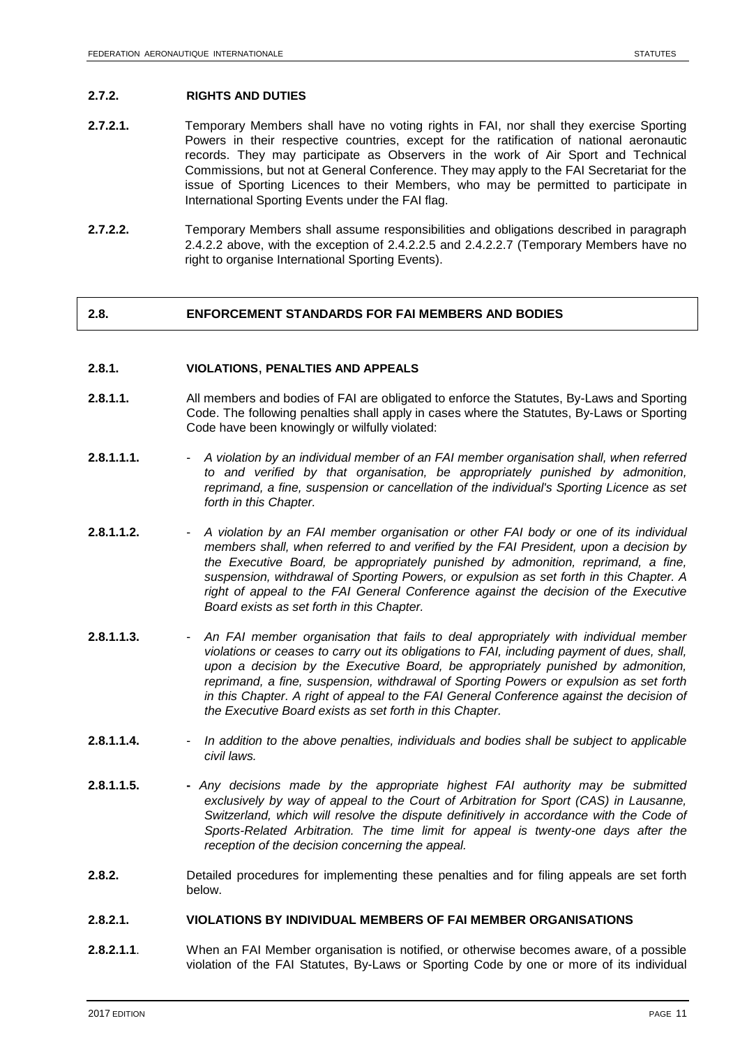#### 2.7.2. RIGHTS AND DUTIES

**2.7.2.1.** Temporary Members shall have no voting rights in FAI, nor shall they exercise Sporting Powers in their respective countries, except for the ratification of national aeronautic records. They may participate as Observers in the work of Air Sport and Technical Commissions, but not at General Conference. They may apply to the FAI Secretariat for the issue of Sporting Licences to their Members, who may be permitted to participate in International Sporting Events under the FAI flag.

**2.7.2.2.** Temporary Members shall assume responsibilities and obligations described in paragraph 2.4.2.2 above, with the exception of 2.4.2.2.5 and 2.4.2.2.7 (Temporary Members have no right to organise International Sporting Events).

### 2.8. ENFORCEMENT STANDARDS FOR FAI MEMBERS AND BODIES

#### 2.8.1. VIOLATIONS, PENALTIES AND APPEALS

**2.8.1.1.** All members and bodies of FAI are obligated to enforce the Statutes, By-Laws and Sporting Code. The following penalties shall apply in cases where the Statutes, By-Laws or Sporting Code have been knowingly or wilfully violated:

**2.8.1.1.1.** - *A violation by an individual member of an FAI member organisation shall, when referred to and verified by that organisation, be appropriately punished by admonition, reprimand, a fine, suspension or cancellation of the individual's Sporting Licence as set forth in this Chapter.*

**2.8.1.1.2.** - *A violation by an FAI member organisation or other FAI body or one of its individual members shall, when referred to and verified by the FAI President, upon a decision by the Executive Board, be appropriately punished by admonition, reprimand, a fine, suspension, withdrawal of Sporting Powers, or expulsion as set forth in this Chapter. A right of appeal to the FAI General Conference against the decision of the Executive Board exists as set forth in this Chapter.*

**2.8.1.1.3.** - *An FAI member organisation that fails to deal appropriately with individual member violations or ceases to carry out its obligations to FAI, including payment of dues, shall, upon a decision by the Executive Board, be appropriately punished by admonition, reprimand, a fine, suspension, withdrawal of Sporting Powers or expulsion as set forth in this Chapter. A right of appeal to the FAI General Conference against the decision of the Executive Board exists as set forth in this Chapter.*

**2.8.1.1.4.** - *In addition to the above penalties, individuals and bodies shall be subject to applicable civil laws.*

**2.8.1.1.5.** - *Any decisions made by the appropriate highest FAI authority may be submitted exclusively by way of appeal to the Court of Arbitration for Sport (CAS) in Lausanne, Switzerland, which will resolve the dispute definitively in accordance with the Code of Sports-Related Arbitration. The time limit for appeal is twenty-one days after the reception of the decision concerning the appeal.*

**2.8.2.** Detailed procedures for implementing these penalties and for filing appeals are set forth below.

#### 2.8.2.1. VIOLATIONS BY INDIVIDUAL MEMBERS OF FAI MEMBER ORGANISATIONS

**2.8.2.1.1**. When an FAI Member organisation is notified, or otherwise becomes aware, of a possible violation of the FAI Statutes, By-Laws or Sporting Code by one or more of its individual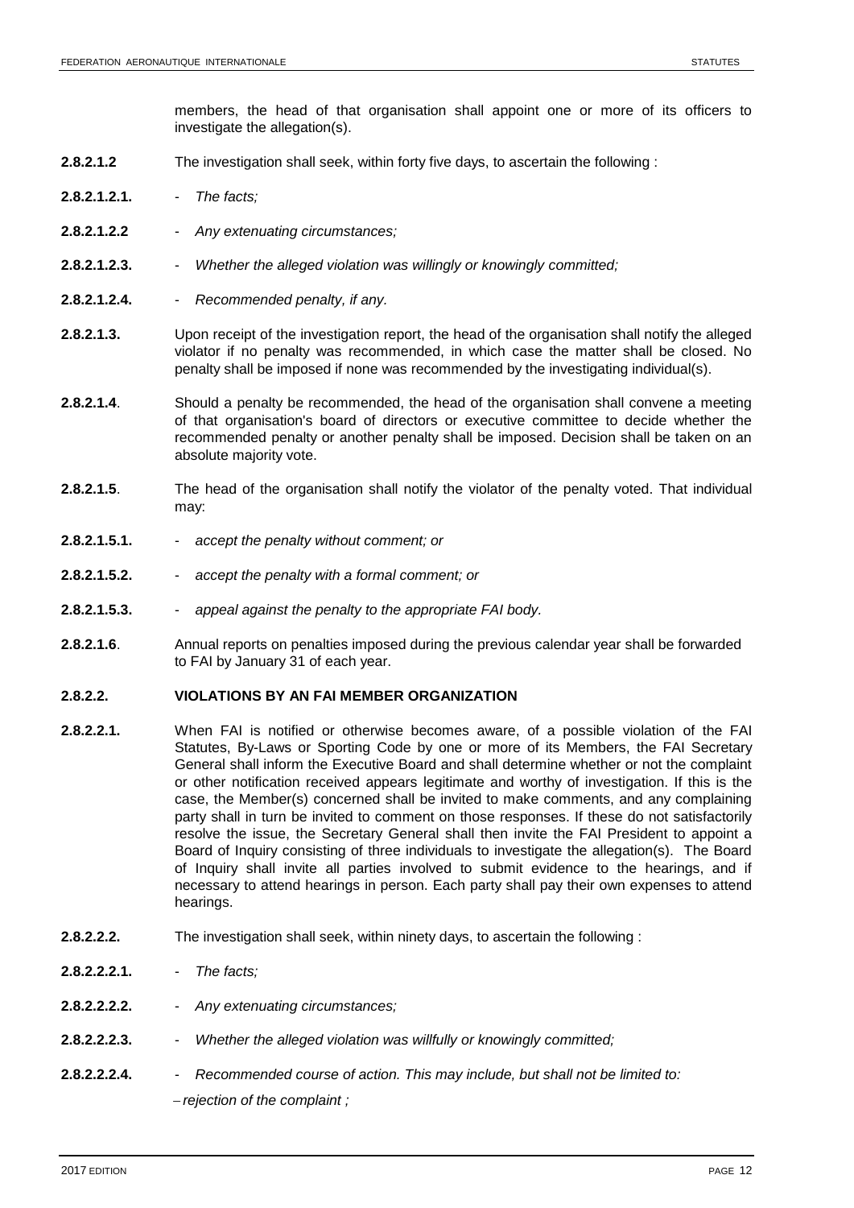members, the head of that organisation shall appoint one or more of its officers to investigate the allegation(s).

**2.8.2.1.2** The investigation shall seek, within forty five days, to ascertain the following :

**2.8.2.1.2.1.** - *The facts;*

**2.8.2.1.2.2** - *Any extenuating circumstances;*

**2.8.2.1.2.3.** - *Whether the alleged violation was willingly or knowingly committed;*

**2.8.2.1.2.4.** - *Recommended penalty, if any.*

**2.8.2.1.3.** Upon receipt of the investigation report, the head of the organisation shall notify the alleged violator if no penalty was recommended, in which case the matter shall be closed. No penalty shall be imposed if none was recommended by the investigating individual(s).

**2.8.2.1.4**. Should a penalty be recommended, the head of the organisation shall convene a meeting of that organisation's board of directors or executive committee to decide whether the recommended penalty or another penalty shall be imposed. Decision shall be taken on an absolute majority vote.

**2.8.2.1.5**. The head of the organisation shall notify the violator of the penalty voted. That individual may:

**2.8.2.1.5.1.** - *accept the penalty without comment; or*

**2.8.2.1.5.2.** - *accept the penalty with a formal comment; or*

**2.8.2.1.5.3.** - *appeal against the penalty to the appropriate FAI body.*

**2.8.2.1.6**. Annual reports on penalties imposed during the previous calendar year shall be forwarded to FAI by January 31 of each year.

### 2.8.2.2. VIOLATIONS BY AN FAI MEMBER ORGANIZATION

**2.8.2.2.1.** When FAI is notified or otherwise becomes aware, of a possible violation of the FAI Statutes, By-Laws or Sporting Code by one or more of its Members, the FAI Secretary General shall inform the Executive Board and shall determine whether or not the complaint or other notification received appears legitimate and worthy of investigation. If this is the case, the Member(s) concerned shall be invited to make comments, and any complaining party shall in turn be invited to comment on those responses. If these do not satisfactorily resolve the issue, the Secretary General shall then invite the FAI President to appoint a Board of Inquiry consisting of three individuals to investigate the allegation(s). The Board of Inquiry shall invite all parties involved to submit evidence to the hearings, and if necessary to attend hearings in person. Each party shall pay their own expenses to attend hearings.

**2.8.2.2.2.** The investigation shall seek, within ninety days, to ascertain the following :

**2.8.2.2.2.1.** - *The facts;*

**2.8.2.2.2.2.** - *Any extenuating circumstances;*

**2.8.2.2.2.3.** - *Whether the alleged violation was willfully or knowingly committed;*

**2.8.2.2.2.4.** - *Recommended course of action. This may include, but shall not be limited to:*

– *rejection of the complaint ;*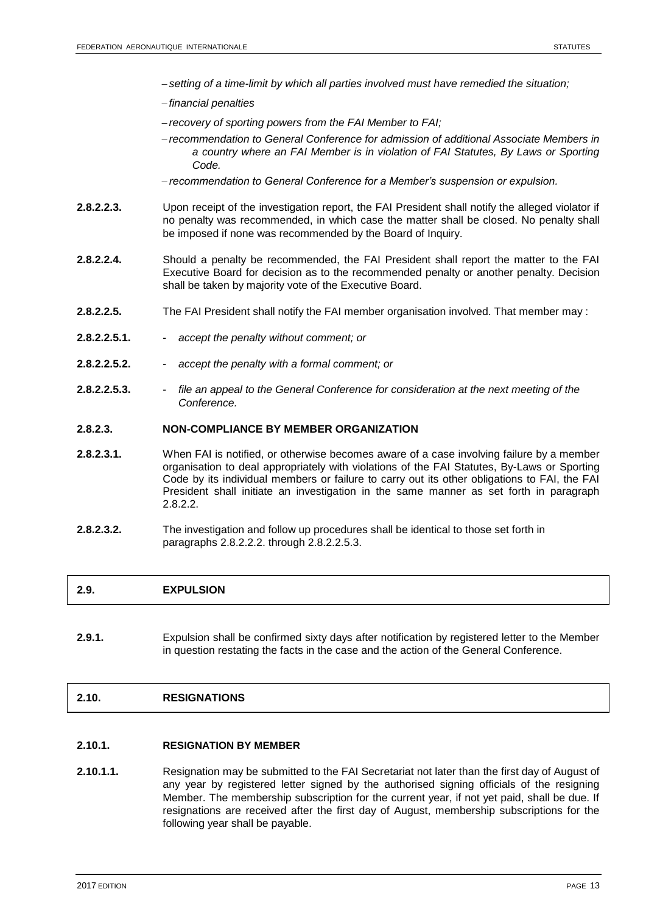- *setting of a time-limit by which all parties involved must have remedied the situation;*
- *financial penalties*
- *recovery of sporting powers from the FAI Member to FAI;*
- *recommendation to General Conference for admission of additional Associate Members in a country where an FAI Member is in violation of FAI Statutes, By Laws or Sporting Code.*
- *recommendation to General Conference for a Member's suspension or expulsion.*

**2.8.2.2.3.** Upon receipt of the investigation report, the FAI President shall notify the alleged violator if no penalty was recommended, in which case the matter shall be closed. No penalty shall be imposed if none was recommended by the Board of Inquiry.

**2.8.2.2.4.** Should a penalty be recommended, the FAI President shall report the matter to the FAI Executive Board for decision as to the recommended penalty or another penalty. Decision shall be taken by majority vote of the Executive Board.

**2.8.2.2.5.** The FAI President shall notify the FAI member organisation involved. That member may :

**2.8.2.2.5.1.** - *accept the penalty without comment; or*

**2.8.2.2.5.2.** - *accept the penalty with a formal comment; or*

**2.8.2.2.5.3.** - *file an appeal to the General Conference for consideration at the next meeting of the Conference.*

#### 2.8.2.3. NON-COMPLIANCE BY MEMBER ORGANIZATION

**2.8.2.3.1.** When FAI is notified, or otherwise becomes aware of a case involving failure by a member organisation to deal appropriately with violations of the FAI Statutes, By-Laws or Sporting Code by its individual members or failure to carry out its other obligations to FAI, the FAI President shall initiate an investigation in the same manner as set forth in paragraph 2.8.2.2.

**2.8.2.3.2.** The investigation and follow up procedures shall be identical to those set forth in paragraphs 2.8.2.2.2. through 2.8.2.2.5.3.

## 2.9. EXPULSION

**2.9.1.** Expulsion shall be confirmed sixty days after notification by registered letter to the Member in question restating the facts in the case and the action of the General Conference.

## 2.10. RESIGNATIONS

### 2.10.1. RESIGNATION BY MEMBER

**2.10.1.1.** Resignation may be submitted to the FAI Secretariat not later than the first day of August of any year by registered letter signed by the authorised signing officials of the resigning Member. The membership subscription for the current year, if not yet paid, shall be due. If resignations are received after the first day of August, membership subscriptions for the following year shall be payable.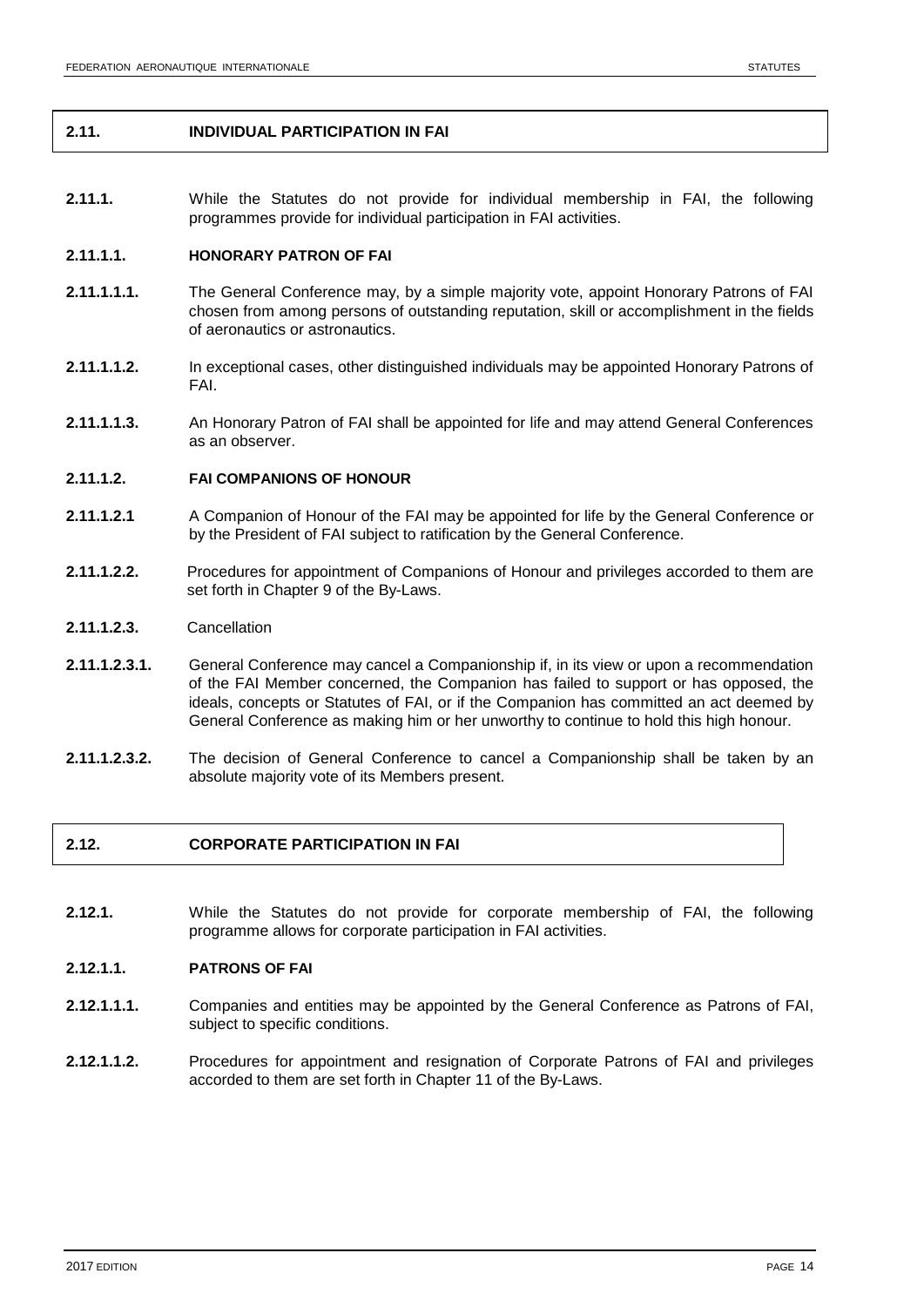## 2.11. INDIVIDUAL PARTICIPATION IN FAI

**2.11.1.** While the Statutes do not provide for individual membership in FAI, the following programmes provide for individual participation in FAI activities.

### 2.11.1.1. HONORARY PATRON OF FAI

**2.11.1.1.1.** The General Conference may, by a simple majority vote, appoint Honorary Patrons of FAI chosen from among persons of outstanding reputation, skill or accomplishment in the fields of aeronautics or astronautics.

**2.11.1.1.2.** In exceptional cases, other distinguished individuals may be appointed Honorary Patrons of FAI.

**2.11.1.1.3.** An Honorary Patron of FAI shall be appointed for life and may attend General Conferences as an observer.

### 2.11.1.2. FAI COMPANIONS OF HONOUR

**2.11.1.2.1** A Companion of Honour of the FAI may be appointed for life by the General Conference or by the President of FAI subject to ratification by the General Conference.

**2.11.1.2.2.** Procedures for appointment of Companions of Honour and privileges accorded to them are set forth in Chapter 9 of the By-Laws.

**2.11.1.2.3.** Cancellation

**2.11.1.2.3.1.** General Conference may cancel a Companionship if, in its view or upon a recommendation of the FAI Member concerned, the Companion has failed to support or has opposed, the ideals, concepts or Statutes of FAI, or if the Companion has committed an act deemed by General Conference as making him or her unworthy to continue to hold this high honour.

**2.11.1.2.3.2.** The decision of General Conference to cancel a Companionship shall be taken by an absolute majority vote of its Members present.

## 2.12. CORPORATE PARTICIPATION IN FAI

**2.12.1.** While the Statutes do not provide for corporate membership of FAI, the following programme allows for corporate participation in FAI activities.

### 2.12.1.1. PATRONS OF FAI

**2.12.1.1.1.** Companies and entities may be appointed by the General Conference as Patrons of FAI, subject to specific conditions.

**2.12.1.1.2.** Procedures for appointment and resignation of Corporate Patrons of FAI and privileges accorded to them are set forth in Chapter 11 of the By-Laws.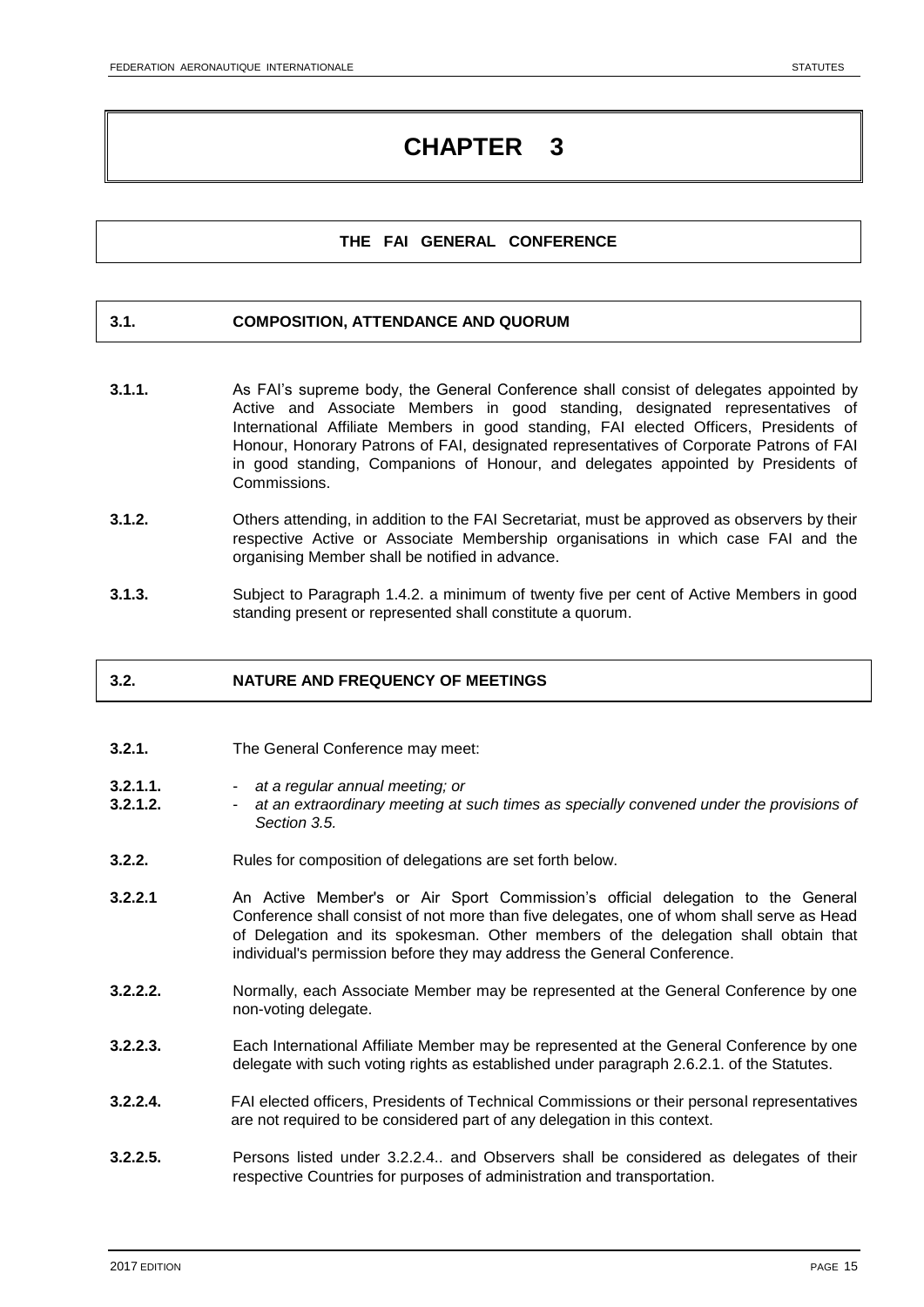# CHAPTER 3

## THE FAI GENERAL CONFERENCE

### 3.1. COMPOSITION, ATTENDANCE AND QUORUM

**3.1.1.** As FAI's supreme body, the General Conference shall consist of delegates appointed by Active and Associate Members in good standing, designated representatives of International Affiliate Members in good standing, FAI elected Officers, Presidents of Honour, Honorary Patrons of FAI, designated representatives of Corporate Patrons of FAI in good standing, Companions of Honour, and delegates appointed by Presidents of Commissions.

**3.1.2.** Others attending, in addition to the FAI Secretariat, must be approved as observers by their respective Active or Associate Membership organisations in which case FAI and the organising Member shall be notified in advance.

**3.1.3.** Subject to Paragraph 1.4.2. a minimum of twenty five per cent of Active Members in good standing present or represented shall constitute a quorum.

### 3.2. NATURE AND FREQUENCY OF MEETINGS

**3.2.1.** The General Conference may meet:

**3.2.1.1.** - *at a regular annual meeting; or*

**3.2.1.2.** - *at an extraordinary meeting at such times as specially convened under the provisions of Section 3.5.*

**3.2.2.** Rules for composition of delegations are set forth below.

**3.2.2.1** An Active Member's or Air Sport Commission's official delegation to the General Conference shall consist of not more than five delegates, one of whom shall serve as Head of Delegation and its spokesman. Other members of the delegation shall obtain that individual's permission before they may address the General Conference.

**3.2.2.2.** Normally, each Associate Member may be represented at the General Conference by one non-voting delegate.

**3.2.2.3.** Each International Affiliate Member may be represented at the General Conference by one delegate with such voting rights as established under paragraph 2.6.2.1. of the Statutes.

**3.2.2.4.** FAI elected officers, Presidents of Technical Commissions or their personal representatives are not required to be considered part of any delegation in this context.

**3.2.2.5.** Persons listed under 3.2.2.4.. and Observers shall be considered as delegates of their respective Countries for purposes of administration and transportation.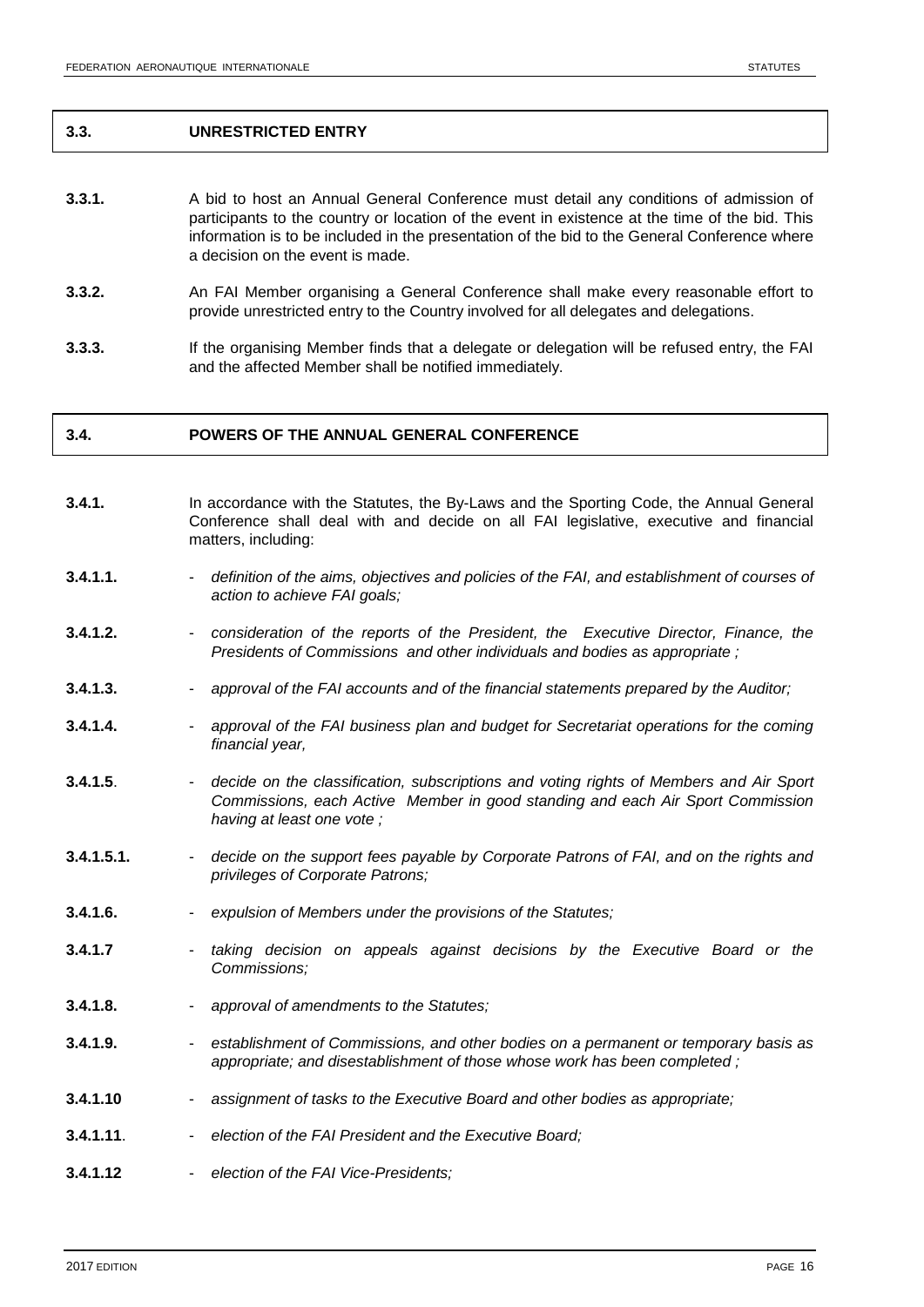## 3.3. UNRESTRICTED ENTRY

**3.3.1.** A bid to host an Annual General Conference must detail any conditions of admission of participants to the country or location of the event in existence at the time of the bid. This information is to be included in the presentation of the bid to the General Conference where a decision on the event is made.

**3.3.2.** An FAI Member organising a General Conference shall make every reasonable effort to provide unrestricted entry to the Country involved for all delegates and delegations.

**3.3.3.** If the organising Member finds that a delegate or delegation will be refused entry, the FAI and the affected Member shall be notified immediately.

## 3.4. POWERS OF THE ANNUAL GENERAL CONFERENCE

**3.4.1.** In accordance with the Statutes, the By-Laws and the Sporting Code, the Annual General Conference shall deal with and decide on all FAI legislative, executive and financial matters, including:

**3.4.1.1.** - *definition of the aims, objectives and policies of the FAI, and establishment of courses of action to achieve FAI goals;*

**3.4.1.2.** - *consideration of the reports of the President, the Executive Director, Finance, the Presidents of Commissions and other individuals and bodies as appropriate ;*

**3.4.1.3.** - *approval of the FAI accounts and of the financial statements prepared by the Auditor;*

**3.4.1.4.** - *approval of the FAI business plan and budget for Secretariat operations for the coming financial year,*

**3.4.1.5**. - *decide on the classification, subscriptions and voting rights of Members and Air Sport Commissions, each Active Member in good standing and each Air Sport Commission having at least one vote ;*

**3.4.1.5.1.** - *decide on the support fees payable by Corporate Patrons of FAI, and on the rights and privileges of Corporate Patrons;*

**3.4.1.6.** - *expulsion of Members under the provisions of the Statutes;*

**3.4.1.7** - *taking decision on appeals against decisions by the Executive Board or the Commissions;*

**3.4.1.8.** - *approval of amendments to the Statutes;*

**3.4.1.9.** - *establishment of Commissions, and other bodies on a permanent or temporary basis as appropriate; and disestablishment of those whose work has been completed ;*

**3.4.1.10** - *assignment of tasks to the Executive Board and other bodies as appropriate;*

**3.4.1.11**. - *election of the FAI President and the Executive Board;*

**3.4.1.12** - *election of the FAI Vice-Presidents;*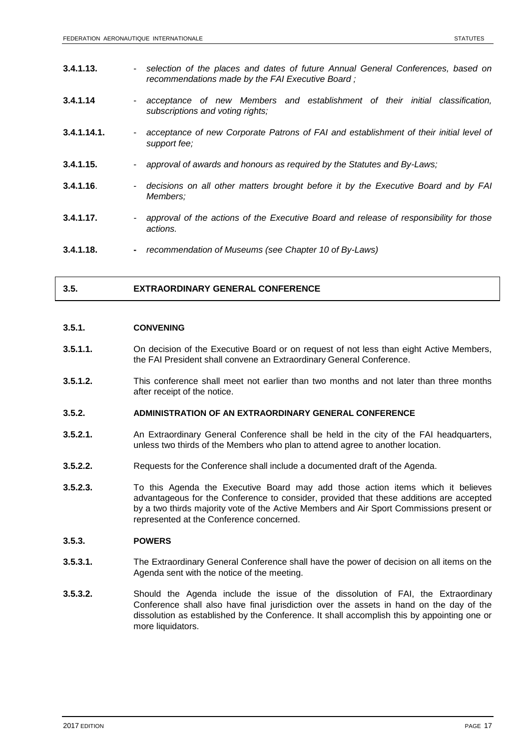**3.4.1.13.** - *selection of the places and dates of future Annual General Conferences, based on recommendations made by the FAI Executive Board ;*

**3.4.1.14** - *acceptance of new Members and establishment of their initial classification, subscriptions and voting rights;*

**3.4.1.14.1.** - *acceptance of new Corporate Patrons of FAI and establishment of their initial level of support fee;*

**3.4.1.15.** - *approval of awards and honours as required by the Statutes and By-Laws;*

**3.4.1.16**. - *decisions on all other matters brought before it by the Executive Board and by FAI Members;*

**3.4.1.17.** - *approval of the actions of the Executive Board and release of responsibility for those actions.*

**3.4.1.18.** **-** *recommendation of Museums (see Chapter 10 of By-Laws)*

## 3.5. EXTRAORDINARY GENERAL CONFERENCE

### 3.5.1. CONVENING

**3.5.1.1.** On decision of the Executive Board or on request of not less than eight Active Members, the FAI President shall convene an Extraordinary General Conference.

**3.5.1.2.** This conference shall meet not earlier than two months and not later than three months after receipt of the notice.

### 3.5.2. ADMINISTRATION OF AN EXTRAORDINARY GENERAL CONFERENCE

**3.5.2.1.** An Extraordinary General Conference shall be held in the city of the FAI headquarters, unless two thirds of the Members who plan to attend agree to another location.

**3.5.2.2.** Requests for the Conference shall include a documented draft of the Agenda.

**3.5.2.3.** To this Agenda the Executive Board may add those action items which it believes advantageous for the Conference to consider, provided that these additions are accepted by a two thirds majority vote of the Active Members and Air Sport Commissions present or represented at the Conference concerned.

### 3.5.3. POWERS

**3.5.3.1.** The Extraordinary General Conference shall have the power of decision on all items on the Agenda sent with the notice of the meeting.

**3.5.3.2.** Should the Agenda include the issue of the dissolution of FAI, the Extraordinary Conference shall also have final jurisdiction over the assets in hand on the day of the dissolution as established by the Conference. It shall accomplish this by appointing one or more liquidators.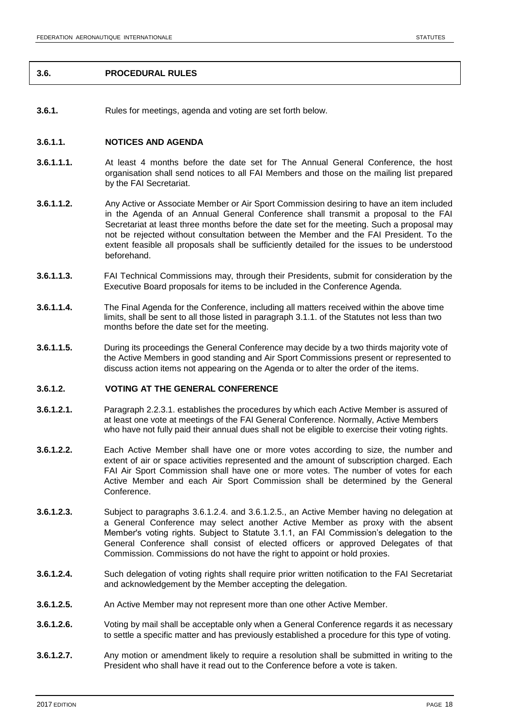## 3.6. PROCEDURAL RULES

**3.6.1.** Rules for meetings, agenda and voting are set forth below.

### 3.6.1.1. NOTICES AND AGENDA

**3.6.1.1.1.** At least 4 months before the date set for The Annual General Conference, the host organisation shall send notices to all FAI Members and those on the mailing list prepared by the FAI Secretariat.

**3.6.1.1.2.** Any Active or Associate Member or Air Sport Commission desiring to have an item included in the Agenda of an Annual General Conference shall transmit a proposal to the FAI Secretariat at least three months before the date set for the meeting. Such a proposal may not be rejected without consultation between the Member and the FAI President. To the extent feasible all proposals shall be sufficiently detailed for the issues to be understood beforehand.

**3.6.1.1.3.** FAI Technical Commissions may, through their Presidents, submit for consideration by the Executive Board proposals for items to be included in the Conference Agenda.

**3.6.1.1.4.** The Final Agenda for the Conference, including all matters received within the above time limits, shall be sent to all those listed in paragraph 3.1.1. of the Statutes not less than two months before the date set for the meeting.

**3.6.1.1.5.** During its proceedings the General Conference may decide by a two thirds majority vote of the Active Members in good standing and Air Sport Commissions present or represented to discuss action items not appearing on the Agenda or to alter the order of the items.

### 3.6.1.2. VOTING AT THE GENERAL CONFERENCE

**3.6.1.2.1.** Paragraph 2.2.3.1. establishes the procedures by which each Active Member is assured of at least one vote at meetings of the FAI General Conference. Normally, Active Members who have not fully paid their annual dues shall not be eligible to exercise their voting rights.

**3.6.1.2.2.** Each Active Member shall have one or more votes according to size, the number and extent of air or space activities represented and the amount of subscription charged. Each FAI Air Sport Commission shall have one or more votes. The number of votes for each Active Member and each Air Sport Commission shall be determined by the General Conference.

**3.6.1.2.3.** Subject to paragraphs 3.6.1.2.4. and 3.6.1.2.5., an Active Member having no delegation at a General Conference may select another Active Member as proxy with the absent Member's voting rights. Subject to Statute 3.1.1, an FAI Commission's delegation to the General Conference shall consist of elected officers or approved Delegates of that Commission. Commissions do not have the right to appoint or hold proxies.

**3.6.1.2.4.** Such delegation of voting rights shall require prior written notification to the FAI Secretariat and acknowledgement by the Member accepting the delegation.

**3.6.1.2.5.** An Active Member may not represent more than one other Active Member.

**3.6.1.2.6.** Voting by mail shall be acceptable only when a General Conference regards it as necessary to settle a specific matter and has previously established a procedure for this type of voting.

**3.6.1.2.7.** Any motion or amendment likely to require a resolution shall be submitted in writing to the President who shall have it read out to the Conference before a vote is taken.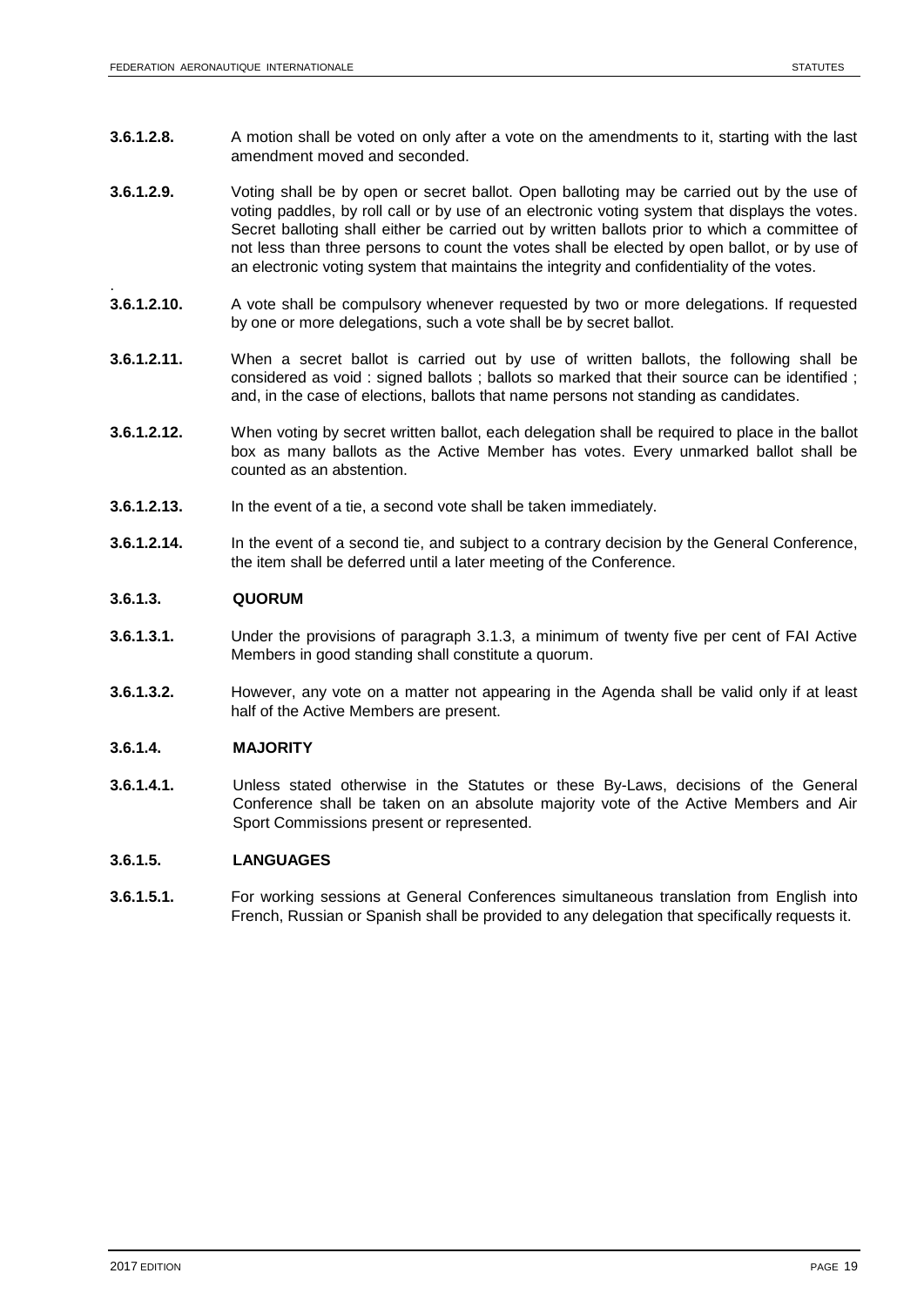**3.6.1.2.8.** A motion shall be voted on only after a vote on the amendments to it, starting with the last amendment moved and seconded.

**3.6.1.2.9.** Voting shall be by open or secret ballot. Open balloting may be carried out by the use of voting paddles, by roll call or by use of an electronic voting system that displays the votes. Secret balloting shall either be carried out by written ballots prior to which a committee of not less than three persons to count the votes shall be elected by open ballot, or by use of an electronic voting system that maintains the integrity and confidentiality of the votes.

**3.6.1.2.10.** A vote shall be compulsory whenever requested by two or more delegations. If requested by one or more delegations, such a vote shall be by secret ballot.

**3.6.1.2.11.** When a secret ballot is carried out by use of written ballots, the following shall be considered as void : signed ballots ; ballots so marked that their source can be identified ; and, in the case of elections, ballots that name persons not standing as candidates.

**3.6.1.2.12.** When voting by secret written ballot, each delegation shall be required to place in the ballot box as many ballots as the Active Member has votes. Every unmarked ballot shall be counted as an abstention.

**3.6.1.2.13.** In the event of a tie, a second vote shall be taken immediately.

**3.6.1.2.14.** In the event of a second tie, and subject to a contrary decision by the General Conference, the item shall be deferred until a later meeting of the Conference.

### 3.6.1.3. QUORUM

**3.6.1.3.1.** Under the provisions of paragraph 3.1.3, a minimum of twenty five per cent of FAI Active Members in good standing shall constitute a quorum.

**3.6.1.3.2.** However, any vote on a matter not appearing in the Agenda shall be valid only if at least half of the Active Members are present.

### 3.6.1.4. MAJORITY

**3.6.1.4.1.** Unless stated otherwise in the Statutes or these By-Laws, decisions of the General Conference shall be taken on an absolute majority vote of the Active Members and Air Sport Commissions present or represented.

### 3.6.1.5. LANGUAGES

**3.6.1.5.1.** For working sessions at General Conferences simultaneous translation from English into French, Russian or Spanish shall be provided to any delegation that specifically requests it.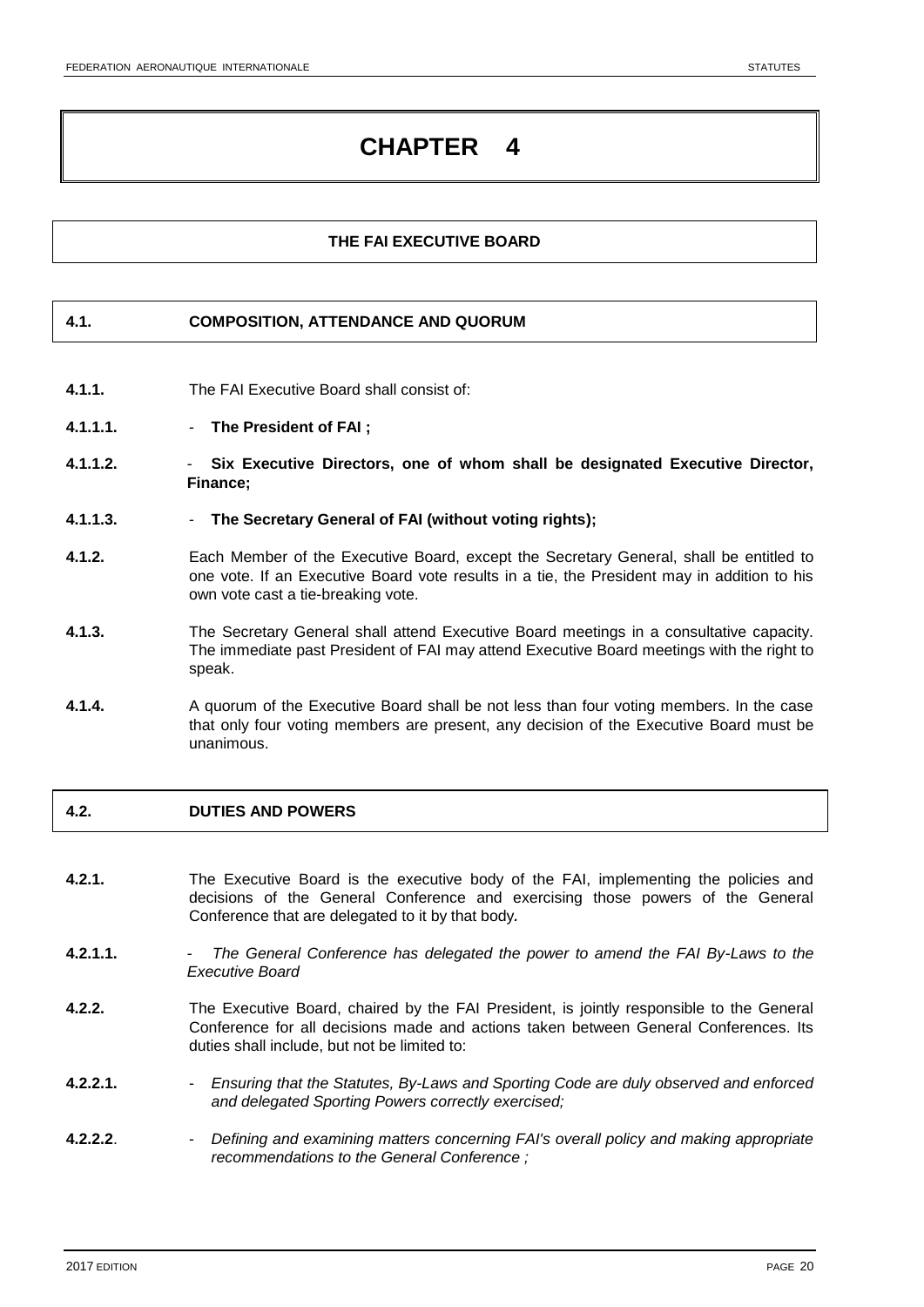# CHAPTER 4

## THE FAI EXECUTIVE BOARD

### 4.1. COMPOSITION, ATTENDANCE AND QUORUM

**4.1.1.** The FAI Executive Board shall consist of:

**4.1.1.1.** - **The President of FAI ;**

**4.1.1.2.** - **Six Executive Directors, one of whom shall be designated Executive Director, Finance;**

**4.1.1.3.** - **The Secretary General of FAI (without voting rights);**

**4.1.2.** Each Member of the Executive Board, except the Secretary General, shall be entitled to one vote. If an Executive Board vote results in a tie, the President may in addition to his own vote cast a tie-breaking vote.

**4.1.3.** The Secretary General shall attend Executive Board meetings in a consultative capacity. The immediate past President of FAI may attend Executive Board meetings with the right to speak.

**4.1.4.** A quorum of the Executive Board shall be not less than four voting members. In the case that only four voting members are present, any decision of the Executive Board must be unanimous.

### 4.2. DUTIES AND POWERS

**4.2.1.** The Executive Board is the executive body of the FAI, implementing the policies and decisions of the General Conference and exercising those powers of the General Conference that are delegated to it by that body.

**4.2.1.1.** - *The General Conference has delegated the power to amend the FAI By-Laws to the Executive Board*

**4.2.2.** The Executive Board, chaired by the FAI President, is jointly responsible to the General Conference for all decisions made and actions taken between General Conferences. Its duties shall include, but not be limited to:

**4.2.2.1.** - *Ensuring that the Statutes, By-Laws and Sporting Code are duly observed and enforced and delegated Sporting Powers correctly exercised;*

**4.2.2.2**. - *Defining and examining matters concerning FAI's overall policy and making appropriate recommendations to the General Conference ;*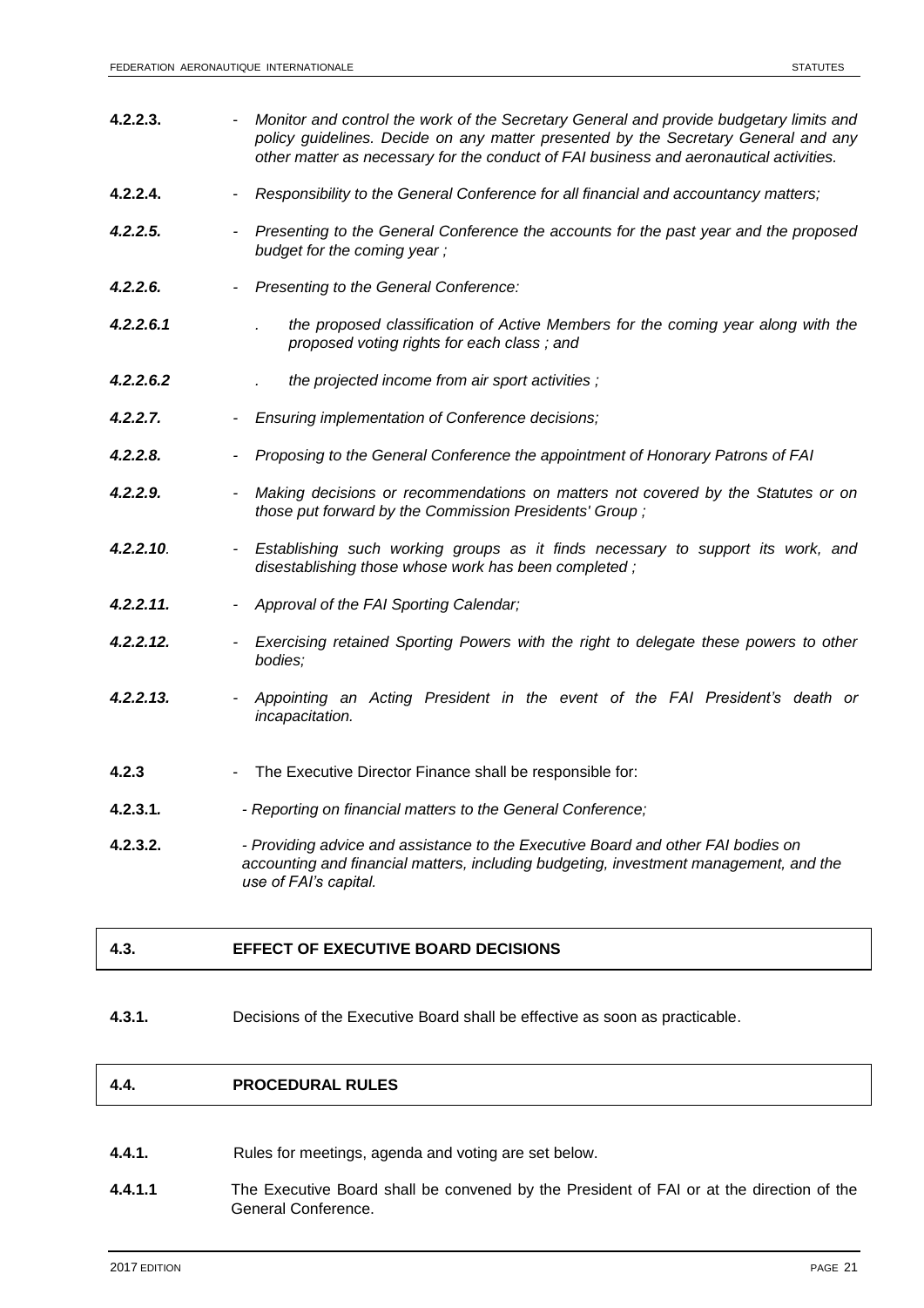**4.2.2.3.** - *Monitor and control the work of the Secretary General and provide budgetary limits and policy guidelines. Decide on any matter presented by the Secretary General and any other matter as necessary for the conduct of FAI business and aeronautical activities.*

**4.2.2.4.** - *Responsibility to the General Conference for all financial and accountancy matters;*

***4.2.2.5.*** - *Presenting to the General Conference the accounts for the past year and the proposed budget for the coming year ;*

***4.2.2.6.*** - *Presenting to the General Conference:*

***4.2.2.6.1*** . *the proposed classification of Active Members for the coming year along with the proposed voting rights for each class ; and*

***4.2.2.6.2*** . *the projected income from air sport activities ;*

***4.2.2.7.*** - *Ensuring implementation of Conference decisions;*

***4.2.2.8.*** - *Proposing to the General Conference the appointment of Honorary Patrons of FAI*

***4.2.2.9.*** - *Making decisions or recommendations on matters not covered by the Statutes or on those put forward by the Commission Presidents' Group ;*

***4.2.2.10***. - *Establishing such working groups as it finds necessary to support its work, and disestablishing those whose work has been completed ;*

***4.2.2.11.*** - *Approval of the FAI Sporting Calendar;*

***4.2.2.12.*** - *Exercising retained Sporting Powers with the right to delegate these powers to other bodies;*

***4.2.2.13.*** - *Appointing an Acting President in the event of the FAI President's death or incapacitation.*

**4.2.3** - The Executive Director Finance shall be responsible for:

**4.2.3.1.** *- Reporting on financial matters to the General Conference;*

**4.2.3.2.** *- Providing advice and assistance to the Executive Board and other FAI bodies on accounting and financial matters, including budgeting, investment management, and the use of FAI's capital.*

## 4.3. EFFECT OF EXECUTIVE BOARD DECISIONS

**4.3.1.** Decisions of the Executive Board shall be effective as soon as practicable.

## 4.4. PROCEDURAL RULES

**4.4.1.** Rules for meetings, agenda and voting are set below.

**4.4.1.1** The Executive Board shall be convened by the President of FAI or at the direction of the General Conference.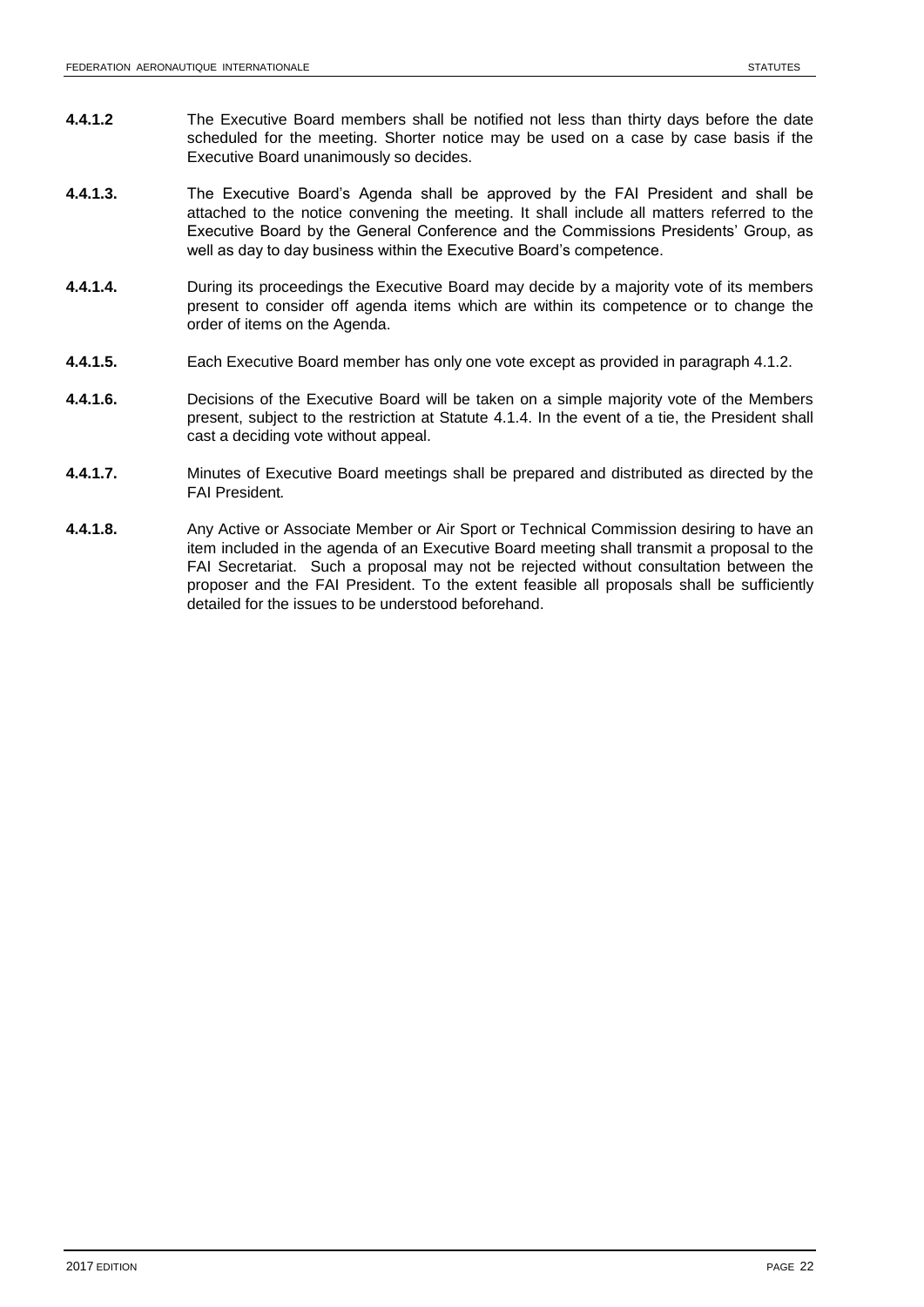**4.4.1.2** The Executive Board members shall be notified not less than thirty days before the date scheduled for the meeting. Shorter notice may be used on a case by case basis if the Executive Board unanimously so decides.

**4.4.1.3.** The Executive Board's Agenda shall be approved by the FAI President and shall be attached to the notice convening the meeting. It shall include all matters referred to the Executive Board by the General Conference and the Commissions Presidents' Group, as well as day to day business within the Executive Board's competence.

**4.4.1.4.** During its proceedings the Executive Board may decide by a majority vote of its members present to consider off agenda items which are within its competence or to change the order of items on the Agenda.

**4.4.1.5.** Each Executive Board member has only one vote except as provided in paragraph 4.1.2.

**4.4.1.6.** Decisions of the Executive Board will be taken on a simple majority vote of the Members present, subject to the restriction at Statute 4.1.4. In the event of a tie, the President shall cast a deciding vote without appeal.

**4.4.1.7.** Minutes of Executive Board meetings shall be prepared and distributed as directed by the FAI President*.*

**4.4.1.8.** Any Active or Associate Member or Air Sport or Technical Commission desiring to have an item included in the agenda of an Executive Board meeting shall transmit a proposal to the FAI Secretariat. Such a proposal may not be rejected without consultation between the proposer and the FAI President. To the extent feasible all proposals shall be sufficiently detailed for the issues to be understood beforehand.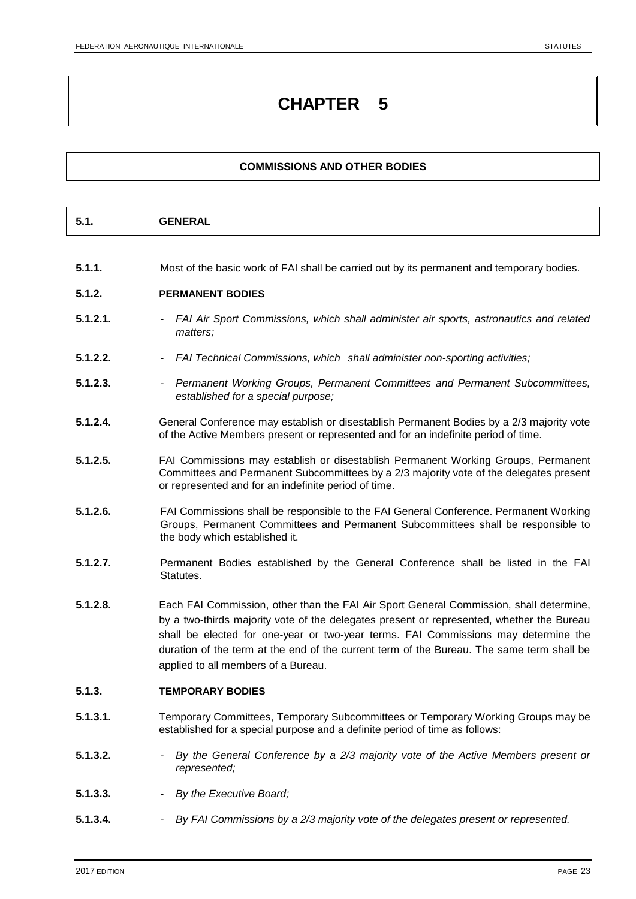# CHAPTER 5

## COMMISSIONS AND OTHER BODIES

### 5.1. GENERAL

**5.1.1.** Most of the basic work of FAI shall be carried out by its permanent and temporary bodies.

**5.1.2. PERMANENT BODIES**

**5.1.2.1.** - *FAI Air Sport Commissions, which shall administer air sports, astronautics and related matters;*

**5.1.2.2.** - *FAI Technical Commissions, which shall administer non-sporting activities;*

**5.1.2.3.** - *Permanent Working Groups, Permanent Committees and Permanent Subcommittees, established for a special purpose;*

**5.1.2.4.** General Conference may establish or disestablish Permanent Bodies by a 2/3 majority vote of the Active Members present or represented and for an indefinite period of time.

**5.1.2.5.** FAI Commissions may establish or disestablish Permanent Working Groups, Permanent Committees and Permanent Subcommittees by a 2/3 majority vote of the delegates present or represented and for an indefinite period of time.

**5.1.2.6.** FAI Commissions shall be responsible to the FAI General Conference. Permanent Working Groups, Permanent Committees and Permanent Subcommittees shall be responsible to the body which established it.

**5.1.2.7.** Permanent Bodies established by the General Conference shall be listed in the FAI Statutes.

**5.1.2.8.** Each FAI Commission, other than the FAI Air Sport General Commission, shall determine, by a two-thirds majority vote of the delegates present or represented, whether the Bureau shall be elected for one-year or two-year terms. FAI Commissions may determine the duration of the term at the end of the current term of the Bureau. The same term shall be applied to all members of a Bureau.

**5.1.3. TEMPORARY BODIES**

**5.1.3.1.** Temporary Committees, Temporary Subcommittees or Temporary Working Groups may be established for a special purpose and a definite period of time as follows:

**5.1.3.2.** - *By the General Conference by a 2/3 majority vote of the Active Members present or represented;*

**5.1.3.3.** - *By the Executive Board;*

**5.1.3.4.** - *By FAI Commissions by a 2/3 majority vote of the delegates present or represented.*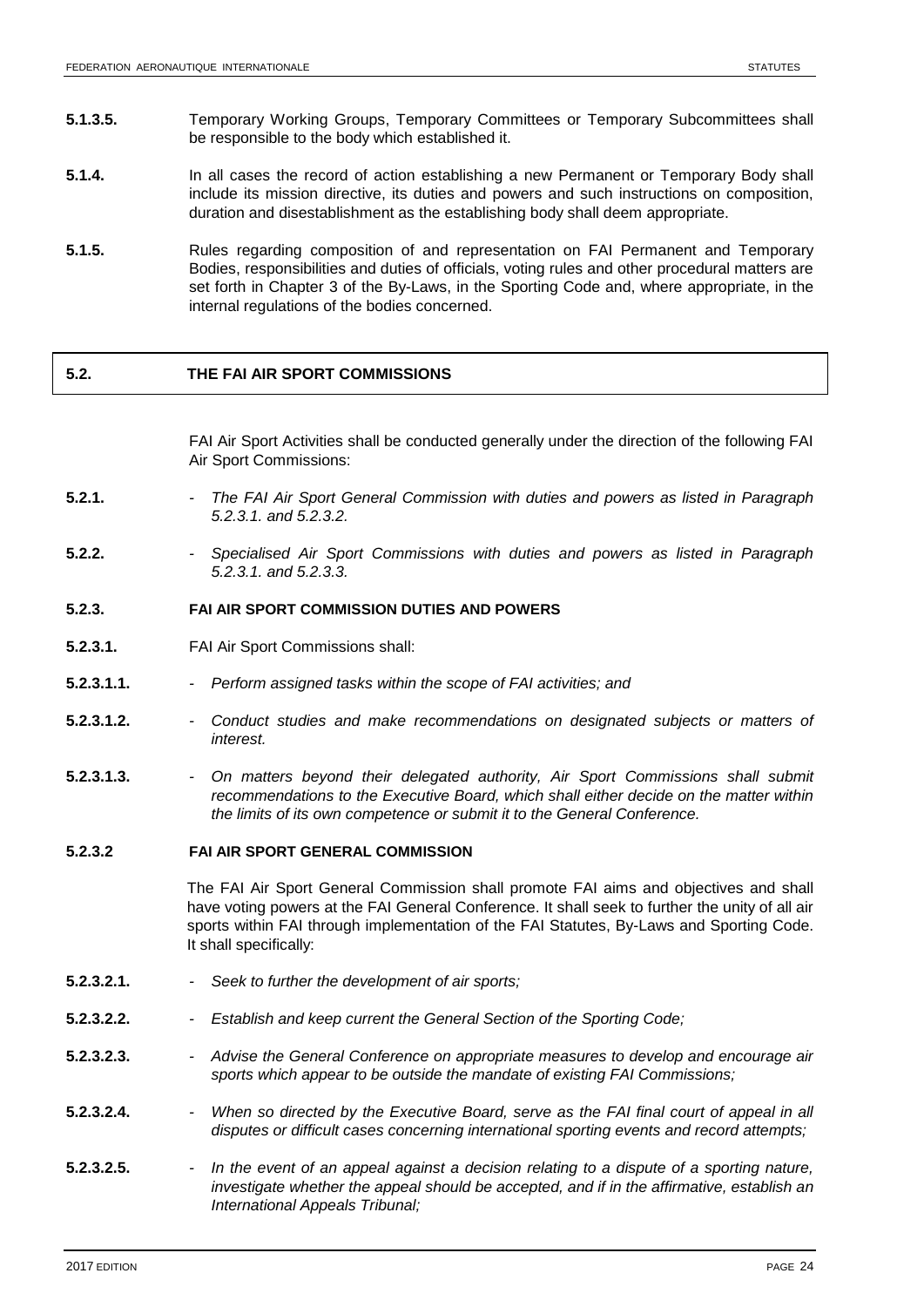**5.1.3.5.** Temporary Working Groups, Temporary Committees or Temporary Subcommittees shall be responsible to the body which established it.

**5.1.4.** In all cases the record of action establishing a new Permanent or Temporary Body shall include its mission directive, its duties and powers and such instructions on composition, duration and disestablishment as the establishing body shall deem appropriate.

**5.1.5.** Rules regarding composition of and representation on FAI Permanent and Temporary Bodies, responsibilities and duties of officials, voting rules and other procedural matters are set forth in Chapter 3 of the By-Laws, in the Sporting Code and, where appropriate, in the internal regulations of the bodies concerned.

## 5.2. THE FAI AIR SPORT COMMISSIONS

FAI Air Sport Activities shall be conducted generally under the direction of the following FAI Air Sport Commissions:

**5.2.1.** - *The FAI Air Sport General Commission with duties and powers as listed in Paragraph 5.2.3.1. and 5.2.3.2.*

**5.2.2.** - *Specialised Air Sport Commissions with duties and powers as listed in Paragraph 5.2.3.1. and 5.2.3.3.*

### 5.2.3. FAI AIR SPORT COMMISSION DUTIES AND POWERS

**5.2.3.1.** FAI Air Sport Commissions shall:

**5.2.3.1.1.** - *Perform assigned tasks within the scope of FAI activities; and*

**5.2.3.1.2.** - *Conduct studies and make recommendations on designated subjects or matters of interest.*

**5.2.3.1.3.** - *On matters beyond their delegated authority, Air Sport Commissions shall submit recommendations to the Executive Board, which shall either decide on the matter within the limits of its own competence or submit it to the General Conference.*

### 5.2.3.2 FAI AIR SPORT GENERAL COMMISSION

The FAI Air Sport General Commission shall promote FAI aims and objectives and shall have voting powers at the FAI General Conference. It shall seek to further the unity of all air sports within FAI through implementation of the FAI Statutes, By-Laws and Sporting Code. It shall specifically:

**5.2.3.2.1.** - *Seek to further the development of air sports;*

**5.2.3.2.2.** - *Establish and keep current the General Section of the Sporting Code;*

**5.2.3.2.3.** - *Advise the General Conference on appropriate measures to develop and encourage air sports which appear to be outside the mandate of existing FAI Commissions;*

**5.2.3.2.4.** - *When so directed by the Executive Board, serve as the FAI final court of appeal in all disputes or difficult cases concerning international sporting events and record attempts;*

**5.2.3.2.5.** - *In the event of an appeal against a decision relating to a dispute of a sporting nature, investigate whether the appeal should be accepted, and if in the affirmative, establish an International Appeals Tribunal;*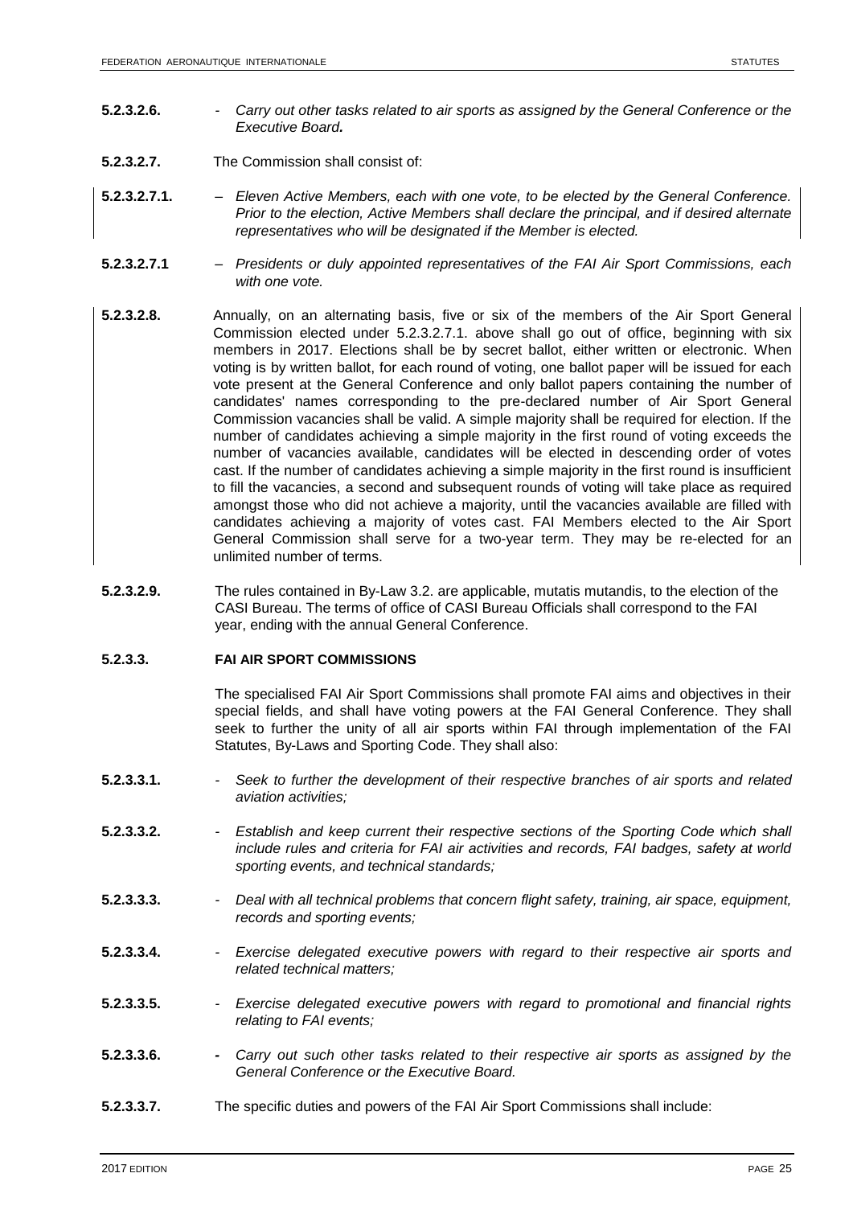**5.2.3.2.6.** - *Carry out other tasks related to air sports as assigned by the General Conference or the Executive Board.*

**5.2.3.2.7.** The Commission shall consist of:

**5.2.3.2.7.1.** – *Eleven Active Members, each with one vote, to be elected by the General Conference. Prior to the election, Active Members shall declare the principal, and if desired alternate representatives who will be designated if the Member is elected.*

**5.2.3.2.7.1** – *Presidents or duly appointed representatives of the FAI Air Sport Commissions, each with one vote.*

**5.2.3.2.8.** Annually, on an alternating basis, five or six of the members of the Air Sport General Commission elected under 5.2.3.2.7.1. above shall go out of office, beginning with six members in 2017. Elections shall be by secret ballot, either written or electronic. When voting is by written ballot, for each round of voting, one ballot paper will be issued for each vote present at the General Conference and only ballot papers containing the number of candidates' names corresponding to the pre-declared number of Air Sport General Commission vacancies shall be valid. A simple majority shall be required for election. If the number of candidates achieving a simple majority in the first round of voting exceeds the number of vacancies available, candidates will be elected in descending order of votes cast. If the number of candidates achieving a simple majority in the first round is insufficient to fill the vacancies, a second and subsequent rounds of voting will take place as required amongst those who did not achieve a majority, until the vacancies available are filled with candidates achieving a majority of votes cast. FAI Members elected to the Air Sport General Commission shall serve for a two-year term. They may be re-elected for an unlimited number of terms.

**5.2.3.2.9.** The rules contained in By-Law 3.2. are applicable, mutatis mutandis, to the election of the CASI Bureau. The terms of office of CASI Bureau Officials shall correspond to the FAI year, ending with the annual General Conference.

### 5.2.3.3. FAI AIR SPORT COMMISSIONS

The specialised FAI Air Sport Commissions shall promote FAI aims and objectives in their special fields, and shall have voting powers at the FAI General Conference. They shall seek to further the unity of all air sports within FAI through implementation of the FAI Statutes, By-Laws and Sporting Code. They shall also:

**5.2.3.3.1.** - *Seek to further the development of their respective branches of air sports and related aviation activities;*

**5.2.3.3.2.** - *Establish and keep current their respective sections of the Sporting Code which shall include rules and criteria for FAI air activities and records, FAI badges, safety at world sporting events, and technical standards;*

**5.2.3.3.3.** - *Deal with all technical problems that concern flight safety, training, air space, equipment, records and sporting events;*

**5.2.3.3.4.** - *Exercise delegated executive powers with regard to their respective air sports and related technical matters;*

**5.2.3.3.5.** - *Exercise delegated executive powers with regard to promotional and financial rights relating to FAI events;*

**5.2.3.3.6.** - *Carry out such other tasks related to their respective air sports as assigned by the General Conference or the Executive Board.*

**5.2.3.3.7.** The specific duties and powers of the FAI Air Sport Commissions shall include: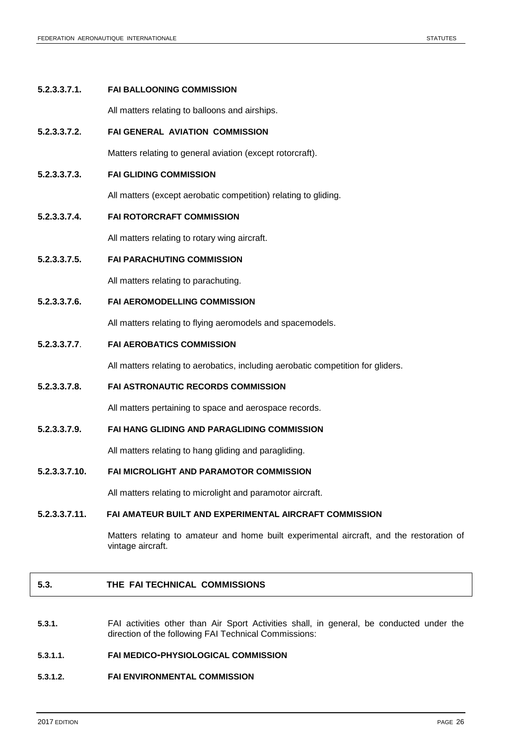**5.2.3.3.7.1. FAI BALLOONING COMMISSION**

All matters relating to balloons and airships.

**5.2.3.3.7.2. FAI GENERAL AVIATION COMMISSION**

Matters relating to general aviation (except rotorcraft).

**5.2.3.3.7.3. FAI GLIDING COMMISSION**

All matters (except aerobatic competition) relating to gliding.

**5.2.3.3.7.4. FAI ROTORCRAFT COMMISSION**

All matters relating to rotary wing aircraft.

**5.2.3.3.7.5. FAI PARACHUTING COMMISSION**

All matters relating to parachuting.

**5.2.3.3.7.6. FAI AEROMODELLING COMMISSION**

All matters relating to flying aeromodels and spacemodels.

**5.2.3.3.7.7. FAI AEROBATICS COMMISSION**

All matters relating to aerobatics, including aerobatic competition for gliders.

**5.2.3.3.7.8. FAI ASTRONAUTIC RECORDS COMMISSION**

All matters pertaining to space and aerospace records.

**5.2.3.3.7.9. FAI HANG GLIDING AND PARAGLIDING COMMISSION**

All matters relating to hang gliding and paragliding.

**5.2.3.3.7.10. FAI MICROLIGHT AND PARAMOTOR COMMISSION**

All matters relating to microlight and paramotor aircraft.

**5.2.3.3.7.11. FAI AMATEUR BUILT AND EXPERIMENTAL AIRCRAFT COMMISSION**

Matters relating to amateur and home built experimental aircraft, and the restoration of vintage aircraft.

## 5.3. THE FAI TECHNICAL COMMISSIONS

**5.3.1.** FAI activities other than Air Sport Activities shall, in general, be conducted under the direction of the following FAI Technical Commissions:

**5.3.1.1. FAI MEDICO-PHYSIOLOGICAL COMMISSION**

**5.3.1.2. FAI ENVIRONMENTAL COMMISSION**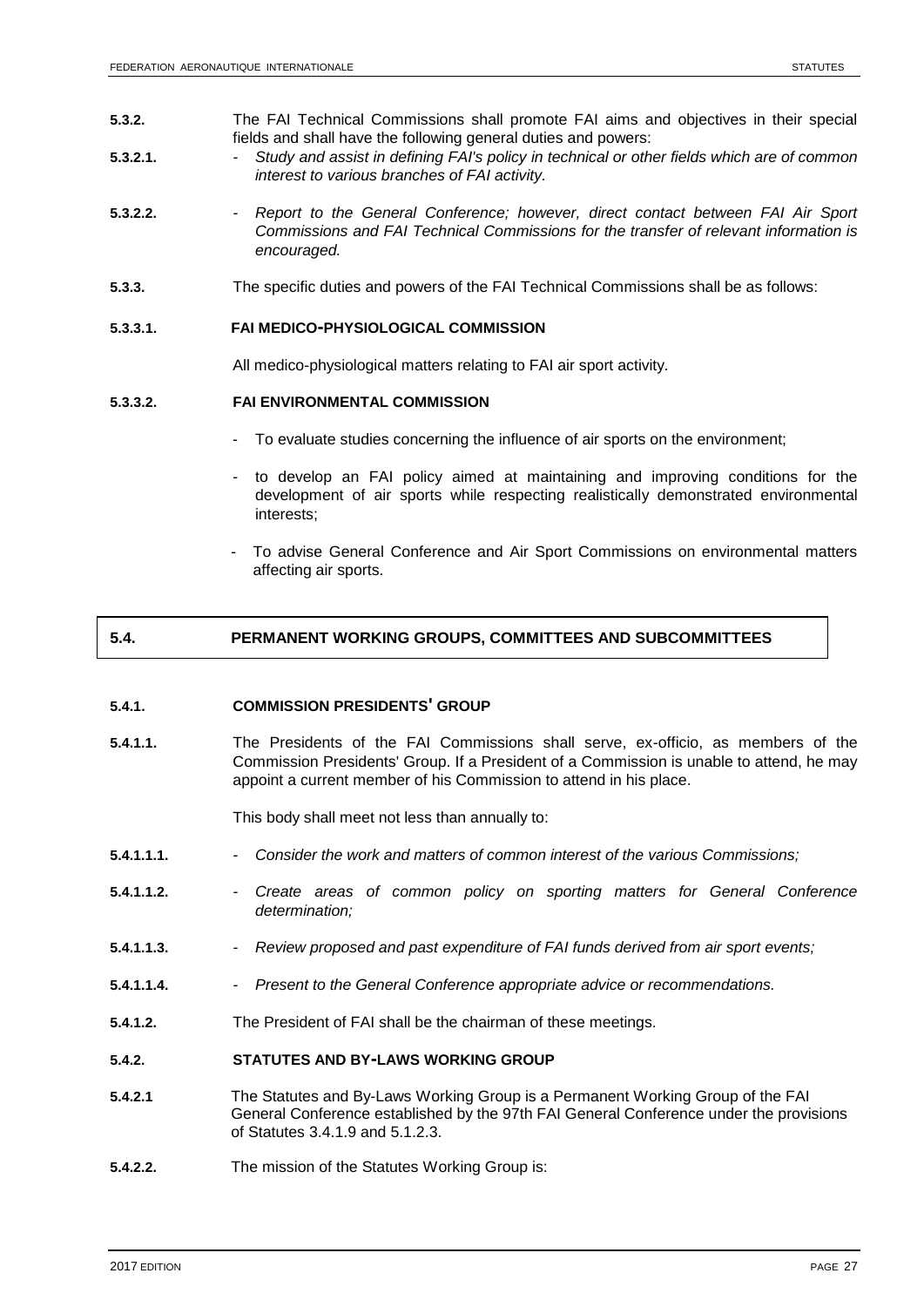**5.3.2.** The FAI Technical Commissions shall promote FAI aims and objectives in their special fields and shall have the following general duties and powers:

**5.3.2.1.** - *Study and assist in defining FAI's policy in technical or other fields which are of common interest to various branches of FAI activity.*

**5.3.2.2.** - *Report to the General Conference; however, direct contact between FAI Air Sport Commissions and FAI Technical Commissions for the transfer of relevant information is encouraged.*

**5.3.3.** The specific duties and powers of the FAI Technical Commissions shall be as follows:

**5.3.3.1. FAI MEDICO-PHYSIOLOGICAL COMMISSION**

All medico-physiological matters relating to FAI air sport activity.

**5.3.3.2. FAI ENVIRONMENTAL COMMISSION**

- To evaluate studies concerning the influence of air sports on the environment;
- to develop an FAI policy aimed at maintaining and improving conditions for the development of air sports while respecting realistically demonstrated environmental interests;
- To advise General Conference and Air Sport Commissions on environmental matters affecting air sports.

## 5.4. PERMANENT WORKING GROUPS, COMMITTEES AND SUBCOMMITTEES

**5.4.1. COMMISSION PRESIDENTS' GROUP**

**5.4.1.1.** The Presidents of the FAI Commissions shall serve, ex-officio, as members of the Commission Presidents' Group. If a President of a Commission is unable to attend, he may appoint a current member of his Commission to attend in his place.

This body shall meet not less than annually to:

**5.4.1.1.1.** - *Consider the work and matters of common interest of the various Commissions;*

**5.4.1.1.2.** - *Create areas of common policy on sporting matters for General Conference determination;*

**5.4.1.1.3.** - *Review proposed and past expenditure of FAI funds derived from air sport events;*

**5.4.1.1.4.** - *Present to the General Conference appropriate advice or recommendations.*

**5.4.1.2.** The President of FAI shall be the chairman of these meetings.

**5.4.2. STATUTES AND BY-LAWS WORKING GROUP**

**5.4.2.1** The Statutes and By-Laws Working Group is a Permanent Working Group of the FAI General Conference established by the 97th FAI General Conference under the provisions of Statutes 3.4.1.9 and 5.1.2.3.

**5.4.2.2.** The mission of the Statutes Working Group is: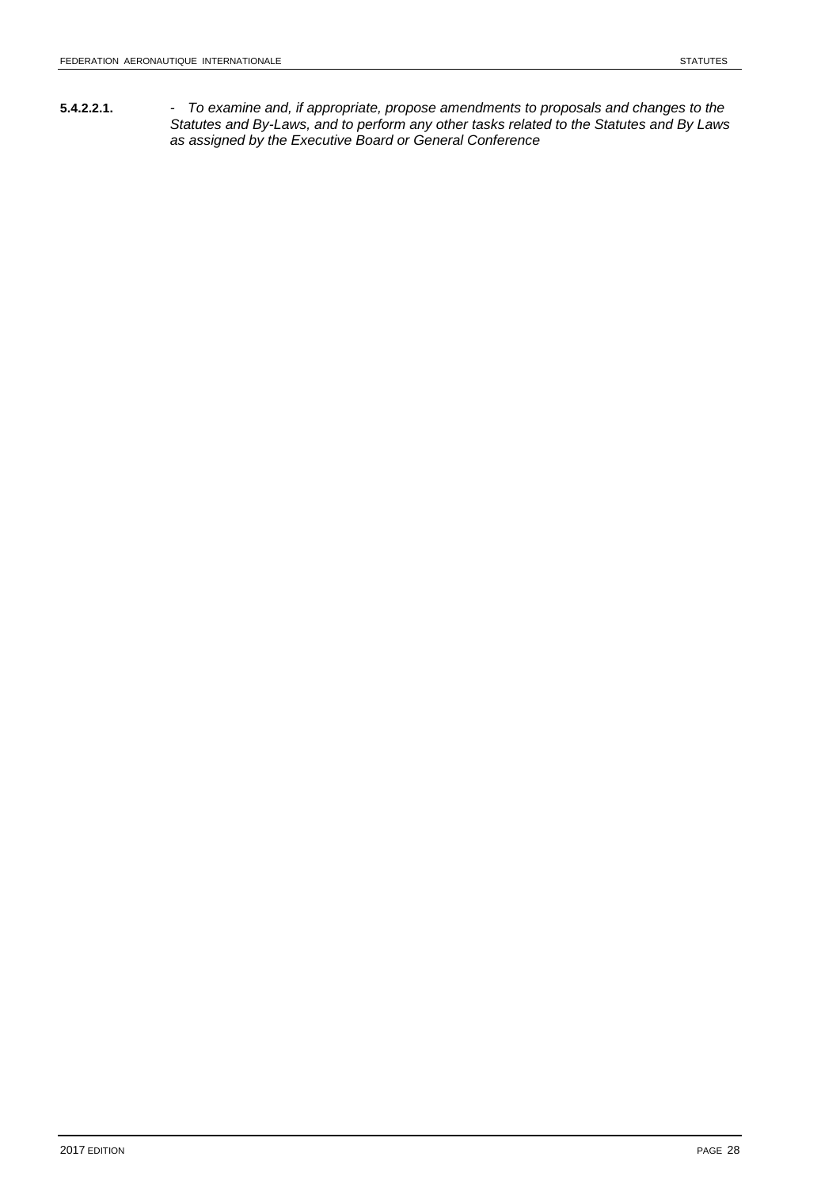**5.4.2.2.1.** - *To examine and, if appropriate, propose amendments to proposals and changes to the Statutes and By-Laws, and to perform any other tasks related to the Statutes and By Laws as assigned by the Executive Board or General Conference*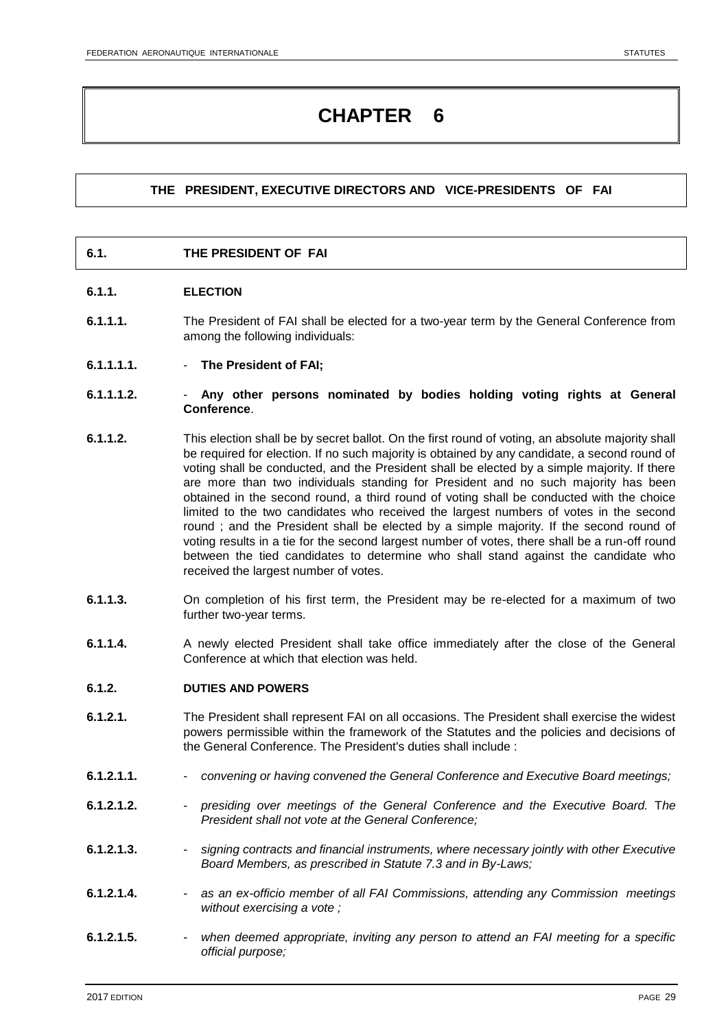# CHAPTER 6

## THE PRESIDENT, EXECUTIVE DIRECTORS AND VICE-PRESIDENTS OF FAI

### 6.1. THE PRESIDENT OF FAI

#### 6.1.1. ELECTION

**6.1.1.1.** The President of FAI shall be elected for a two-year term by the General Conference from among the following individuals:

**6.1.1.1.1.** - **The President of FAI;**

**6.1.1.1.2.** - **Any other persons nominated by bodies holding voting rights at General Conference**.

**6.1.1.2.** This election shall be by secret ballot. On the first round of voting, an absolute majority shall be required for election. If no such majority is obtained by any candidate, a second round of voting shall be conducted, and the President shall be elected by a simple majority. If there are more than two individuals standing for President and no such majority has been obtained in the second round, a third round of voting shall be conducted with the choice limited to the two candidates who received the largest numbers of votes in the second round ; and the President shall be elected by a simple majority. If the second round of voting results in a tie for the second largest number of votes, there shall be a run-off round between the tied candidates to determine who shall stand against the candidate who received the largest number of votes.

**6.1.1.3.** On completion of his first term, the President may be re-elected for a maximum of two further two-year terms.

**6.1.1.4.** A newly elected President shall take office immediately after the close of the General Conference at which that election was held.

#### 6.1.2. DUTIES AND POWERS

**6.1.2.1.** The President shall represent FAI on all occasions. The President shall exercise the widest powers permissible within the framework of the Statutes and the policies and decisions of the General Conference. The President's duties shall include :

**6.1.2.1.1.** - *convening or having convened the General Conference and Executive Board meetings;*

**6.1.2.1.2.** - *presiding over meetings of the General Conference and the Executive Board.* T*he President shall not vote at the General Conference;*

**6.1.2.1.3.** - *signing contracts and financial instruments, where necessary jointly with other Executive Board Members, as prescribed in Statute 7.3 and in By-Laws;*

**6.1.2.1.4.** - *as an ex-officio member of all FAI Commissions, attending any Commission meetings without exercising a vote ;*

**6.1.2.1.5.** - *when deemed appropriate, inviting any person to attend an FAI meeting for a specific official purpose;*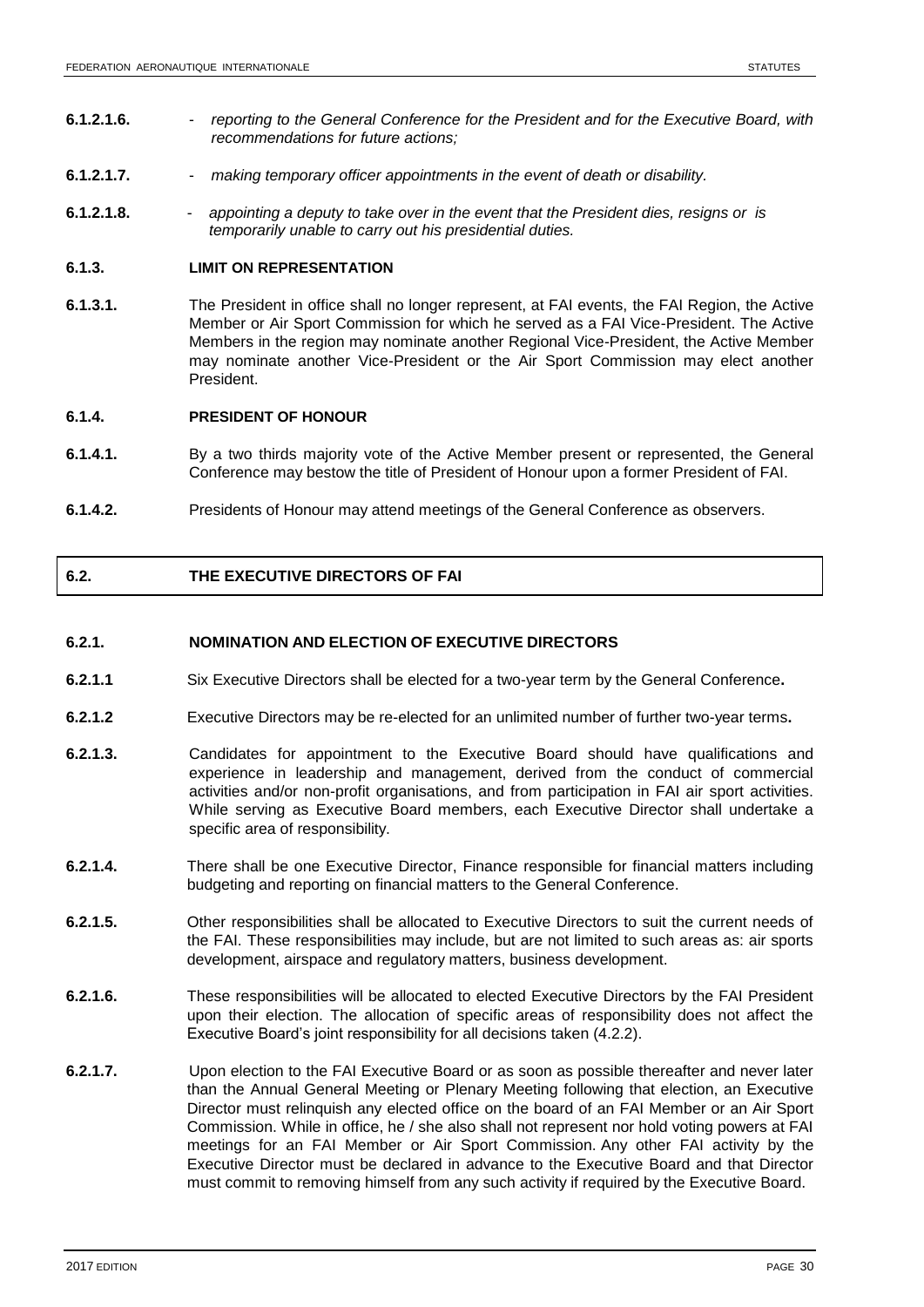**6.1.2.1.6.** - *reporting to the General Conference for the President and for the Executive Board, with recommendations for future actions;*

**6.1.2.1.7.** - *making temporary officer appointments in the event of death or disability.*

**6.1.2.1.8.** - *appointing a deputy to take over in the event that the President dies, resigns or is temporarily unable to carry out his presidential duties.*

#### 6.1.3. LIMIT ON REPRESENTATION

**6.1.3.1.** The President in office shall no longer represent, at FAI events, the FAI Region, the Active Member or Air Sport Commission for which he served as a FAI Vice-President. The Active Members in the region may nominate another Regional Vice-President, the Active Member may nominate another Vice-President or the Air Sport Commission may elect another President.

#### 6.1.4. PRESIDENT OF HONOUR

**6.1.4.1.** By a two thirds majority vote of the Active Member present or represented, the General Conference may bestow the title of President of Honour upon a former President of FAI.

**6.1.4.2.** Presidents of Honour may attend meetings of the General Conference as observers.

## 6.2. THE EXECUTIVE DIRECTORS OF FAI

#### 6.2.1. NOMINATION AND ELECTION OF EXECUTIVE DIRECTORS

**6.2.1.1** Six Executive Directors shall be elected for a two-year term by the General Conference**.**

**6.2.1.2** Executive Directors may be re-elected for an unlimited number of further two-year terms**.**

**6.2.1.3.** Candidates for appointment to the Executive Board should have qualifications and experience in leadership and management, derived from the conduct of commercial activities and/or non-profit organisations, and from participation in FAI air sport activities. While serving as Executive Board members, each Executive Director shall undertake a specific area of responsibility.

**6.2.1.4.** There shall be one Executive Director, Finance responsible for financial matters including budgeting and reporting on financial matters to the General Conference.

**6.2.1.5.** Other responsibilities shall be allocated to Executive Directors to suit the current needs of the FAI. These responsibilities may include, but are not limited to such areas as: air sports development, airspace and regulatory matters, business development.

**6.2.1.6.** These responsibilities will be allocated to elected Executive Directors by the FAI President upon their election. The allocation of specific areas of responsibility does not affect the Executive Board's joint responsibility for all decisions taken (4.2.2).

**6.2.1.7.** Upon election to the FAI Executive Board or as soon as possible thereafter and never later than the Annual General Meeting or Plenary Meeting following that election, an Executive Director must relinquish any elected office on the board of an FAI Member or an Air Sport Commission. While in office, he / she also shall not represent nor hold voting powers at FAI meetings for an FAI Member or Air Sport Commission. Any other FAI activity by the Executive Director must be declared in advance to the Executive Board and that Director must commit to removing himself from any such activity if required by the Executive Board.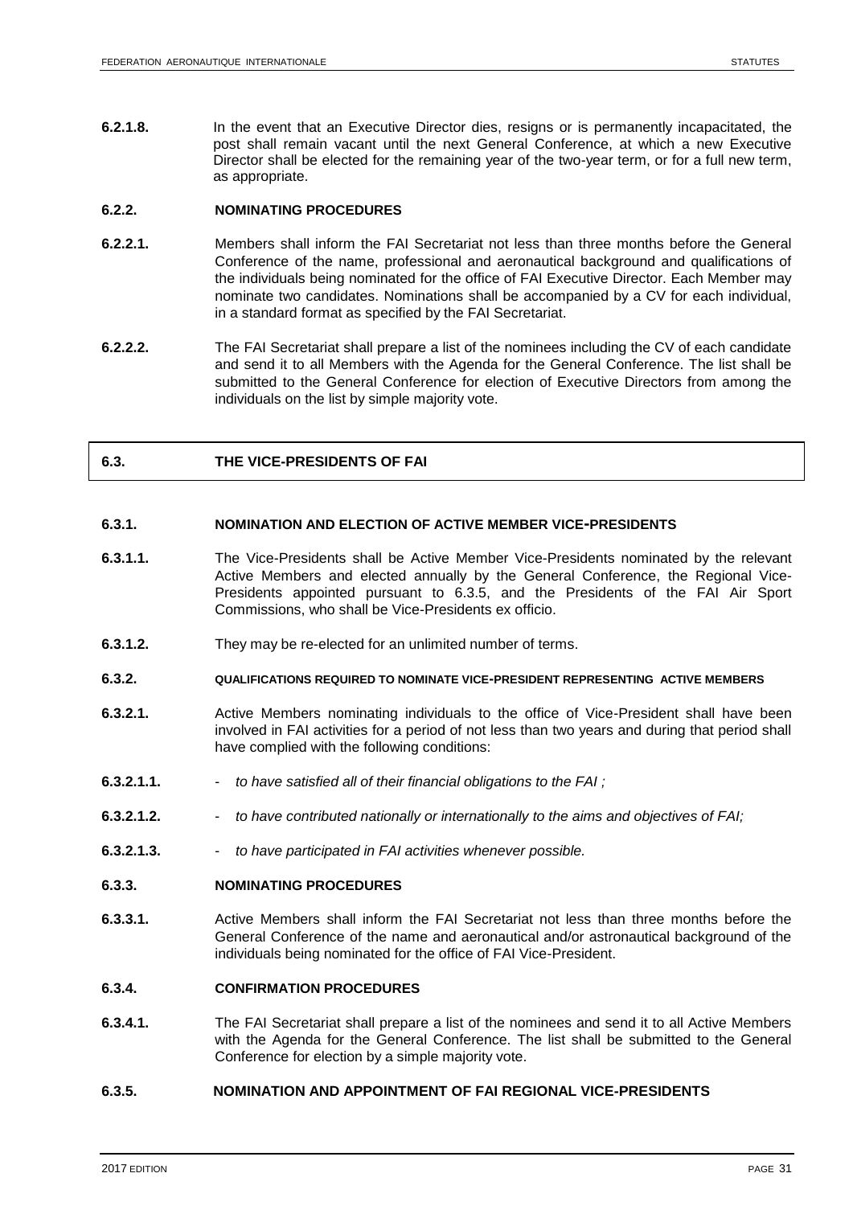**6.2.1.8.** In the event that an Executive Director dies, resigns or is permanently incapacitated, the post shall remain vacant until the next General Conference, at which a new Executive Director shall be elected for the remaining year of the two-year term, or for a full new term, as appropriate.

### 6.2.2. NOMINATING PROCEDURES

**6.2.2.1.** Members shall inform the FAI Secretariat not less than three months before the General Conference of the name, professional and aeronautical background and qualifications of the individuals being nominated for the office of FAI Executive Director. Each Member may nominate two candidates. Nominations shall be accompanied by a CV for each individual, in a standard format as specified by the FAI Secretariat.

**6.2.2.2.** The FAI Secretariat shall prepare a list of the nominees including the CV of each candidate and send it to all Members with the Agenda for the General Conference. The list shall be submitted to the General Conference for election of Executive Directors from among the individuals on the list by simple majority vote.

## 6.3. THE VICE-PRESIDENTS OF FAI

### 6.3.1. NOMINATION AND ELECTION OF ACTIVE MEMBER VICE-PRESIDENTS

**6.3.1.1.** The Vice-Presidents shall be Active Member Vice-Presidents nominated by the relevant Active Members and elected annually by the General Conference, the Regional Vice-Presidents appointed pursuant to 6.3.5, and the Presidents of the FAI Air Sport Commissions, who shall be Vice-Presidents ex officio.

**6.3.1.2.** They may be re-elected for an unlimited number of terms.

### 6.3.2. QUALIFICATIONS REQUIRED TO NOMINATE VICE-PRESIDENT REPRESENTING ACTIVE MEMBERS

**6.3.2.1.** Active Members nominating individuals to the office of Vice-President shall have been involved in FAI activities for a period of not less than two years and during that period shall have complied with the following conditions:

**6.3.2.1.1.** - *to have satisfied all of their financial obligations to the FAI ;*

**6.3.2.1.2.** - *to have contributed nationally or internationally to the aims and objectives of FAI;*

**6.3.2.1.3.** - *to have participated in FAI activities whenever possible.*

### 6.3.3. NOMINATING PROCEDURES

**6.3.3.1.** Active Members shall inform the FAI Secretariat not less than three months before the General Conference of the name and aeronautical and/or astronautical background of the individuals being nominated for the office of FAI Vice-President.

### 6.3.4. CONFIRMATION PROCEDURES

**6.3.4.1.** The FAI Secretariat shall prepare a list of the nominees and send it to all Active Members with the Agenda for the General Conference. The list shall be submitted to the General Conference for election by a simple majority vote.

### 6.3.5. NOMINATION AND APPOINTMENT OF FAI REGIONAL VICE-PRESIDENTS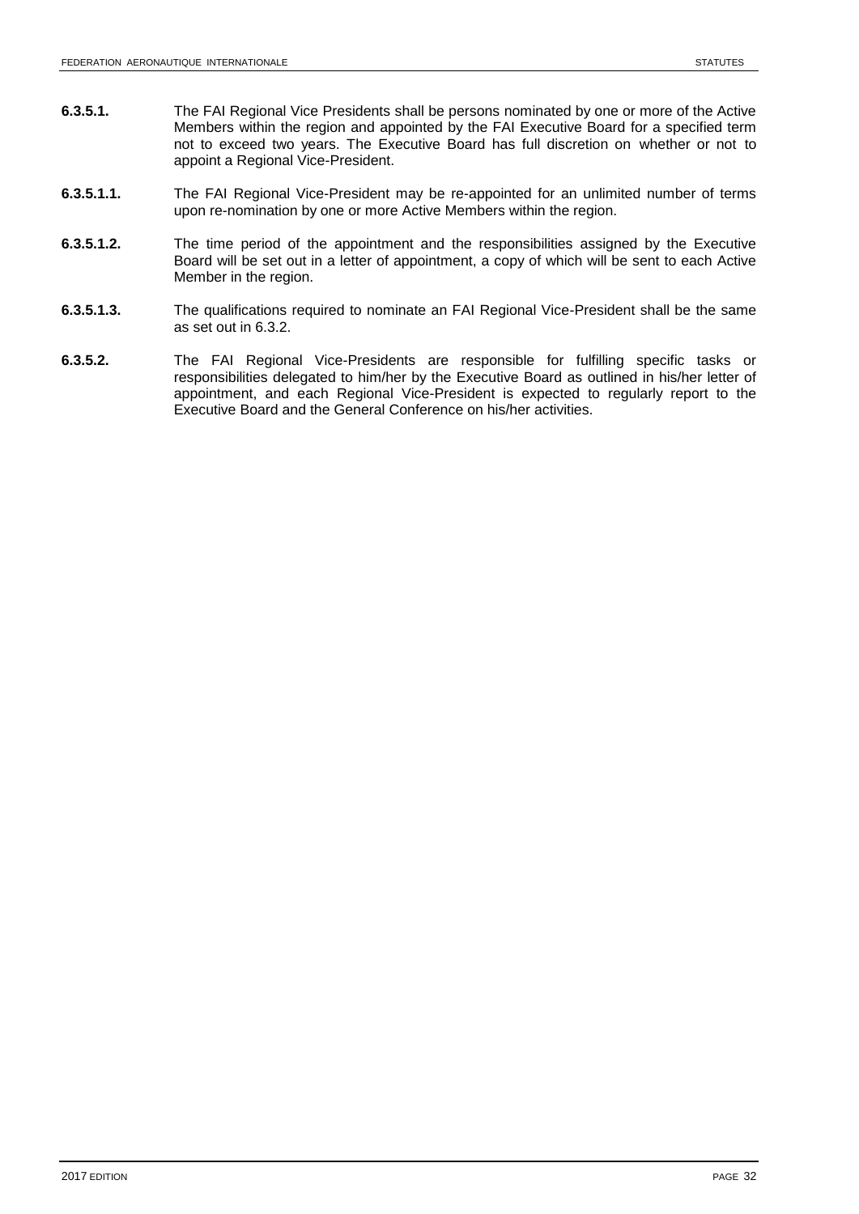**6.3.5.1.** The FAI Regional Vice Presidents shall be persons nominated by one or more of the Active Members within the region and appointed by the FAI Executive Board for a specified term not to exceed two years. The Executive Board has full discretion on whether or not to appoint a Regional Vice-President.

**6.3.5.1.1.** The FAI Regional Vice-President may be re-appointed for an unlimited number of terms upon re-nomination by one or more Active Members within the region.

**6.3.5.1.2.** The time period of the appointment and the responsibilities assigned by the Executive Board will be set out in a letter of appointment, a copy of which will be sent to each Active Member in the region.

**6.3.5.1.3.** The qualifications required to nominate an FAI Regional Vice-President shall be the same as set out in 6.3.2.

**6.3.5.2.** The FAI Regional Vice-Presidents are responsible for fulfilling specific tasks or responsibilities delegated to him/her by the Executive Board as outlined in his/her letter of appointment, and each Regional Vice-President is expected to regularly report to the Executive Board and the General Conference on his/her activities.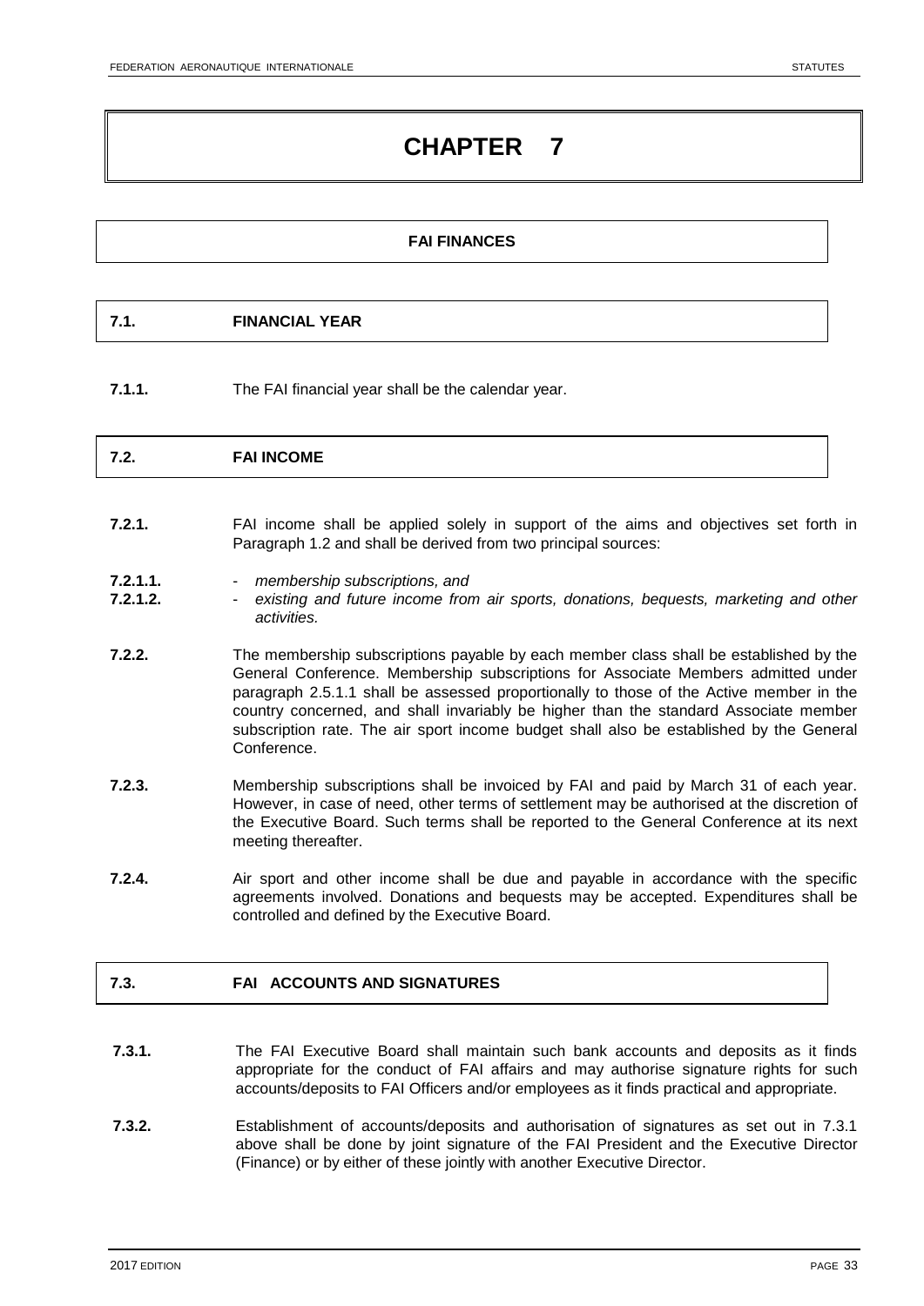# CHAPTER 7

## FAI FINANCES

### 7.1. FINANCIAL YEAR

**7.1.1.** The FAI financial year shall be the calendar year.

### 7.2. FAI INCOME

**7.2.1.** FAI income shall be applied solely in support of the aims and objectives set forth in Paragraph 1.2 and shall be derived from two principal sources:

**7.2.1.1.** - *membership subscriptions, and*
**7.2.1.2.** - *existing and future income from air sports, donations, bequests, marketing and other activities.*

**7.2.2.** The membership subscriptions payable by each member class shall be established by the General Conference. Membership subscriptions for Associate Members admitted under paragraph 2.5.1.1 shall be assessed proportionally to those of the Active member in the country concerned, and shall invariably be higher than the standard Associate member subscription rate. The air sport income budget shall also be established by the General Conference.

**7.2.3.** Membership subscriptions shall be invoiced by FAI and paid by March 31 of each year. However, in case of need, other terms of settlement may be authorised at the discretion of the Executive Board. Such terms shall be reported to the General Conference at its next meeting thereafter.

**7.2.4.** Air sport and other income shall be due and payable in accordance with the specific agreements involved. Donations and bequests may be accepted. Expenditures shall be controlled and defined by the Executive Board.

### 7.3. FAI ACCOUNTS AND SIGNATURES

**7.3.1.** The FAI Executive Board shall maintain such bank accounts and deposits as it finds appropriate for the conduct of FAI affairs and may authorise signature rights for such accounts/deposits to FAI Officers and/or employees as it finds practical and appropriate.

**7.3.2.** Establishment of accounts/deposits and authorisation of signatures as set out in 7.3.1 above shall be done by joint signature of the FAI President and the Executive Director (Finance) or by either of these jointly with another Executive Director.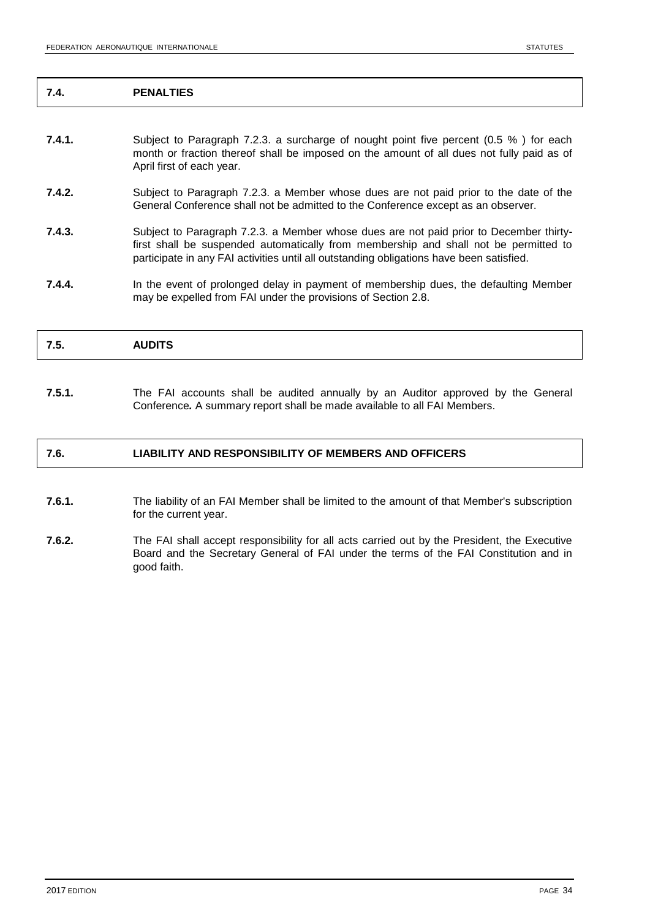## 7.4. PENALTIES

**7.4.1.** Subject to Paragraph 7.2.3. a surcharge of nought point five percent (0.5 % ) for each month or fraction thereof shall be imposed on the amount of all dues not fully paid as of April first of each year.

**7.4.2.** Subject to Paragraph 7.2.3. a Member whose dues are not paid prior to the date of the General Conference shall not be admitted to the Conference except as an observer.

**7.4.3.** Subject to Paragraph 7.2.3. a Member whose dues are not paid prior to December thirty-first shall be suspended automatically from membership and shall not be permitted to participate in any FAI activities until all outstanding obligations have been satisfied.

**7.4.4.** In the event of prolonged delay in payment of membership dues, the defaulting Member may be expelled from FAI under the provisions of Section 2.8.

## 7.5. AUDITS

**7.5.1.** The FAI accounts shall be audited annually by an Auditor approved by the General Conference**.** A summary report shall be made available to all FAI Members.

## 7.6. LIABILITY AND RESPONSIBILITY OF MEMBERS AND OFFICERS

**7.6.1.** The liability of an FAI Member shall be limited to the amount of that Member's subscription for the current year.

**7.6.2.** The FAI shall accept responsibility for all acts carried out by the President, the Executive Board and the Secretary General of FAI under the terms of the FAI Constitution and in good faith.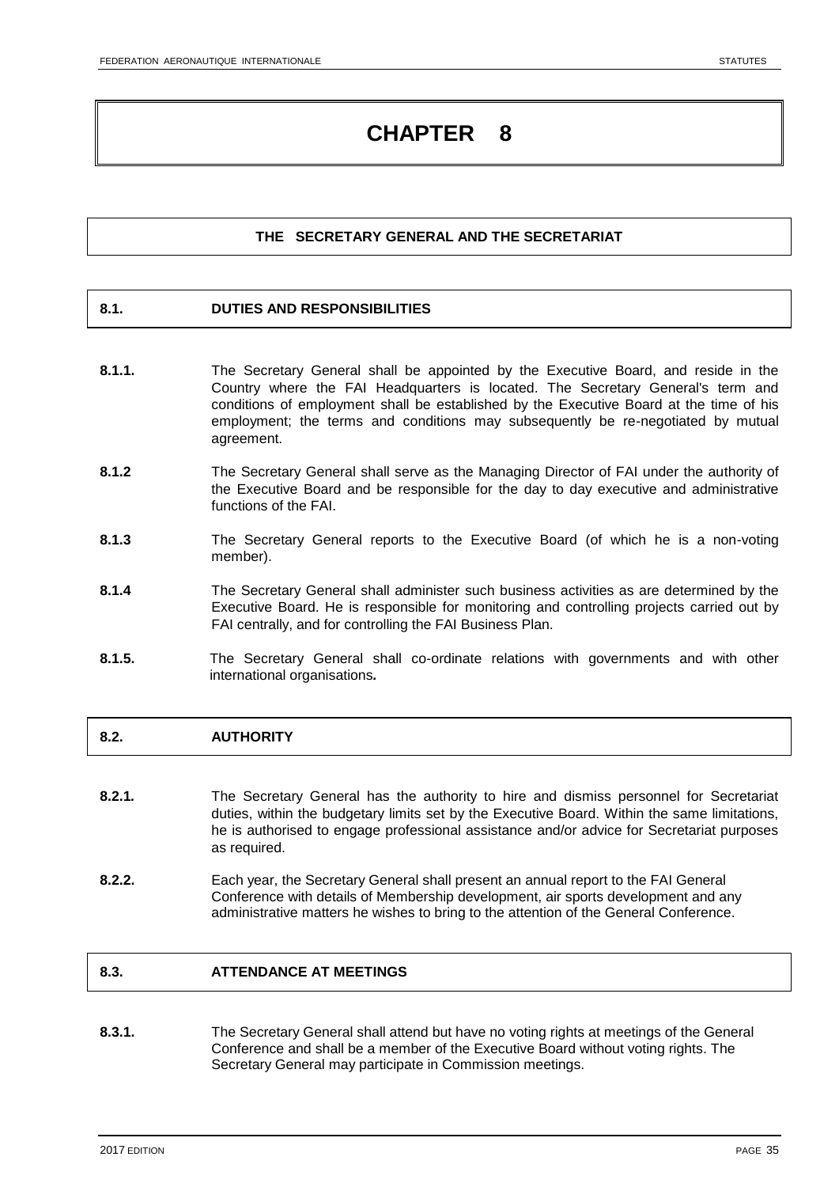# CHAPTER 8

## THE SECRETARY GENERAL AND THE SECRETARIAT

### 8.1. DUTIES AND RESPONSIBILITIES

**8.1.1.** The Secretary General shall be appointed by the Executive Board, and reside in the Country where the FAI Headquarters is located. The Secretary General's term and conditions of employment shall be established by the Executive Board at the time of his employment; the terms and conditions may subsequently be re-negotiated by mutual agreement.

**8.1.2** The Secretary General shall serve as the Managing Director of FAI under the authority of the Executive Board and be responsible for the day to day executive and administrative functions of the FAI.

**8.1.3** The Secretary General reports to the Executive Board (of which he is a non-voting member).

**8.1.4** The Secretary General shall administer such business activities as are determined by the Executive Board. He is responsible for monitoring and controlling projects carried out by FAI centrally, and for controlling the FAI Business Plan.

**8.1.5.** The Secretary General shall co-ordinate relations with governments and with other international organisations.

### 8.2. AUTHORITY

**8.2.1.** The Secretary General has the authority to hire and dismiss personnel for Secretariat duties, within the budgetary limits set by the Executive Board. Within the same limitations, he is authorised to engage professional assistance and/or advice for Secretariat purposes as required.

**8.2.2.** Each year, the Secretary General shall present an annual report to the FAI General Conference with details of Membership development, air sports development and any administrative matters he wishes to bring to the attention of the General Conference.

### 8.3. ATTENDANCE AT MEETINGS

**8.3.1.** The Secretary General shall attend but have no voting rights at meetings of the General Conference and shall be a member of the Executive Board without voting rights. The Secretary General may participate in Commission meetings.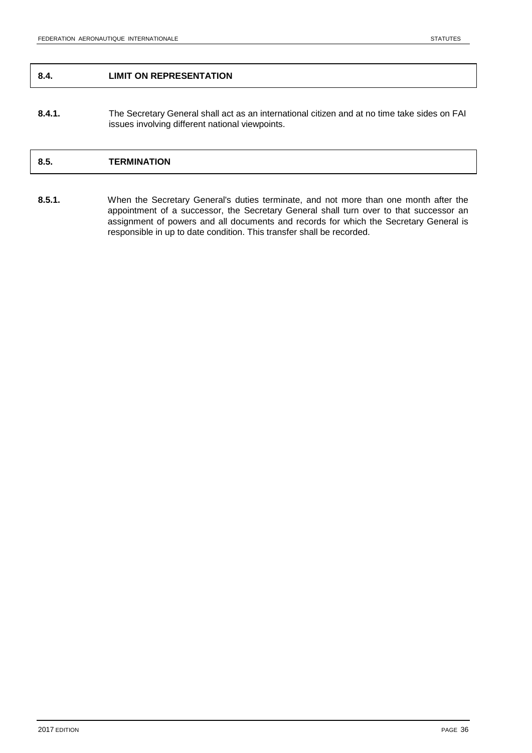## 8.4. LIMIT ON REPRESENTATION

**8.4.1.** The Secretary General shall act as an international citizen and at no time take sides on FAI issues involving different national viewpoints.

## 8.5. TERMINATION

**8.5.1.** When the Secretary General's duties terminate, and not more than one month after the appointment of a successor, the Secretary General shall turn over to that successor an assignment of powers and all documents and records for which the Secretary General is responsible in up to date condition. This transfer shall be recorded.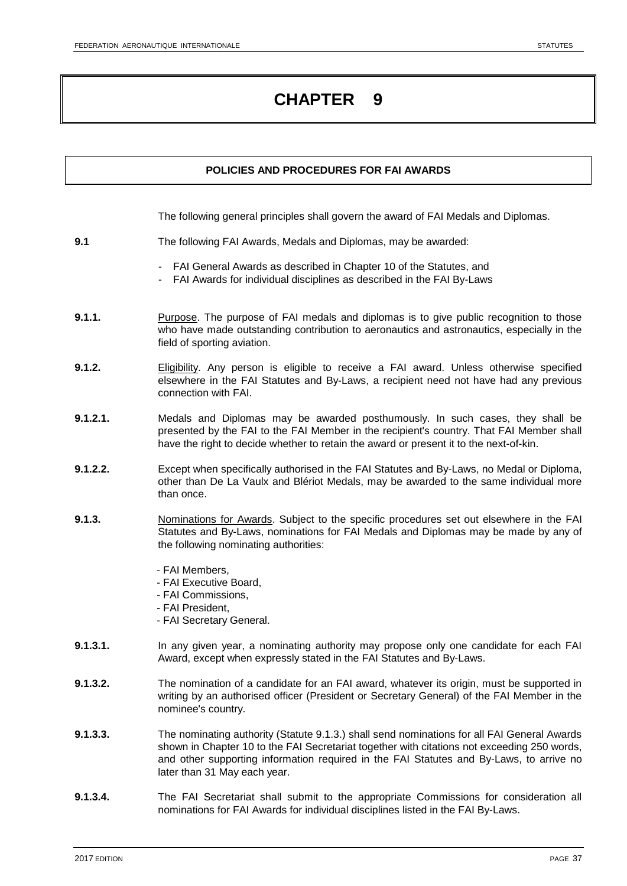# CHAPTER 9

## POLICIES AND PROCEDURES FOR FAI AWARDS

The following general principles shall govern the award of FAI Medals and Diplomas.

**9.1** The following FAI Awards, Medals and Diplomas, may be awarded:

- FAI General Awards as described in Chapter 10 of the Statutes, and
- FAI Awards for individual disciplines as described in the FAI By-Laws

**9.1.1.** Purpose. The purpose of FAI medals and diplomas is to give public recognition to those who have made outstanding contribution to aeronautics and astronautics, especially in the field of sporting aviation.

**9.1.2.** Eligibility. Any person is eligible to receive a FAI award. Unless otherwise specified elsewhere in the FAI Statutes and By-Laws, a recipient need not have had any previous connection with FAI.

**9.1.2.1.** Medals and Diplomas may be awarded posthumously. In such cases, they shall be presented by the FAI to the FAI Member in the recipient's country. That FAI Member shall have the right to decide whether to retain the award or present it to the next-of-kin.

**9.1.2.2.** Except when specifically authorised in the FAI Statutes and By-Laws, no Medal or Diploma, other than De La Vaulx and Blériot Medals, may be awarded to the same individual more than once.

**9.1.3.** Nominations for Awards. Subject to the specific procedures set out elsewhere in the FAI Statutes and By-Laws, nominations for FAI Medals and Diplomas may be made by any of the following nominating authorities:

- FAI Members,
- FAI Executive Board,
- FAI Commissions,
- FAI President,
- FAI Secretary General.

**9.1.3.1.** In any given year, a nominating authority may propose only one candidate for each FAI Award, except when expressly stated in the FAI Statutes and By-Laws.

**9.1.3.2.** The nomination of a candidate for an FAI award, whatever its origin, must be supported in writing by an authorised officer (President or Secretary General) of the FAI Member in the nominee's country.

**9.1.3.3.** The nominating authority (Statute 9.1.3.) shall send nominations for all FAI General Awards shown in Chapter 10 to the FAI Secretariat together with citations not exceeding 250 words, and other supporting information required in the FAI Statutes and By-Laws, to arrive no later than 31 May each year.

**9.1.3.4.** The FAI Secretariat shall submit to the appropriate Commissions for consideration all nominations for FAI Awards for individual disciplines listed in the FAI By-Laws.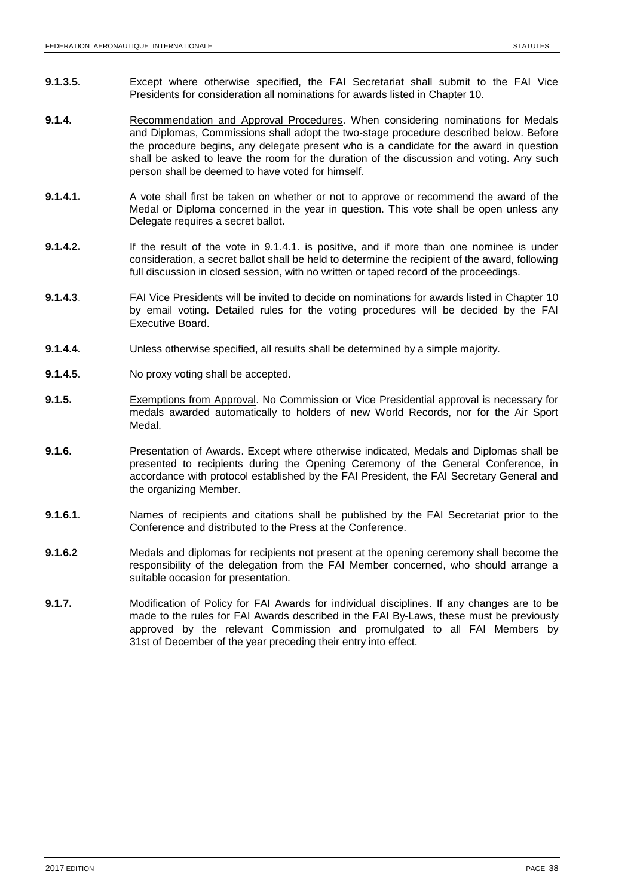**9.1.3.5.** Except where otherwise specified, the FAI Secretariat shall submit to the FAI Vice Presidents for consideration all nominations for awards listed in Chapter 10.

**9.1.4.** Recommendation and Approval Procedures. When considering nominations for Medals and Diplomas, Commissions shall adopt the two-stage procedure described below. Before the procedure begins, any delegate present who is a candidate for the award in question shall be asked to leave the room for the duration of the discussion and voting. Any such person shall be deemed to have voted for himself.

**9.1.4.1.** A vote shall first be taken on whether or not to approve or recommend the award of the Medal or Diploma concerned in the year in question. This vote shall be open unless any Delegate requires a secret ballot.

**9.1.4.2.** If the result of the vote in 9.1.4.1. is positive, and if more than one nominee is under consideration, a secret ballot shall be held to determine the recipient of the award, following full discussion in closed session, with no written or taped record of the proceedings.

**9.1.4.3**. FAI Vice Presidents will be invited to decide on nominations for awards listed in Chapter 10 by email voting. Detailed rules for the voting procedures will be decided by the FAI Executive Board.

**9.1.4.4.** Unless otherwise specified, all results shall be determined by a simple majority.

**9.1.4.5.** No proxy voting shall be accepted.

**9.1.5.** Exemptions from Approval. No Commission or Vice Presidential approval is necessary for medals awarded automatically to holders of new World Records, nor for the Air Sport Medal.

**9.1.6.** Presentation of Awards. Except where otherwise indicated, Medals and Diplomas shall be presented to recipients during the Opening Ceremony of the General Conference, in accordance with protocol established by the FAI President, the FAI Secretary General and the organizing Member.

**9.1.6.1.** Names of recipients and citations shall be published by the FAI Secretariat prior to the Conference and distributed to the Press at the Conference.

**9.1.6.2** Medals and diplomas for recipients not present at the opening ceremony shall become the responsibility of the delegation from the FAI Member concerned, who should arrange a suitable occasion for presentation.

**9.1.7.** Modification of Policy for FAI Awards for individual disciplines. If any changes are to be made to the rules for FAI Awards described in the FAI By-Laws, these must be previously approved by the relevant Commission and promulgated to all FAI Members by 31st of December of the year preceding their entry into effect.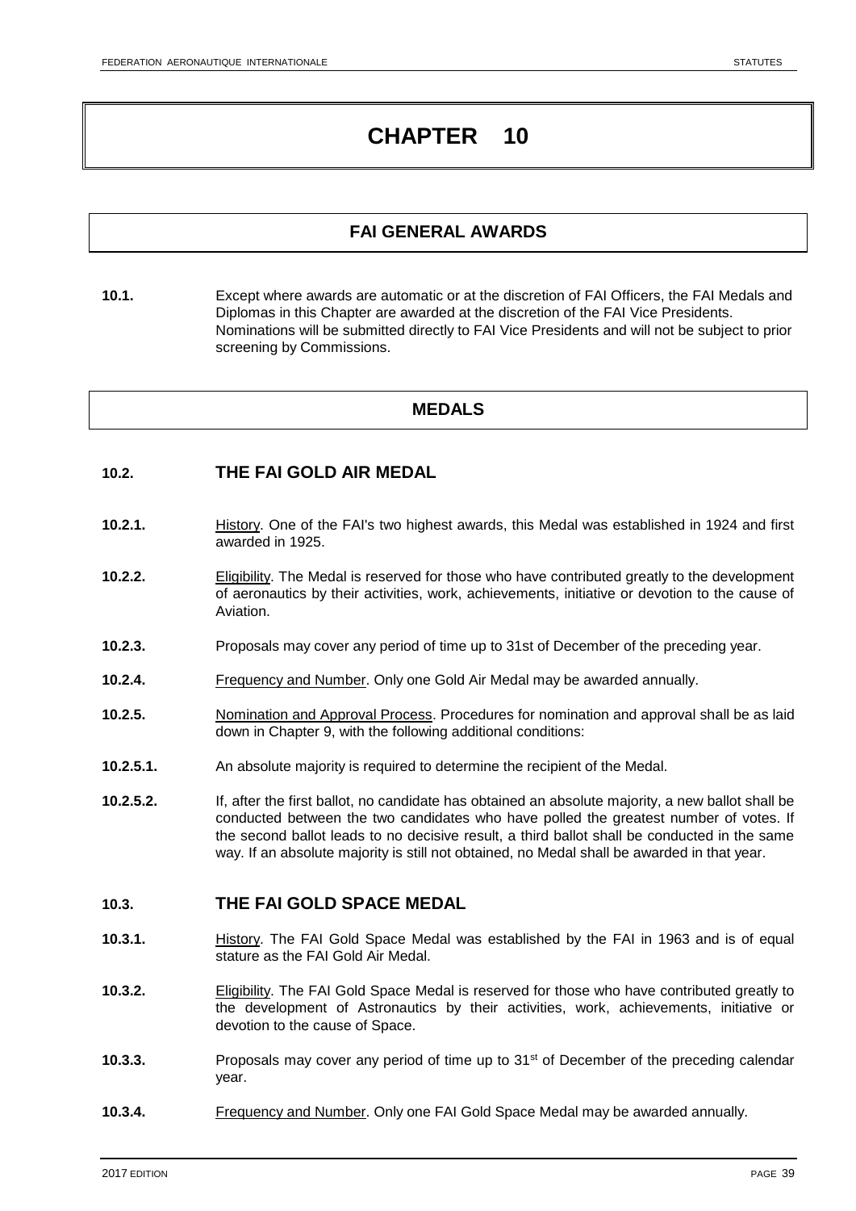# CHAPTER 10

## FAI GENERAL AWARDS

**10.1.** Except where awards are automatic or at the discretion of FAI Officers, the FAI Medals and Diplomas in this Chapter are awarded at the discretion of the FAI Vice Presidents. Nominations will be submitted directly to FAI Vice Presidents and will not be subject to prior screening by Commissions.

## MEDALS

### 10.2. THE FAI GOLD AIR MEDAL

**10.2.1.** History. One of the FAI's two highest awards, this Medal was established in 1924 and first awarded in 1925.

**10.2.2.** Eligibility. The Medal is reserved for those who have contributed greatly to the development of aeronautics by their activities, work, achievements, initiative or devotion to the cause of Aviation.

**10.2.3.** Proposals may cover any period of time up to 31st of December of the preceding year.

**10.2.4.** Frequency and Number. Only one Gold Air Medal may be awarded annually.

**10.2.5.** Nomination and Approval Process. Procedures for nomination and approval shall be as laid down in Chapter 9, with the following additional conditions:

**10.2.5.1.** An absolute majority is required to determine the recipient of the Medal.

**10.2.5.2.** If, after the first ballot, no candidate has obtained an absolute majority, a new ballot shall be conducted between the two candidates who have polled the greatest number of votes. If the second ballot leads to no decisive result, a third ballot shall be conducted in the same way. If an absolute majority is still not obtained, no Medal shall be awarded in that year.

### 10.3. THE FAI GOLD SPACE MEDAL

**10.3.1.** History. The FAI Gold Space Medal was established by the FAI in 1963 and is of equal stature as the FAI Gold Air Medal.

**10.3.2.** Eligibility. The FAI Gold Space Medal is reserved for those who have contributed greatly to the development of Astronautics by their activities, work, achievements, initiative or devotion to the cause of Space.

**10.3.3.** Proposals may cover any period of time up to 31st of December of the preceding calendar year.

**10.3.4.** Frequency and Number. Only one FAI Gold Space Medal may be awarded annually.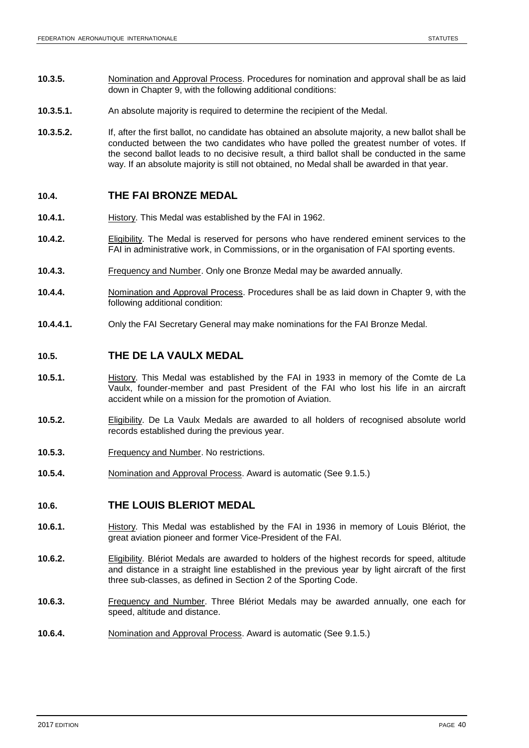**10.3.5.** Nomination and Approval Process. Procedures for nomination and approval shall be as laid down in Chapter 9, with the following additional conditions:

**10.3.5.1.** An absolute majority is required to determine the recipient of the Medal.

**10.3.5.2.** If, after the first ballot, no candidate has obtained an absolute majority, a new ballot shall be conducted between the two candidates who have polled the greatest number of votes. If the second ballot leads to no decisive result, a third ballot shall be conducted in the same way. If an absolute majority is still not obtained, no Medal shall be awarded in that year.

## 10.4. THE FAI BRONZE MEDAL

**10.4.1.** History. This Medal was established by the FAI in 1962.

**10.4.2.** Eligibility. The Medal is reserved for persons who have rendered eminent services to the FAI in administrative work, in Commissions, or in the organisation of FAI sporting events.

**10.4.3.** Frequency and Number. Only one Bronze Medal may be awarded annually.

**10.4.4.** Nomination and Approval Process. Procedures shall be as laid down in Chapter 9, with the following additional condition:

**10.4.4.1.** Only the FAI Secretary General may make nominations for the FAI Bronze Medal.

## 10.5. THE DE LA VAULX MEDAL

**10.5.1.** History. This Medal was established by the FAI in 1933 in memory of the Comte de La Vaulx, founder-member and past President of the FAI who lost his life in an aircraft accident while on a mission for the promotion of Aviation.

**10.5.2.** Eligibility. De La Vaulx Medals are awarded to all holders of recognised absolute world records established during the previous year.

**10.5.3.** Frequency and Number. No restrictions.

**10.5.4.** Nomination and Approval Process. Award is automatic (See 9.1.5.)

## 10.6. THE LOUIS BLERIOT MEDAL

**10.6.1.** History. This Medal was established by the FAI in 1936 in memory of Louis Blériot, the great aviation pioneer and former Vice-President of the FAI.

**10.6.2.** Eligibility. Blériot Medals are awarded to holders of the highest records for speed, altitude and distance in a straight line established in the previous year by light aircraft of the first three sub-classes, as defined in Section 2 of the Sporting Code.

**10.6.3.** Frequency and Number. Three Blériot Medals may be awarded annually, one each for speed, altitude and distance.

**10.6.4.** Nomination and Approval Process. Award is automatic (See 9.1.5.)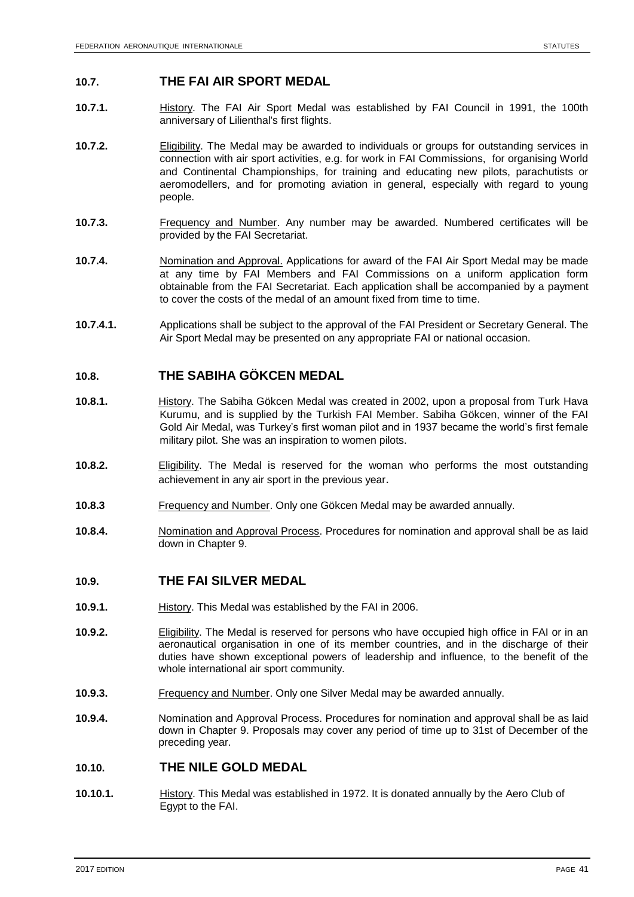## 10.7. THE FAI AIR SPORT MEDAL

**10.7.1.** History. The FAI Air Sport Medal was established by FAI Council in 1991, the 100th anniversary of Lilienthal's first flights.

**10.7.2.** Eligibility. The Medal may be awarded to individuals or groups for outstanding services in connection with air sport activities, e.g. for work in FAI Commissions, for organising World and Continental Championships, for training and educating new pilots, parachutists or aeromodellers, and for promoting aviation in general, especially with regard to young people.

**10.7.3.** Frequency and Number. Any number may be awarded. Numbered certificates will be provided by the FAI Secretariat.

**10.7.4.** Nomination and Approval. Applications for award of the FAI Air Sport Medal may be made at any time by FAI Members and FAI Commissions on a uniform application form obtainable from the FAI Secretariat. Each application shall be accompanied by a payment to cover the costs of the medal of an amount fixed from time to time.

**10.7.4.1.** Applications shall be subject to the approval of the FAI President or Secretary General. The Air Sport Medal may be presented on any appropriate FAI or national occasion.

## 10.8. THE SABIHA GÖKCEN MEDAL

**10.8.1.** History. The Sabiha Gökcen Medal was created in 2002, upon a proposal from Turk Hava Kurumu, and is supplied by the Turkish FAI Member. Sabiha Gökcen, winner of the FAI Gold Air Medal, was Turkey's first woman pilot and in 1937 became the world's first female military pilot. She was an inspiration to women pilots.

**10.8.2.** Eligibility. The Medal is reserved for the woman who performs the most outstanding achievement in any air sport in the previous year.

**10.8.3** Frequency and Number. Only one Gökcen Medal may be awarded annually.

**10.8.4.** Nomination and Approval Process. Procedures for nomination and approval shall be as laid down in Chapter 9.

## 10.9. THE FAI SILVER MEDAL

**10.9.1.** History. This Medal was established by the FAI in 2006.

**10.9.2.** Eligibility. The Medal is reserved for persons who have occupied high office in FAI or in an aeronautical organisation in one of its member countries, and in the discharge of their duties have shown exceptional powers of leadership and influence, to the benefit of the whole international air sport community.

**10.9.3.** Frequency and Number. Only one Silver Medal may be awarded annually.

**10.9.4.** Nomination and Approval Process. Procedures for nomination and approval shall be as laid down in Chapter 9. Proposals may cover any period of time up to 31st of December of the preceding year.

## 10.10. THE NILE GOLD MEDAL

**10.10.1.** History. This Medal was established in 1972. It is donated annually by the Aero Club of Egypt to the FAI.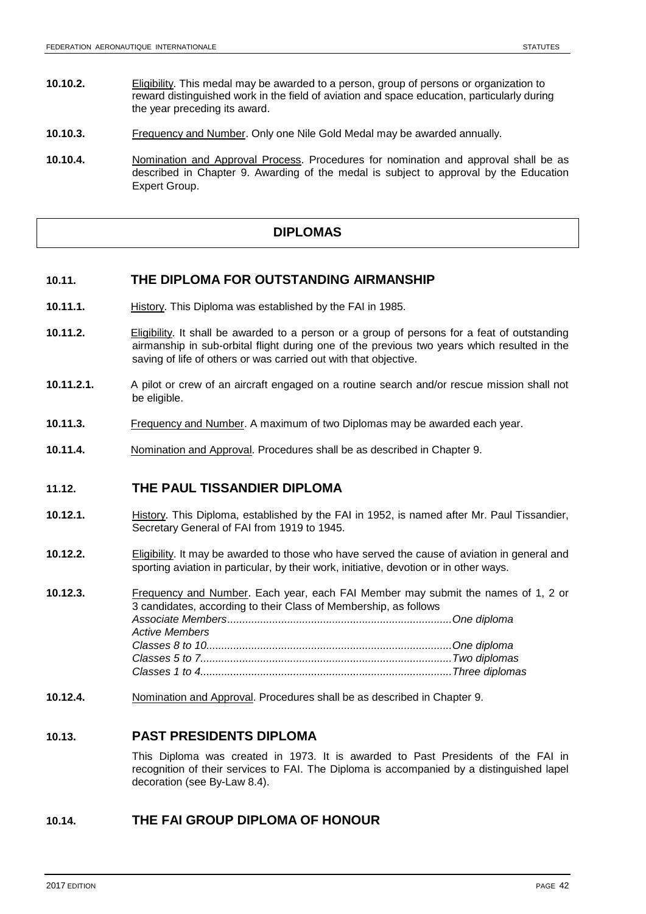**10.10.2.** Eligibility. This medal may be awarded to a person, group of persons or organization to reward distinguished work in the field of aviation and space education, particularly during the year preceding its award.

**10.10.3.** Frequency and Number. Only one Nile Gold Medal may be awarded annually.

**10.10.4.** Nomination and Approval Process. Procedures for nomination and approval shall be as described in Chapter 9. Awarding of the medal is subject to approval by the Education Expert Group.

## DIPLOMAS

### 10.11. THE DIPLOMA FOR OUTSTANDING AIRMANSHIP

**10.11.1.** History. This Diploma was established by the FAI in 1985.

**10.11.2.** Eligibility. It shall be awarded to a person or a group of persons for a feat of outstanding airmanship in sub-orbital flight during one of the previous two years which resulted in the saving of life of others or was carried out with that objective.

**10.11.2.1.** A pilot or crew of an aircraft engaged on a routine search and/or rescue mission shall not be eligible.

**10.11.3.** Frequency and Number. A maximum of two Diplomas may be awarded each year.

**10.11.4.** Nomination and Approval. Procedures shall be as described in Chapter 9.

### 11.12. THE PAUL TISSANDIER DIPLOMA

**10.12.1.** History. This Diploma, established by the FAI in 1952, is named after Mr. Paul Tissandier, Secretary General of FAI from 1919 to 1945.

**10.12.2.** Eligibility. It may be awarded to those who have served the cause of aviation in general and sporting aviation in particular, by their work, initiative, devotion or in other ways.

**10.12.3.** Frequency and Number. Each year, each FAI Member may submit the names of 1, 2 or 3 candidates, according to their Class of Membership, as follows

*Associate Members..........................................................................One diploma*
*Active Members*
*Classes 8 to 10................................................................................One diploma*
*Classes 5 to 7..................................................................................Two diplomas*
*Classes 1 to 4..................................................................................Three diplomas*

**10.12.4.** Nomination and Approval. Procedures shall be as described in Chapter 9.

### 10.13. PAST PRESIDENTS DIPLOMA

This Diploma was created in 1973. It is awarded to Past Presidents of the FAI in recognition of their services to FAI. The Diploma is accompanied by a distinguished lapel decoration (see By-Law 8.4).

### 10.14. THE FAI GROUP DIPLOMA OF HONOUR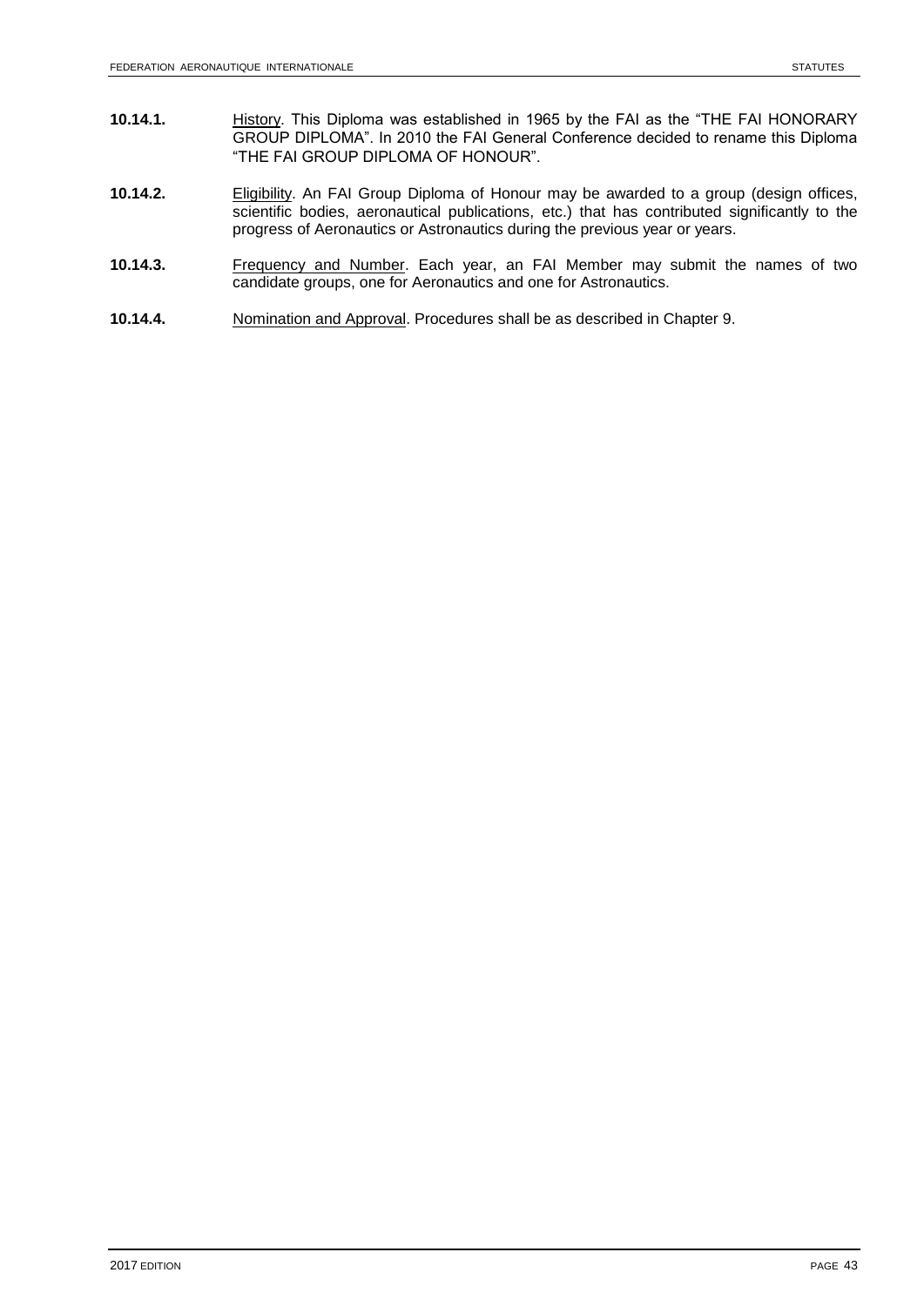**10.14.1.** History. This Diploma was established in 1965 by the FAI as the "THE FAI HONORARY GROUP DIPLOMA". In 2010 the FAI General Conference decided to rename this Diploma "THE FAI GROUP DIPLOMA OF HONOUR".

**10.14.2.** Eligibility. An FAI Group Diploma of Honour may be awarded to a group (design offices, scientific bodies, aeronautical publications, etc.) that has contributed significantly to the progress of Aeronautics or Astronautics during the previous year or years.

**10.14.3.** Frequency and Number. Each year, an FAI Member may submit the names of two candidate groups, one for Aeronautics and one for Astronautics.

**10.14.4.** Nomination and Approval. Procedures shall be as described in Chapter 9.